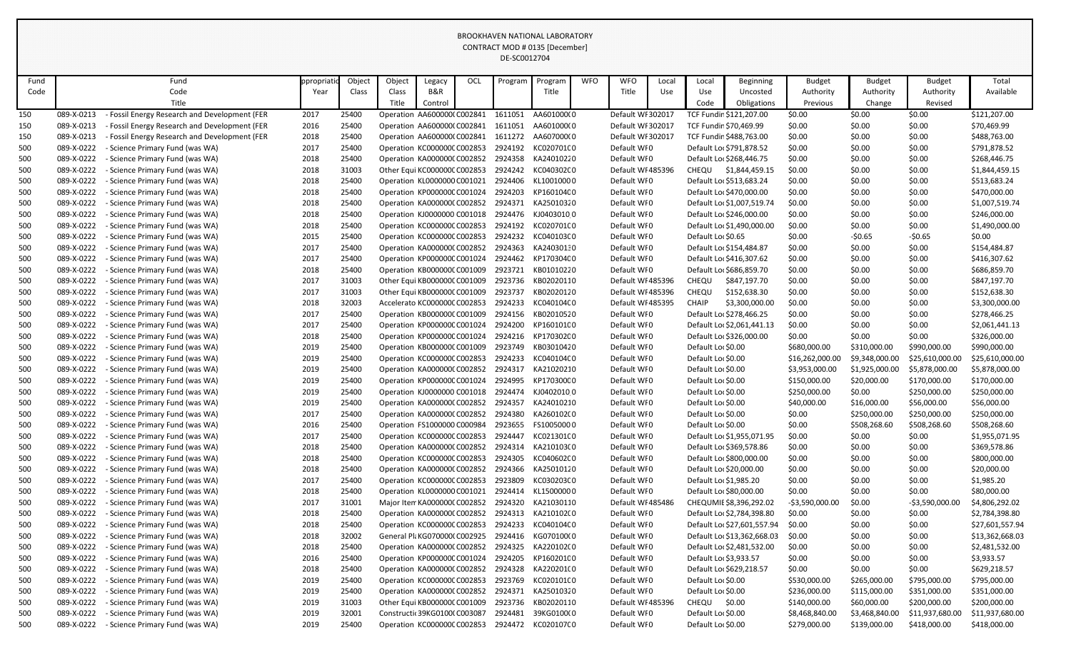BROOKHAVEN NATIONAL LABORATORY
CONTRACT MOD # 0135 [December]
DE-SC0012704

| Fund Code | Fund Code Title | Appropriation Year | Object Class | Object Class Title | Legacy B&R Control | OCL | Program | Program Title | WFO | WFO Title | Local Use | Local Use Code | Beginning Uncosted Obligations | Budget Authority Previous | Budget Authority Change | Budget Authority Revised | Total Available |
|---|---|---|---|---|---|---|---|---|---|---|---|---|---|---|---|---|---|
| 150 | 089-X-0213 - Fossil Energy Research and Development (FER | 2017 | 25400 | Operation | AA600000( | C002841 | 1611051 | AA601000(0 | | Default WF | 302017 | TCF Fundin | $121,207.00 | $0.00 | $0.00 | $0.00 | $121,207.00 |
| 150 | 089-X-0213 - Fossil Energy Research and Development (FER | 2016 | 25400 | Operation | AA600000( | C002841 | 1611051 | AA601000(0 | | Default WF | 302017 | TCF Fundin | $70,469.99 | $0.00 | $0.00 | $0.00 | $70,469.99 |
| 150 | 089-X-0213 - Fossil Energy Research and Development (FER | 2018 | 25400 | Operation | AA600000( | C002841 | 1611272 | AA607000(0 | | Default WF | 302017 | TCF Fundin | $488,763.00 | $0.00 | $0.00 | $0.00 | $488,763.00 |
| 500 | 089-X-0222 - Science Primary Fund (was WA) | 2017 | 25400 | Operation | KC000000( | C002853 | 2924192 | KC020701C0 | | Default WF | 0 | Default Loc | $791,878.52 | $0.00 | $0.00 | $0.00 | $791,878.52 |
| 500 | 089-X-0222 - Science Primary Fund (was WA) | 2018 | 25400 | Operation | KA000000( | C002852 | 2924358 | KA24010220 | | Default WF | 0 | Default Loc | $268,446.75 | $0.00 | $0.00 | $0.00 | $268,446.75 |
| 500 | 089-X-0222 - Science Primary Fund (was WA) | 2018 | 31003 | Other Equi | KC000000( | C002853 | 2924242 | KC040302C0 | | Default WF | 485396 | CHEQU | $1,844,459.15 | $0.00 | $0.00 | $0.00 | $1,844,459.15 |
| 500 | 089-X-0222 - Science Primary Fund (was WA) | 2018 | 25400 | Operation | KL000000( | C001021 | 2924406 | KL10010000 | | Default WF | 0 | Default Loc | $513,683.24 | $0.00 | $0.00 | $0.00 | $513,683.24 |
| 500 | 089-X-0222 - Science Primary Fund (was WA) | 2018 | 25400 | Operation | KP000000( | C001024 | 2924203 | KP160104C0 | | Default WF | 0 | Default Loc | $470,000.00 | $0.00 | $0.00 | $0.00 | $470,000.00 |
| 500 | 089-X-0222 - Science Primary Fund (was WA) | 2018 | 25400 | Operation | KA000000( | C002852 | 2924371 | KA25010320 | | Default WF | 0 | Default Loc | $1,007,519.74 | $0.00 | $0.00 | $0.00 | $1,007,519.74 |
| 500 | 089-X-0222 - Science Primary Fund (was WA) | 2018 | 25400 | Operation | KJ000000( | C001018 | 2924476 | KJ04030100 | | Default WF | 0 | Default Loc | $246,000.00 | $0.00 | $0.00 | $0.00 | $246,000.00 |
| 500 | 089-X-0222 - Science Primary Fund (was WA) | 2018 | 25400 | Operation | KC000000( | C002853 | 2924192 | KC020701C0 | | Default WF | 0 | Default Loc | $1,490,000.00 | $0.00 | $0.00 | $0.00 | $1,490,000.00 |
| 500 | 089-X-0222 - Science Primary Fund (was WA) | 2015 | 25400 | Operation | KC000000( | C002853 | 2924232 | KC040103C0 | | Default WF | 0 | Default Loc | $0.65 | $0.00 | -$0.65 | -$0.65 | $0.00 |
| 500 | 089-X-0222 - Science Primary Fund (was WA) | 2017 | 25400 | Operation | KA000000( | C002852 | 2924363 | KA24030130 | | Default WF | 0 | Default Loc | $154,484.87 | $0.00 | $0.00 | $0.00 | $154,484.87 |
| 500 | 089-X-0222 - Science Primary Fund (was WA) | 2017 | 25400 | Operation | KP000000( | C001024 | 2924462 | KP170304C0 | | Default WF | 0 | Default Loc | $416,307.62 | $0.00 | $0.00 | $0.00 | $416,307.62 |
| 500 | 089-X-0222 - Science Primary Fund (was WA) | 2018 | 25400 | Operation | KB000000( | C001009 | 2923721 | KB01010220 | | Default WF | 0 | Default Loc | $686,859.70 | $0.00 | $0.00 | $0.00 | $686,859.70 |
| 500 | 089-X-0222 - Science Primary Fund (was WA) | 2017 | 31003 | Other Equi | KB000000( | C001009 | 2923736 | KB02020110 | | Default WF | 485396 | CHEQU | $847,197.70 | $0.00 | $0.00 | $0.00 | $847,197.70 |
| 500 | 089-X-0222 - Science Primary Fund (was WA) | 2017 | 31003 | Other Equi | KB000000( | C001009 | 2923737 | KB02020120 | | Default WF | 485396 | CHEQU | $152,638.30 | $0.00 | $0.00 | $0.00 | $152,638.30 |
| 500 | 089-X-0222 - Science Primary Fund (was WA) | 2018 | 32003 | Accelerato | KC000000( | C002853 | 2924233 | KC040104C0 | | Default WF | 485395 | CHAIP | $3,300,000.00 | $0.00 | $0.00 | $0.00 | $3,300,000.00 |
| 500 | 089-X-0222 - Science Primary Fund (was WA) | 2017 | 25400 | Operation | KB000000( | C001009 | 2924156 | KB02010520 | | Default WF | 0 | Default Loc | $278,466.25 | $0.00 | $0.00 | $0.00 | $278,466.25 |
| 500 | 089-X-0222 - Science Primary Fund (was WA) | 2017 | 25400 | Operation | KP000000( | C001024 | 2924200 | KP160101C0 | | Default WF | 0 | Default Loc | $2,061,441.13 | $0.00 | $0.00 | $0.00 | $2,061,441.13 |
| 500 | 089-X-0222 - Science Primary Fund (was WA) | 2018 | 25400 | Operation | KP000000( | C001024 | 2924216 | KP170302C0 | | Default WF | 0 | Default Loc | $326,000.00 | $0.00 | $0.00 | $0.00 | $326,000.00 |
| 500 | 089-X-0222 - Science Primary Fund (was WA) | 2019 | 25400 | Operation | KB000000( | C001009 | 2923749 | KB03010420 | | Default WF | 0 | Default Loc | $0.00 | $680,000.00 | $310,000.00 | $990,000.00 | $990,000.00 |
| 500 | 089-X-0222 - Science Primary Fund (was WA) | 2019 | 25400 | Operation | KC000000( | C002853 | 2924233 | KC040104C0 | | Default WF | 0 | Default Loc | $0.00 | $16,262,000.00 | $9,348,000.00 | $25,610,000.00 | $25,610,000.00 |
| 500 | 089-X-0222 - Science Primary Fund (was WA) | 2019 | 25400 | Operation | KA000000( | C002852 | 2924317 | KA21020210 | | Default WF | 0 | Default Loc | $0.00 | $3,953,000.00 | $1,925,000.00 | $5,878,000.00 | $5,878,000.00 |
| 500 | 089-X-0222 - Science Primary Fund (was WA) | 2019 | 25400 | Operation | KP000000( | C001024 | 2924995 | KP170300C0 | | Default WF | 0 | Default Loc | $0.00 | $150,000.00 | $20,000.00 | $170,000.00 | $170,000.00 |
| 500 | 089-X-0222 - Science Primary Fund (was WA) | 2019 | 25400 | Operation | KJ000000( | C001018 | 2924474 | KJ04020100 | | Default WF | 0 | Default Loc | $0.00 | $250,000.00 | $0.00 | $250,000.00 | $250,000.00 |
| 500 | 089-X-0222 - Science Primary Fund (was WA) | 2019 | 25400 | Operation | KA000000( | C002852 | 2924357 | KA24010210 | | Default WF | 0 | Default Loc | $0.00 | $40,000.00 | $16,000.00 | $56,000.00 | $56,000.00 |
| 500 | 089-X-0222 - Science Primary Fund (was WA) | 2017 | 25400 | Operation | KA000000( | C002852 | 2924380 | KA260102C0 | | Default WF | 0 | Default Loc | $0.00 | $0.00 | $250,000.00 | $250,000.00 | $250,000.00 |
| 500 | 089-X-0222 - Science Primary Fund (was WA) | 2016 | 25400 | Operation | FS100000( | C000984 | 2923655 | FS10050000 | | Default WF | 0 | Default Loc | $0.00 | $0.00 | $508,268.60 | $508,268.60 | $508,268.60 |
| 500 | 089-X-0222 - Science Primary Fund (was WA) | 2017 | 25400 | Operation | KC000000( | C002853 | 2924447 | KC021301C0 | | Default WF | 0 | Default Loc | $1,955,071.95 | $0.00 | $0.00 | $0.00 | $1,955,071.95 |
| 500 | 089-X-0222 - Science Primary Fund (was WA) | 2018 | 25400 | Operation | KA000000( | C002852 | 2924314 | KA210103C0 | | Default WF | 0 | Default Loc | $369,578.86 | $0.00 | $0.00 | $0.00 | $369,578.86 |
| 500 | 089-X-0222 - Science Primary Fund (was WA) | 2018 | 25400 | Operation | KC000000( | C002853 | 2924305 | KC040602C0 | | Default WF | 0 | Default Loc | $800,000.00 | $0.00 | $0.00 | $0.00 | $800,000.00 |
| 500 | 089-X-0222 - Science Primary Fund (was WA) | 2018 | 25400 | Operation | KA000000( | C002852 | 2924366 | KA25010120 | | Default WF | 0 | Default Loc | $20,000.00 | $0.00 | $0.00 | $0.00 | $20,000.00 |
| 500 | 089-X-0222 - Science Primary Fund (was WA) | 2017 | 25400 | Operation | KC000000( | C002853 | 2923809 | KC030203C0 | | Default WF | 0 | Default Loc | $1,985.20 | $0.00 | $0.00 | $0.00 | $1,985.20 |
| 500 | 089-X-0222 - Science Primary Fund (was WA) | 2018 | 25400 | Operation | KL000000( | C001021 | 2924414 | KL15000000 | | Default WF | 0 | Default Loc | $80,000.00 | $0.00 | $0.00 | $0.00 | $80,000.00 |
| 500 | 089-X-0222 - Science Primary Fund (was WA) | 2017 | 31001 | Major Item | KA000000( | C002852 | 2924320 | KA21030110 | | Default WF | 485486 | CHEQUMIE | $8,396,292.02 | -$3,590,000.00 | $0.00 | -$3,590,000.00 | $4,806,292.02 |
| 500 | 089-X-0222 - Science Primary Fund (was WA) | 2018 | 25400 | Operation | KA000000( | C002852 | 2924313 | KA210102C0 | | Default WF | 0 | Default Loc | $2,784,398.80 | $0.00 | $0.00 | $0.00 | $2,784,398.80 |
| 500 | 089-X-0222 - Science Primary Fund (was WA) | 2018 | 25400 | Operation | KC000000( | C002853 | 2924233 | KC040104C0 | | Default WF | 0 | Default Loc | $27,601,557.94 | $0.00 | $0.00 | $0.00 | $27,601,557.94 |
| 500 | 089-X-0222 - Science Primary Fund (was WA) | 2018 | 32002 | General Pl | KG070000( | C002925 | 2924416 | KG070100C0 | | Default WF | 0 | Default Loc | $13,362,668.03 | $0.00 | $0.00 | $0.00 | $13,362,668.03 |
| 500 | 089-X-0222 - Science Primary Fund (was WA) | 2018 | 25400 | Operation | KA000000( | C002852 | 2924325 | KA220102C0 | | Default WF | 0 | Default Loc | $2,481,532.00 | $0.00 | $0.00 | $0.00 | $2,481,532.00 |
| 500 | 089-X-0222 - Science Primary Fund (was WA) | 2016 | 25400 | Operation | KP000000( | C001024 | 2924205 | KP160201C0 | | Default WF | 0 | Default Loc | $3,933.57 | $0.00 | $0.00 | $0.00 | $3,933.57 |
| 500 | 089-X-0222 - Science Primary Fund (was WA) | 2018 | 25400 | Operation | KA000000( | C002852 | 2924328 | KA220201C0 | | Default WF | 0 | Default Loc | $629,218.57 | $0.00 | $0.00 | $0.00 | $629,218.57 |
| 500 | 089-X-0222 - Science Primary Fund (was WA) | 2019 | 25400 | Operation | KC000000( | C002853 | 2923769 | KC020101C0 | | Default WF | 0 | Default Loc | $0.00 | $530,000.00 | $265,000.00 | $795,000.00 | $795,000.00 |
| 500 | 089-X-0222 - Science Primary Fund (was WA) | 2019 | 25400 | Operation | KA000000( | C002852 | 2924371 | KA25010320 | | Default WF | 0 | Default Loc | $0.00 | $236,000.00 | $115,000.00 | $351,000.00 | $351,000.00 |
| 500 | 089-X-0222 - Science Primary Fund (was WA) | 2019 | 31003 | Other Equi | KB000000( | C001009 | 2923736 | KB02020110 | | Default WF | 485396 | CHEQU | $0.00 | $140,000.00 | $60,000.00 | $200,000.00 | $200,000.00 |
| 500 | 089-X-0222 - Science Primary Fund (was WA) | 2019 | 32001 | Constructi | 39KG0100( | C003087 | 2924481 | 39KG0100C0 | | Default WF | 0 | Default Loc | $0.00 | $8,468,840.00 | $3,468,840.00 | $11,937,680.00 | $11,937,680.00 |
| 500 | 089-X-0222 - Science Primary Fund (was WA) | 2019 | 25400 | Operation | KC000000( | C002853 | 2924472 | KC020107C0 | | Default WF | 0 | Default Loc | $0.00 | $279,000.00 | $139,000.00 | $418,000.00 | $418,000.00 |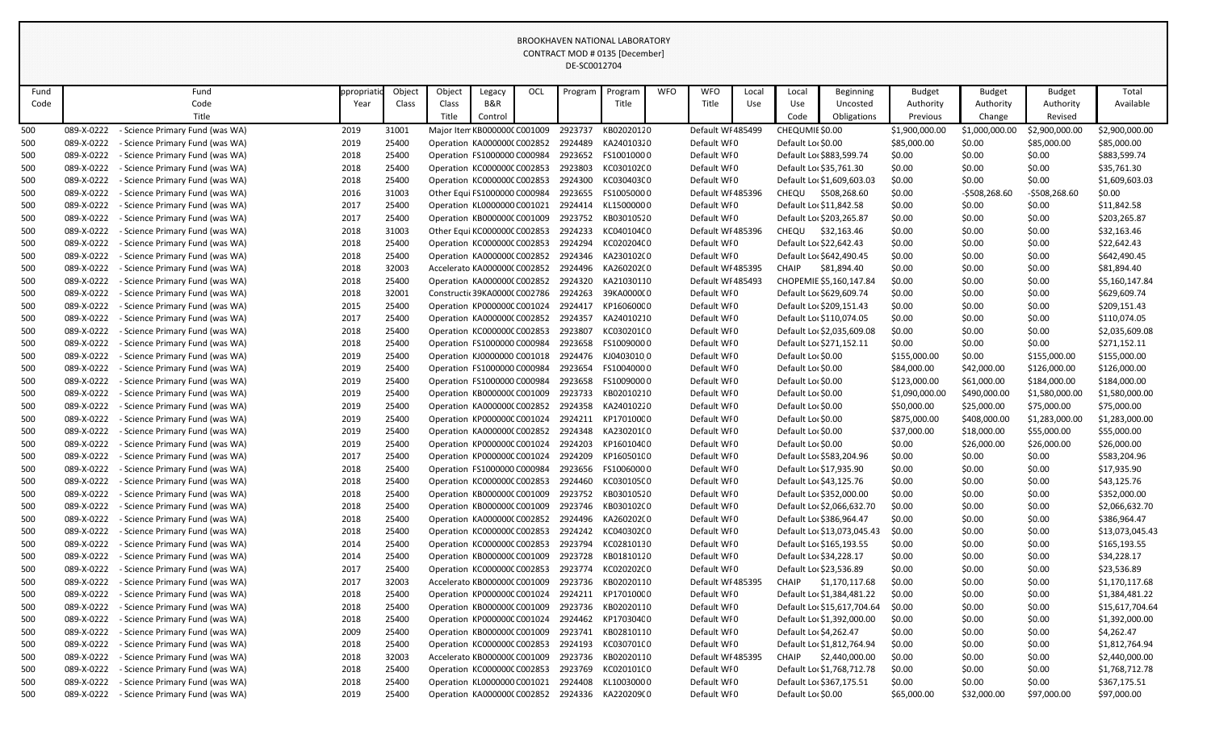BROOKHAVEN NATIONAL LABORATORY
CONTRACT MOD # 0135 [December]
DE-SC0012704

| Fund Code | Fund Code Title | Appropriation Year | Object Class | Object Class Title | Legacy B&R Control | OCL | Program | Program Title | WFO | WFO Title | Local Use | Local Use Code | Beginning Uncosted Obligations | Budget Authority Previous | Budget Authority Change | Budget Authority Revised | Total Available |
|---|---|---|---|---|---|---|---|---|---|---|---|---|---|---|---|---|---|
| 500 | 089-X-0222 - Science Primary Fund (was WA) | 2019 | 31001 | Major Item | KB000000C | C001009 | 2923737 | KB0202012 | 0 | Default WF | 485499 | CHEQUMIE | $0.00 | $1,900,000.00 | $1,000,000.00 | $2,900,000.00 | $2,900,000.00 |
| 500 | 089-X-0222 - Science Primary Fund (was WA) | 2019 | 25400 | Operation | KA000000C | C002852 | 2924489 | KA2401032 | 0 | Default WF | 0 | Default Loc | $0.00 | $85,000.00 | $0.00 | $85,000.00 | $85,000.00 |
| 500 | 089-X-0222 - Science Primary Fund (was WA) | 2018 | 25400 | Operation | FS1000000 | C000984 | 2923652 | FS1001000 | 0 | Default WF | 0 | Default Loc | $883,599.74 | $0.00 | $0.00 | $0.00 | $883,599.74 |
| 500 | 089-X-0222 - Science Primary Fund (was WA) | 2018 | 25400 | Operation | KC000000C | C002853 | 2923803 | KC030102C | 0 | Default WF | 0 | Default Loc | $35,761.30 | $0.00 | $0.00 | $0.00 | $35,761.30 |
| 500 | 089-X-0222 - Science Primary Fund (was WA) | 2018 | 25400 | Operation | KC000000C | C002853 | 2924300 | KC030403C | 0 | Default WF | 0 | Default Loc | $1,609,603.03 | $0.00 | $0.00 | $0.00 | $1,609,603.03 |
| 500 | 089-X-0222 - Science Primary Fund (was WA) | 2016 | 31003 | Other Equi | FS1000000 | C000984 | 2923655 | FS1005000 | 0 | Default WF | 485396 | CHEQU | $508,268.60 | $0.00 | -$508,268.60 | -$508,268.60 | $0.00 |
| 500 | 089-X-0222 - Science Primary Fund (was WA) | 2017 | 25400 | Operation | KL000000C | C001021 | 2924414 | KL1500000 | 0 | Default WF | 0 | Default Loc | $11,842.58 | $0.00 | $0.00 | $0.00 | $11,842.58 |
| 500 | 089-X-0222 - Science Primary Fund (was WA) | 2017 | 25400 | Operation | KB000000C | C001009 | 2923752 | KB0301052 | 0 | Default WF | 0 | Default Loc | $203,265.87 | $0.00 | $0.00 | $0.00 | $203,265.87 |
| 500 | 089-X-0222 - Science Primary Fund (was WA) | 2018 | 31003 | Other Equi | KC000000C | C002853 | 2924233 | KC040104C | 0 | Default WF | 485396 | CHEQU | $32,163.46 | $0.00 | $0.00 | $0.00 | $32,163.46 |
| 500 | 089-X-0222 - Science Primary Fund (was WA) | 2018 | 25400 | Operation | KC000000C | C002853 | 2924294 | KC020204C | 0 | Default WF | 0 | Default Loc | $22,642.43 | $0.00 | $0.00 | $0.00 | $22,642.43 |
| 500 | 089-X-0222 - Science Primary Fund (was WA) | 2018 | 25400 | Operation | KA000000C | C002852 | 2924346 | KA230102C | 0 | Default WF | 0 | Default Loc | $642,490.45 | $0.00 | $0.00 | $0.00 | $642,490.45 |
| 500 | 089-X-0222 - Science Primary Fund (was WA) | 2018 | 32003 | Accelerato | KA000000C | C002852 | 2924496 | KA260202C | 0 | Default WF | 485395 | CHAIP | $81,894.40 | $0.00 | $0.00 | $0.00 | $81,894.40 |
| 500 | 089-X-0222 - Science Primary Fund (was WA) | 2018 | 25400 | Operation | KA000000C | C002852 | 2924320 | KA2103011 | 0 | Default WF | 485493 | CHOPEMIE | $5,160,147.84 | $0.00 | $0.00 | $0.00 | $5,160,147.84 |
| 500 | 089-X-0222 - Science Primary Fund (was WA) | 2018 | 32001 | Constructi | 39KA0000C | C002786 | 2924263 | 39KA0000C | 0 | Default WF | 0 | Default Loc | $629,609.74 | $0.00 | $0.00 | $0.00 | $629,609.74 |
| 500 | 089-X-0222 - Science Primary Fund (was WA) | 2015 | 25400 | Operation | KP000000C | C001024 | 2924417 | KP160600C | 0 | Default WF | 0 | Default Loc | $209,151.43 | $0.00 | $0.00 | $0.00 | $209,151.43 |
| 500 | 089-X-0222 - Science Primary Fund (was WA) | 2017 | 25400 | Operation | KA000000C | C002852 | 2924357 | KA2401021 | 0 | Default WF | 0 | Default Loc | $110,074.05 | $0.00 | $0.00 | $0.00 | $110,074.05 |
| 500 | 089-X-0222 - Science Primary Fund (was WA) | 2018 | 25400 | Operation | KC000000C | C002853 | 2923807 | KC030201C | 0 | Default WF | 0 | Default Loc | $2,035,609.08 | $0.00 | $0.00 | $0.00 | $2,035,609.08 |
| 500 | 089-X-0222 - Science Primary Fund (was WA) | 2018 | 25400 | Operation | FS1000000 | C000984 | 2923658 | FS1009000 | 0 | Default WF | 0 | Default Loc | $271,152.11 | $0.00 | $0.00 | $0.00 | $271,152.11 |
| 500 | 089-X-0222 - Science Primary Fund (was WA) | 2019 | 25400 | Operation | KJ000000C | C001018 | 2924476 | KJ0403010 | 0 | Default WF | 0 | Default Loc | $0.00 | $155,000.00 | $0.00 | $155,000.00 | $155,000.00 |
| 500 | 089-X-0222 - Science Primary Fund (was WA) | 2019 | 25400 | Operation | FS1000000 | C000984 | 2923654 | FS1004000 | 0 | Default WF | 0 | Default Loc | $0.00 | $84,000.00 | $42,000.00 | $126,000.00 | $126,000.00 |
| 500 | 089-X-0222 - Science Primary Fund (was WA) | 2019 | 25400 | Operation | FS1000000 | C000984 | 2923658 | FS1009000 | 0 | Default WF | 0 | Default Loc | $0.00 | $123,000.00 | $61,000.00 | $184,000.00 | $184,000.00 |
| 500 | 089-X-0222 - Science Primary Fund (was WA) | 2019 | 25400 | Operation | KB000000C | C001009 | 2923733 | KB0201021 | 0 | Default WF | 0 | Default Loc | $0.00 | $1,090,000.00 | $490,000.00 | $1,580,000.00 | $1,580,000.00 |
| 500 | 089-X-0222 - Science Primary Fund (was WA) | 2019 | 25400 | Operation | KA000000C | C002852 | 2924358 | KA2401022 | 0 | Default WF | 0 | Default Loc | $0.00 | $50,000.00 | $25,000.00 | $75,000.00 | $75,000.00 |
| 500 | 089-X-0222 - Science Primary Fund (was WA) | 2019 | 25400 | Operation | KP000000C | C001024 | 2924211 | KP170100C | 0 | Default WF | 0 | Default Loc | $0.00 | $875,000.00 | $408,000.00 | $1,283,000.00 | $1,283,000.00 |
| 500 | 089-X-0222 - Science Primary Fund (was WA) | 2019 | 25400 | Operation | KA000000C | C002852 | 2924348 | KA230201C | 0 | Default WF | 0 | Default Loc | $0.00 | $37,000.00 | $18,000.00 | $55,000.00 | $55,000.00 |
| 500 | 089-X-0222 - Science Primary Fund (was WA) | 2019 | 25400 | Operation | KP000000C | C001024 | 2924203 | KP160104C | 0 | Default WF | 0 | Default Loc | $0.00 | $0.00 | $26,000.00 | $26,000.00 | $26,000.00 |
| 500 | 089-X-0222 - Science Primary Fund (was WA) | 2017 | 25400 | Operation | KP000000C | C001024 | 2924209 | KP160501C | 0 | Default WF | 0 | Default Loc | $583,204.96 | $0.00 | $0.00 | $0.00 | $583,204.96 |
| 500 | 089-X-0222 - Science Primary Fund (was WA) | 2018 | 25400 | Operation | FS1000000 | C000984 | 2923656 | FS1006000 | 0 | Default WF | 0 | Default Loc | $17,935.90 | $0.00 | $0.00 | $0.00 | $17,935.90 |
| 500 | 089-X-0222 - Science Primary Fund (was WA) | 2018 | 25400 | Operation | KC000000C | C002853 | 2924460 | KC030105C | 0 | Default WF | 0 | Default Loc | $43,125.76 | $0.00 | $0.00 | $0.00 | $43,125.76 |
| 500 | 089-X-0222 - Science Primary Fund (was WA) | 2018 | 25400 | Operation | KB000000C | C001009 | 2923752 | KB0301052 | 0 | Default WF | 0 | Default Loc | $352,000.00 | $0.00 | $0.00 | $0.00 | $352,000.00 |
| 500 | 089-X-0222 - Science Primary Fund (was WA) | 2018 | 25400 | Operation | KB000000C | C001009 | 2923746 | KB030102C | 0 | Default WF | 0 | Default Loc | $2,066,632.70 | $0.00 | $0.00 | $0.00 | $2,066,632.70 |
| 500 | 089-X-0222 - Science Primary Fund (was WA) | 2018 | 25400 | Operation | KA000000C | C002852 | 2924496 | KA260202C | 0 | Default WF | 0 | Default Loc | $386,964.47 | $0.00 | $0.00 | $0.00 | $386,964.47 |
| 500 | 089-X-0222 - Science Primary Fund (was WA) | 2018 | 25400 | Operation | KC000000C | C002853 | 2924242 | KC040302C | 0 | Default WF | 0 | Default Loc | $13,073,045.43 | $0.00 | $0.00 | $0.00 | $13,073,045.43 |
| 500 | 089-X-0222 - Science Primary Fund (was WA) | 2014 | 25400 | Operation | KC000000C | C002853 | 2923794 | KC0281013 | 0 | Default WF | 0 | Default Loc | $165,193.55 | $0.00 | $0.00 | $0.00 | $165,193.55 |
| 500 | 089-X-0222 - Science Primary Fund (was WA) | 2014 | 25400 | Operation | KB000000C | C001009 | 2923728 | KB0181012 | 0 | Default WF | 0 | Default Loc | $34,228.17 | $0.00 | $0.00 | $0.00 | $34,228.17 |
| 500 | 089-X-0222 - Science Primary Fund (was WA) | 2017 | 25400 | Operation | KC000000C | C002853 | 2923774 | KC020202C | 0 | Default WF | 0 | Default Loc | $23,536.89 | $0.00 | $0.00 | $0.00 | $23,536.89 |
| 500 | 089-X-0222 - Science Primary Fund (was WA) | 2017 | 32003 | Accelerato | KB000000C | C001009 | 2923736 | KB0202011 | 0 | Default WF | 485395 | CHAIP | $1,170,117.68 | $0.00 | $0.00 | $0.00 | $1,170,117.68 |
| 500 | 089-X-0222 - Science Primary Fund (was WA) | 2018 | 25400 | Operation | KP000000C | C001024 | 2924211 | KP170100C | 0 | Default WF | 0 | Default Loc | $1,384,481.22 | $0.00 | $0.00 | $0.00 | $1,384,481.22 |
| 500 | 089-X-0222 - Science Primary Fund (was WA) | 2018 | 25400 | Operation | KB000000C | C001009 | 2923736 | KB0202011 | 0 | Default WF | 0 | Default Loc | $15,617,704.64 | $0.00 | $0.00 | $0.00 | $15,617,704.64 |
| 500 | 089-X-0222 - Science Primary Fund (was WA) | 2018 | 25400 | Operation | KP000000C | C001024 | 2924462 | KP170304C | 0 | Default WF | 0 | Default Loc | $1,392,000.00 | $0.00 | $0.00 | $0.00 | $1,392,000.00 |
| 500 | 089-X-0222 - Science Primary Fund (was WA) | 2009 | 25400 | Operation | KB000000C | C001009 | 2923741 | KB0281011 | 0 | Default WF | 0 | Default Loc | $4,262.47 | $0.00 | $0.00 | $0.00 | $4,262.47 |
| 500 | 089-X-0222 - Science Primary Fund (was WA) | 2018 | 25400 | Operation | KC000000C | C002853 | 2924193 | KC030701C | 0 | Default WF | 0 | Default Loc | $1,812,764.94 | $0.00 | $0.00 | $0.00 | $1,812,764.94 |
| 500 | 089-X-0222 - Science Primary Fund (was WA) | 2018 | 32003 | Accelerato | KB000000C | C001009 | 2923736 | KB0202011 | 0 | Default WF | 485395 | CHAIP | $2,440,000.00 | $0.00 | $0.00 | $0.00 | $2,440,000.00 |
| 500 | 089-X-0222 - Science Primary Fund (was WA) | 2018 | 25400 | Operation | KC000000C | C002853 | 2923769 | KC020101C | 0 | Default WF | 0 | Default Loc | $1,768,712.78 | $0.00 | $0.00 | $0.00 | $1,768,712.78 |
| 500 | 089-X-0222 - Science Primary Fund (was WA) | 2018 | 25400 | Operation | KL000000C | C001021 | 2924408 | KL1003000 | 0 | Default WF | 0 | Default Loc | $367,175.51 | $0.00 | $0.00 | $0.00 | $367,175.51 |
| 500 | 089-X-0222 - Science Primary Fund (was WA) | 2019 | 25400 | Operation | KA000000C | C002852 | 2924336 | KA220209C | 0 | Default WF | 0 | Default Loc | $0.00 | $65,000.00 | $32,000.00 | $97,000.00 | $97,000.00 |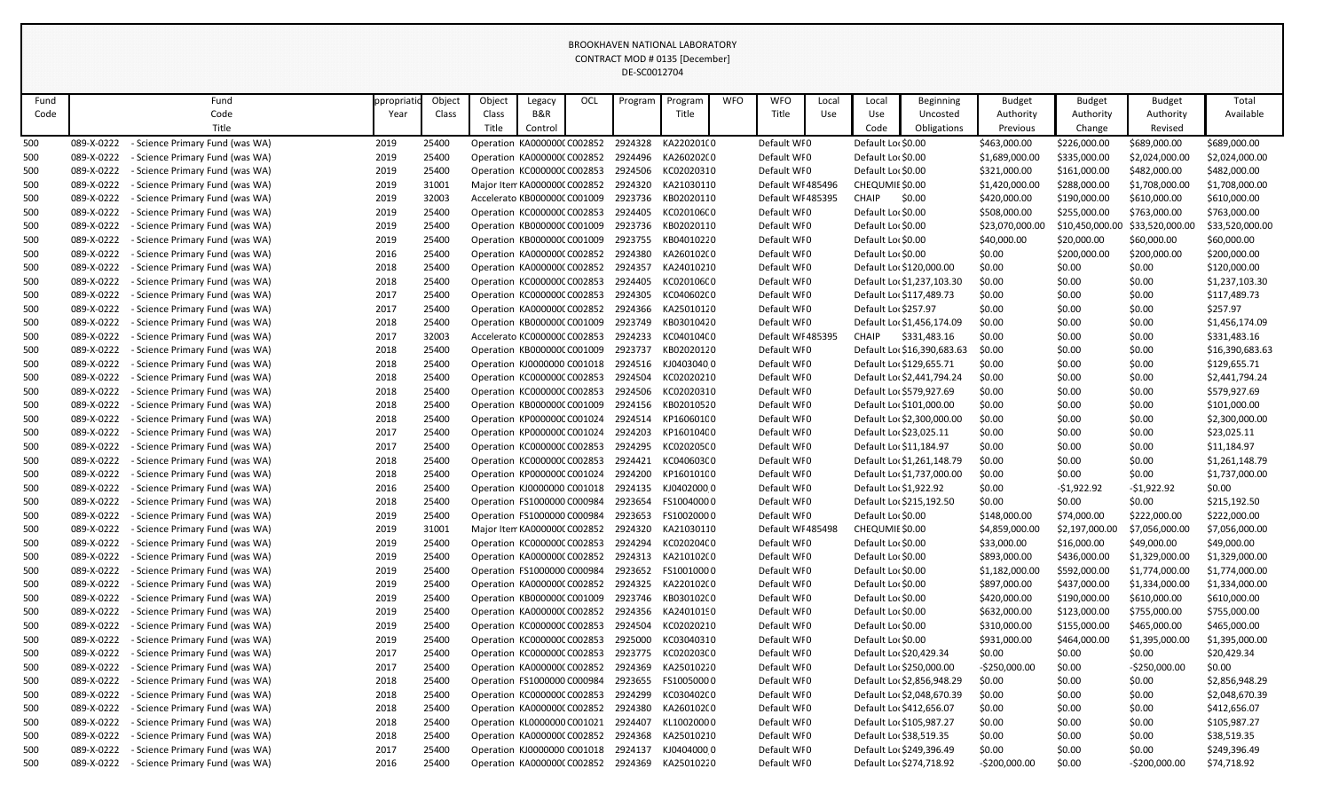BROOKHAVEN NATIONAL LABORATORY
CONTRACT MOD # 0135 [December]
DE-SC0012704

| Fund Code | Fund Code Title | Appropriation Year | Object Class | Object Class Title | Legacy B&R Control | OCL | Program | Program Title | WFO | WFO Title | Local Use | Local Use Code | Beginning Uncosted Obligations | Budget Authority Previous | Budget Authority Change | Budget Authority Revised | Total Available |
|---|---|---|---|---|---|---|---|---|---|---|---|---|---|---|---|---|---|
| 500 | 089-X-0222 - Science Primary Fund (was WA) | 2019 | 25400 | Operation | KA000000C | C002852 | 2924328 | KA220201C0 | | Default WF0 | | Default Loc | $0.00 | $463,000.00 | $226,000.00 | $689,000.00 | $689,000.00 |
| 500 | 089-X-0222 - Science Primary Fund (was WA) | 2019 | 25400 | Operation | KA000000C | C002852 | 2924496 | KA260202C0 | | Default WF0 | | Default Loc | $0.00 | $1,689,000.00 | $335,000.00 | $2,024,000.00 | $2,024,000.00 |
| 500 | 089-X-0222 - Science Primary Fund (was WA) | 2019 | 25400 | Operation | KC000000C | C002853 | 2924506 | KC02020310 | | Default WF0 | | Default Loc | $0.00 | $321,000.00 | $161,000.00 | $482,000.00 | $482,000.00 |
| 500 | 089-X-0222 - Science Primary Fund (was WA) | 2019 | 31001 | Major Item | KA000000C | C002852 | 2924320 | KA21030110 | | Default WF | 485496 | CHEQUMIE | $0.00 | $1,420,000.00 | $288,000.00 | $1,708,000.00 | $1,708,000.00 |
| 500 | 089-X-0222 - Science Primary Fund (was WA) | 2019 | 32003 | Accelerato | KB000000C | C001009 | 2923736 | KB02020110 | | Default WF | 485395 | CHAIP | $0.00 | $420,000.00 | $190,000.00 | $610,000.00 | $610,000.00 |
| 500 | 089-X-0222 - Science Primary Fund (was WA) | 2019 | 25400 | Operation | KC000000C | C002853 | 2924405 | KC020106C0 | | Default WF0 | | Default Loc | $0.00 | $508,000.00 | $255,000.00 | $763,000.00 | $763,000.00 |
| 500 | 089-X-0222 - Science Primary Fund (was WA) | 2019 | 25400 | Operation | KB000000C | C001009 | 2923736 | KB02020110 | | Default WF0 | | Default Loc | $0.00 | $23,070,000.00 | $10,450,000.00 | $33,520,000.00 | $33,520,000.00 |
| 500 | 089-X-0222 - Science Primary Fund (was WA) | 2019 | 25400 | Operation | KB000000C | C001009 | 2923755 | KB04010220 | | Default WF0 | | Default Loc | $0.00 | $40,000.00 | $20,000.00 | $60,000.00 | $60,000.00 |
| 500 | 089-X-0222 - Science Primary Fund (was WA) | 2016 | 25400 | Operation | KA000000C | C002852 | 2924380 | KA260102C0 | | Default WF0 | | Default Loc | $0.00 | $0.00 | $200,000.00 | $200,000.00 | $200,000.00 |
| 500 | 089-X-0222 - Science Primary Fund (was WA) | 2018 | 25400 | Operation | KA000000C | C002852 | 2924357 | KA24010210 | | Default WF0 | | Default Loc | $120,000.00 | $0.00 | $0.00 | $0.00 | $120,000.00 |
| 500 | 089-X-0222 - Science Primary Fund (was WA) | 2018 | 25400 | Operation | KC000000C | C002853 | 2924405 | KC020106C0 | | Default WF0 | | Default Loc | $1,237,103.30 | $0.00 | $0.00 | $0.00 | $1,237,103.30 |
| 500 | 089-X-0222 - Science Primary Fund (was WA) | 2017 | 25400 | Operation | KC000000C | C002853 | 2924305 | KC040602C0 | | Default WF0 | | Default Loc | $117,489.73 | $0.00 | $0.00 | $0.00 | $117,489.73 |
| 500 | 089-X-0222 - Science Primary Fund (was WA) | 2017 | 25400 | Operation | KA000000C | C002852 | 2924366 | KA25010120 | | Default WF0 | | Default Loc | $257.97 | $0.00 | $0.00 | $0.00 | $257.97 |
| 500 | 089-X-0222 - Science Primary Fund (was WA) | 2018 | 25400 | Operation | KB000000C | C001009 | 2923749 | KB03010420 | | Default WF0 | | Default Loc | $1,456,174.09 | $0.00 | $0.00 | $0.00 | $1,456,174.09 |
| 500 | 089-X-0222 - Science Primary Fund (was WA) | 2017 | 32003 | Accelerato | KC000000C | C002853 | 2924233 | KC040104C0 | | Default WF | 485395 | CHAIP | $331,483.16 | $0.00 | $0.00 | $0.00 | $331,483.16 |
| 500 | 089-X-0222 - Science Primary Fund (was WA) | 2018 | 25400 | Operation | KB000000C | C001009 | 2923737 | KB02020120 | | Default WF0 | | Default Loc | $16,390,683.63 | $0.00 | $0.00 | $0.00 | $16,390,683.63 |
| 500 | 089-X-0222 - Science Primary Fund (was WA) | 2018 | 25400 | Operation | KJ0000000 | C001018 | 2924516 | KJ04030400 | | Default WF0 | | Default Loc | $129,655.71 | $0.00 | $0.00 | $0.00 | $129,655.71 |
| 500 | 089-X-0222 - Science Primary Fund (was WA) | 2018 | 25400 | Operation | KC000000C | C002853 | 2924504 | KC02020210 | | Default WF0 | | Default Loc | $2,441,794.24 | $0.00 | $0.00 | $0.00 | $2,441,794.24 |
| 500 | 089-X-0222 - Science Primary Fund (was WA) | 2018 | 25400 | Operation | KC000000C | C002853 | 2924506 | KC02020310 | | Default WF0 | | Default Loc | $579,927.69 | $0.00 | $0.00 | $0.00 | $579,927.69 |
| 500 | 089-X-0222 - Science Primary Fund (was WA) | 2018 | 25400 | Operation | KB000000C | C001009 | 2924156 | KB02010520 | | Default WF0 | | Default Loc | $101,000.00 | $0.00 | $0.00 | $0.00 | $101,000.00 |
| 500 | 089-X-0222 - Science Primary Fund (was WA) | 2018 | 25400 | Operation | KP000000C | C001024 | 2924514 | KP160601C0 | | Default WF0 | | Default Loc | $2,300,000.00 | $0.00 | $0.00 | $0.00 | $2,300,000.00 |
| 500 | 089-X-0222 - Science Primary Fund (was WA) | 2017 | 25400 | Operation | KP000000C | C001024 | 2924203 | KP160104C0 | | Default WF0 | | Default Loc | $23,025.11 | $0.00 | $0.00 | $0.00 | $23,025.11 |
| 500 | 089-X-0222 - Science Primary Fund (was WA) | 2017 | 25400 | Operation | KC000000C | C002853 | 2924295 | KC020205C0 | | Default WF0 | | Default Loc | $11,184.97 | $0.00 | $0.00 | $0.00 | $11,184.97 |
| 500 | 089-X-0222 - Science Primary Fund (was WA) | 2018 | 25400 | Operation | KC000000C | C002853 | 2924421 | KC040603C0 | | Default WF0 | | Default Loc | $1,261,148.79 | $0.00 | $0.00 | $0.00 | $1,261,148.79 |
| 500 | 089-X-0222 - Science Primary Fund (was WA) | 2018 | 25400 | Operation | KP000000C | C001024 | 2924200 | KP160101C0 | | Default WF0 | | Default Loc | $1,737,000.00 | $0.00 | $0.00 | $0.00 | $1,737,000.00 |
| 500 | 089-X-0222 - Science Primary Fund (was WA) | 2016 | 25400 | Operation | KJ0000000 | C001018 | 2924135 | KJ04020000 | | Default WF0 | | Default Loc | $1,922.92 | $0.00 | -$1,922.92 | -$1,922.92 | $0.00 |
| 500 | 089-X-0222 - Science Primary Fund (was WA) | 2018 | 25400 | Operation | FS1000000 | C000984 | 2923654 | FS10040000 | | Default WF0 | | Default Loc | $215,192.50 | $0.00 | $0.00 | $0.00 | $215,192.50 |
| 500 | 089-X-0222 - Science Primary Fund (was WA) | 2019 | 25400 | Operation | FS1000000 | C000984 | 2923653 | FS10020000 | | Default WF0 | | Default Loc | $0.00 | $148,000.00 | $74,000.00 | $222,000.00 | $222,000.00 |
| 500 | 089-X-0222 - Science Primary Fund (was WA) | 2019 | 31001 | Major Item | KA000000C | C002852 | 2924320 | KA21030110 | | Default WF | 485498 | CHEQUMIE | $0.00 | $4,859,000.00 | $2,197,000.00 | $7,056,000.00 | $7,056,000.00 |
| 500 | 089-X-0222 - Science Primary Fund (was WA) | 2019 | 25400 | Operation | KC000000C | C002853 | 2924294 | KC020204C0 | | Default WF0 | | Default Loc | $0.00 | $33,000.00 | $16,000.00 | $49,000.00 | $49,000.00 |
| 500 | 089-X-0222 - Science Primary Fund (was WA) | 2019 | 25400 | Operation | KA000000C | C002852 | 2924313 | KA210102C0 | | Default WF0 | | Default Loc | $0.00 | $893,000.00 | $436,000.00 | $1,329,000.00 | $1,329,000.00 |
| 500 | 089-X-0222 - Science Primary Fund (was WA) | 2019 | 25400 | Operation | FS1000000 | C000984 | 2923652 | FS10010000 | | Default WF0 | | Default Loc | $0.00 | $1,182,000.00 | $592,000.00 | $1,774,000.00 | $1,774,000.00 |
| 500 | 089-X-0222 - Science Primary Fund (was WA) | 2019 | 25400 | Operation | KA000000C | C002852 | 2924325 | KA220102C0 | | Default WF0 | | Default Loc | $0.00 | $897,000.00 | $437,000.00 | $1,334,000.00 | $1,334,000.00 |
| 500 | 089-X-0222 - Science Primary Fund (was WA) | 2019 | 25400 | Operation | KB000000C | C001009 | 2923746 | KB030102C0 | | Default WF0 | | Default Loc | $0.00 | $420,000.00 | $190,000.00 | $610,000.00 | $610,000.00 |
| 500 | 089-X-0222 - Science Primary Fund (was WA) | 2019 | 25400 | Operation | KA000000C | C002852 | 2924356 | KA240101S0 | | Default WF0 | | Default Loc | $0.00 | $632,000.00 | $123,000.00 | $755,000.00 | $755,000.00 |
| 500 | 089-X-0222 - Science Primary Fund (was WA) | 2019 | 25400 | Operation | KC000000C | C002853 | 2924504 | KC02020210 | | Default WF0 | | Default Loc | $0.00 | $310,000.00 | $155,000.00 | $465,000.00 | $465,000.00 |
| 500 | 089-X-0222 - Science Primary Fund (was WA) | 2019 | 25400 | Operation | KC000000C | C002853 | 2925000 | KC03040310 | | Default WF0 | | Default Loc | $0.00 | $931,000.00 | $464,000.00 | $1,395,000.00 | $1,395,000.00 |
| 500 | 089-X-0222 - Science Primary Fund (was WA) | 2017 | 25400 | Operation | KC000000C | C002853 | 2923775 | KC020203C0 | | Default WF0 | | Default Loc | $20,429.34 | $0.00 | $0.00 | $0.00 | $20,429.34 |
| 500 | 089-X-0222 - Science Primary Fund (was WA) | 2017 | 25400 | Operation | KA000000C | C002852 | 2924369 | KA25010220 | | Default WF0 | | Default Loc | $250,000.00 | -$250,000.00 | $0.00 | -$250,000.00 | $0.00 |
| 500 | 089-X-0222 - Science Primary Fund (was WA) | 2018 | 25400 | Operation | FS1000000 | C000984 | 2923655 | FS10050000 | | Default WF0 | | Default Loc | $2,856,948.29 | $0.00 | $0.00 | $0.00 | $2,856,948.29 |
| 500 | 089-X-0222 - Science Primary Fund (was WA) | 2018 | 25400 | Operation | KC000000C | C002853 | 2924299 | KC030402C0 | | Default WF0 | | Default Loc | $2,048,670.39 | $0.00 | $0.00 | $0.00 | $2,048,670.39 |
| 500 | 089-X-0222 - Science Primary Fund (was WA) | 2018 | 25400 | Operation | KA000000C | C002852 | 2924380 | KA260102C0 | | Default WF0 | | Default Loc | $412,656.07 | $0.00 | $0.00 | $0.00 | $412,656.07 |
| 500 | 089-X-0222 - Science Primary Fund (was WA) | 2018 | 25400 | Operation | KL0000000 | C001021 | 2924407 | KL10020000 | | Default WF0 | | Default Loc | $105,987.27 | $0.00 | $0.00 | $0.00 | $105,987.27 |
| 500 | 089-X-0222 - Science Primary Fund (was WA) | 2018 | 25400 | Operation | KA000000C | C002852 | 2924368 | KA25010210 | | Default WF0 | | Default Loc | $38,519.35 | $0.00 | $0.00 | $0.00 | $38,519.35 |
| 500 | 089-X-0222 - Science Primary Fund (was WA) | 2017 | 25400 | Operation | KJ0000000 | C001018 | 2924137 | KJ04040000 | | Default WF0 | | Default Loc | $249,396.49 | $0.00 | $0.00 | $0.00 | $249,396.49 |
| 500 | 089-X-0222 - Science Primary Fund (was WA) | 2016 | 25400 | Operation | KA000000C | C002852 | 2924369 | KA25010220 | | Default WF0 | | Default Loc | $274,718.92 | -$200,000.00 | $0.00 | -$200,000.00 | $74,718.92 |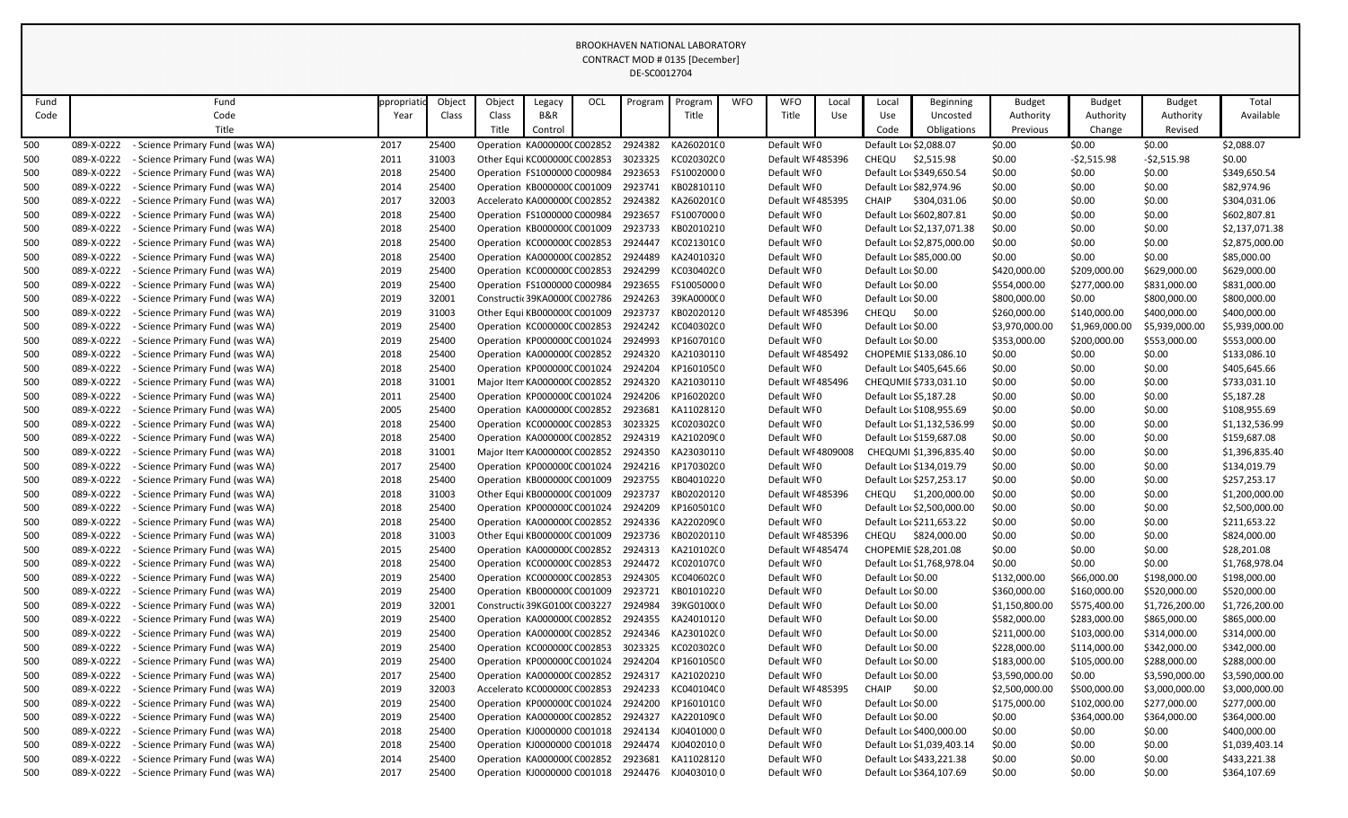BROOKHAVEN NATIONAL LABORATORY
CONTRACT MOD # 0135 [December]
DE-SC0012704

| Fund Code | Fund Code Title | Appropriation Year | Object Class | Object Class Title | Legacy B&R Control | OCL | Program | Program Title | WFO | WFO Title | Local Use | Local Use Code | Beginning Uncosted Obligations | Budget Authority Previous | Budget Authority Change | Budget Authority Revised | Total Available |
|---|---|---|---|---|---|---|---|---|---|---|---|---|---|---|---|---|---|
| 500 | 089-X-0222 - Science Primary Fund (was WA) | 2017 | 25400 | Operation | KA000000( | C002852 | 2924382 | KA260201C0 | | Default WF0 | | Default Loc | $2,088.07 | $0.00 | $0.00 | $0.00 | $2,088.07 |
| 500 | 089-X-0222 - Science Primary Fund (was WA) | 2011 | 31003 | Other Equi | KC000000( | C002853 | 3023325 | KC020302C0 | | Default WF | 485396 | CHEQU | $2,515.98 | $0.00 | -$2,515.98 | -$2,515.98 | $0.00 |
| 500 | 089-X-0222 - Science Primary Fund (was WA) | 2018 | 25400 | Operation | FS1000000 | C000984 | 2923653 | FS10020000 | | Default WF0 | | Default Loc | $349,650.54 | $0.00 | $0.00 | $0.00 | $349,650.54 |
| 500 | 089-X-0222 - Science Primary Fund (was WA) | 2014 | 25400 | Operation | KB000000( | C001009 | 2923741 | KB02810110 | | Default WF0 | | Default Loc | $82,974.96 | $0.00 | $0.00 | $0.00 | $82,974.96 |
| 500 | 089-X-0222 - Science Primary Fund (was WA) | 2017 | 32003 | Accelerato | KA000000( | C002852 | 2924382 | KA260201C0 | | Default WF | 485395 | CHAIP | $304,031.06 | $0.00 | $0.00 | $0.00 | $304,031.06 |
| 500 | 089-X-0222 - Science Primary Fund (was WA) | 2018 | 25400 | Operation | FS1000000 | C000984 | 2923657 | FS10070000 | | Default WF0 | | Default Loc | $602,807.81 | $0.00 | $0.00 | $0.00 | $602,807.81 |
| 500 | 089-X-0222 - Science Primary Fund (was WA) | 2018 | 25400 | Operation | KB000000( | C001009 | 2923733 | KB02010210 | | Default WF0 | | Default Loc | $2,137,071.38 | $0.00 | $0.00 | $0.00 | $2,137,071.38 |
| 500 | 089-X-0222 - Science Primary Fund (was WA) | 2018 | 25400 | Operation | KC000000( | C002853 | 2924447 | KC021301C0 | | Default WF0 | | Default Loc | $2,875,000.00 | $0.00 | $0.00 | $0.00 | $2,875,000.00 |
| 500 | 089-X-0222 - Science Primary Fund (was WA) | 2018 | 25400 | Operation | KA000000( | C002852 | 2924489 | KA24010320 | | Default WF0 | | Default Loc | $85,000.00 | $0.00 | $0.00 | $0.00 | $85,000.00 |
| 500 | 089-X-0222 - Science Primary Fund (was WA) | 2019 | 25400 | Operation | KC000000( | C002853 | 2924299 | KC030402C0 | | Default WF0 | | Default Loc | $0.00 | $420,000.00 | $209,000.00 | $629,000.00 | $629,000.00 |
| 500 | 089-X-0222 - Science Primary Fund (was WA) | 2019 | 25400 | Operation | FS1000000 | C000984 | 2923655 | FS10050000 | | Default WF0 | | Default Loc | $0.00 | $554,000.00 | $277,000.00 | $831,000.00 | $831,000.00 |
| 500 | 089-X-0222 - Science Primary Fund (was WA) | 2019 | 32001 | Constructi | 39KA0000( | C002786 | 2924263 | 39KA0000C0 | | Default WF0 | | Default Loc | $0.00 | $800,000.00 | $0.00 | $800,000.00 | $800,000.00 |
| 500 | 089-X-0222 - Science Primary Fund (was WA) | 2019 | 31003 | Other Equi | KB000000( | C001009 | 2923737 | KB02020120 | | Default WF | 485396 | CHEQU | $0.00 | $260,000.00 | $140,000.00 | $400,000.00 | $400,000.00 |
| 500 | 089-X-0222 - Science Primary Fund (was WA) | 2019 | 25400 | Operation | KC000000( | C002853 | 2924242 | KC040302C0 | | Default WF0 | | Default Loc | $0.00 | $3,970,000.00 | $1,969,000.00 | $5,939,000.00 | $5,939,000.00 |
| 500 | 089-X-0222 - Science Primary Fund (was WA) | 2019 | 25400 | Operation | KP000000( | C001024 | 2924993 | KP160701C0 | | Default WF0 | | Default Loc | $0.00 | $353,000.00 | $200,000.00 | $553,000.00 | $553,000.00 |
| 500 | 089-X-0222 - Science Primary Fund (was WA) | 2018 | 25400 | Operation | KA000000( | C002852 | 2924320 | KA21030110 | | Default WF | 485492 | CHOPEMIE | $133,086.10 | $0.00 | $0.00 | $0.00 | $133,086.10 |
| 500 | 089-X-0222 - Science Primary Fund (was WA) | 2018 | 25400 | Operation | KP000000( | C001024 | 2924204 | KP160105C0 | | Default WF0 | | Default Loc | $405,645.66 | $0.00 | $0.00 | $0.00 | $405,645.66 |
| 500 | 089-X-0222 - Science Primary Fund (was WA) | 2018 | 31001 | Major Item | KA000000( | C002852 | 2924320 | KA21030110 | | Default WF | 485496 | CHEQUMIE | $733,031.10 | $0.00 | $0.00 | $0.00 | $733,031.10 |
| 500 | 089-X-0222 - Science Primary Fund (was WA) | 2011 | 25400 | Operation | KP000000( | C001024 | 2924206 | KP160202C0 | | Default WF0 | | Default Loc | $5,187.28 | $0.00 | $0.00 | $0.00 | $5,187.28 |
| 500 | 089-X-0222 - Science Primary Fund (was WA) | 2005 | 25400 | Operation | KA000000( | C002852 | 2923681 | KA11028120 | | Default WF0 | | Default Loc | $108,955.69 | $0.00 | $0.00 | $0.00 | $108,955.69 |
| 500 | 089-X-0222 - Science Primary Fund (was WA) | 2018 | 25400 | Operation | KC000000( | C002853 | 3023325 | KC020302C0 | | Default WF0 | | Default Loc | $1,132,536.99 | $0.00 | $0.00 | $0.00 | $1,132,536.99 |
| 500 | 089-X-0222 - Science Primary Fund (was WA) | 2018 | 25400 | Operation | KA000000( | C002852 | 2924319 | KA210209C0 | | Default WF0 | | Default Loc | $159,687.08 | $0.00 | $0.00 | $0.00 | $159,687.08 |
| 500 | 089-X-0222 - Science Primary Fund (was WA) | 2018 | 31001 | Major Item | KA000000( | C002852 | 2924350 | KA23030110 | | Default WF | 4809008 | CHEQUMI | $1,396,835.40 | $0.00 | $0.00 | $0.00 | $1,396,835.40 |
| 500 | 089-X-0222 - Science Primary Fund (was WA) | 2017 | 25400 | Operation | KP000000( | C001024 | 2924216 | KP170302C0 | | Default WF0 | | Default Loc | $134,019.79 | $0.00 | $0.00 | $0.00 | $134,019.79 |
| 500 | 089-X-0222 - Science Primary Fund (was WA) | 2018 | 25400 | Operation | KB000000( | C001009 | 2923755 | KB04010220 | | Default WF0 | | Default Loc | $257,253.17 | $0.00 | $0.00 | $0.00 | $257,253.17 |
| 500 | 089-X-0222 - Science Primary Fund (was WA) | 2018 | 31003 | Other Equi | KB000000( | C001009 | 2923737 | KB02020120 | | Default WF | 485396 | CHEQU | $1,200,000.00 | $0.00 | $0.00 | $0.00 | $1,200,000.00 |
| 500 | 089-X-0222 - Science Primary Fund (was WA) | 2018 | 25400 | Operation | KP000000( | C001024 | 2924209 | KP160501C0 | | Default WF0 | | Default Loc | $2,500,000.00 | $0.00 | $0.00 | $0.00 | $2,500,000.00 |
| 500 | 089-X-0222 - Science Primary Fund (was WA) | 2018 | 25400 | Operation | KA000000( | C002852 | 2924336 | KA220209C0 | | Default WF0 | | Default Loc | $211,653.22 | $0.00 | $0.00 | $0.00 | $211,653.22 |
| 500 | 089-X-0222 - Science Primary Fund (was WA) | 2018 | 31003 | Other Equi | KB000000( | C001009 | 2923736 | KB02020110 | | Default WF | 485396 | CHEQU | $824,000.00 | $0.00 | $0.00 | $0.00 | $824,000.00 |
| 500 | 089-X-0222 - Science Primary Fund (was WA) | 2015 | 25400 | Operation | KA000000( | C002852 | 2924313 | KA210102C0 | | Default WF | 485474 | CHOPEMIE | $28,201.08 | $0.00 | $0.00 | $0.00 | $28,201.08 |
| 500 | 089-X-0222 - Science Primary Fund (was WA) | 2018 | 25400 | Operation | KC000000( | C002853 | 2924472 | KC020107C0 | | Default WF0 | | Default Loc | $1,768,978.04 | $0.00 | $0.00 | $0.00 | $1,768,978.04 |
| 500 | 089-X-0222 - Science Primary Fund (was WA) | 2019 | 25400 | Operation | KC000000( | C002853 | 2924305 | KC040602C0 | | Default WF0 | | Default Loc | $0.00 | $132,000.00 | $66,000.00 | $198,000.00 | $198,000.00 |
| 500 | 089-X-0222 - Science Primary Fund (was WA) | 2019 | 25400 | Operation | KB000000( | C001009 | 2923721 | KB01010220 | | Default WF0 | | Default Loc | $0.00 | $360,000.00 | $160,000.00 | $520,000.00 | $520,000.00 |
| 500 | 089-X-0222 - Science Primary Fund (was WA) | 2019 | 32001 | Constructi | 39KG0100( | C003227 | 2924984 | 39KG0100C0 | | Default WF0 | | Default Loc | $0.00 | $1,150,800.00 | $575,400.00 | $1,726,200.00 | $1,726,200.00 |
| 500 | 089-X-0222 - Science Primary Fund (was WA) | 2019 | 25400 | Operation | KA000000( | C002852 | 2924355 | KA24010120 | | Default WF0 | | Default Loc | $0.00 | $582,000.00 | $283,000.00 | $865,000.00 | $865,000.00 |
| 500 | 089-X-0222 - Science Primary Fund (was WA) | 2019 | 25400 | Operation | KA000000( | C002852 | 2924346 | KA230102C0 | | Default WF0 | | Default Loc | $0.00 | $211,000.00 | $103,000.00 | $314,000.00 | $314,000.00 |
| 500 | 089-X-0222 - Science Primary Fund (was WA) | 2019 | 25400 | Operation | KC000000( | C002853 | 3023325 | KC020302C0 | | Default WF0 | | Default Loc | $0.00 | $228,000.00 | $114,000.00 | $342,000.00 | $342,000.00 |
| 500 | 089-X-0222 - Science Primary Fund (was WA) | 2019 | 25400 | Operation | KP000000( | C001024 | 2924204 | KP160105C0 | | Default WF0 | | Default Loc | $0.00 | $183,000.00 | $105,000.00 | $288,000.00 | $288,000.00 |
| 500 | 089-X-0222 - Science Primary Fund (was WA) | 2017 | 25400 | Operation | KA000000( | C002852 | 2924317 | KA21020210 | | Default WF0 | | Default Loc | $0.00 | $3,590,000.00 | $0.00 | $3,590,000.00 | $3,590,000.00 |
| 500 | 089-X-0222 - Science Primary Fund (was WA) | 2019 | 32003 | Accelerato | KC000000( | C002853 | 2924233 | KC040104C0 | | Default WF | 485395 | CHAIP | $0.00 | $2,500,000.00 | $500,000.00 | $3,000,000.00 | $3,000,000.00 |
| 500 | 089-X-0222 - Science Primary Fund (was WA) | 2019 | 25400 | Operation | KP000000( | C001024 | 2924200 | KP160101C0 | | Default WF0 | | Default Loc | $0.00 | $175,000.00 | $102,000.00 | $277,000.00 | $277,000.00 |
| 500 | 089-X-0222 - Science Primary Fund (was WA) | 2019 | 25400 | Operation | KA000000( | C002852 | 2924327 | KA220109C0 | | Default WF0 | | Default Loc | $0.00 | $0.00 | $364,000.00 | $364,000.00 | $364,000.00 |
| 500 | 089-X-0222 - Science Primary Fund (was WA) | 2018 | 25400 | Operation | KJ0000000 | C001018 | 2924134 | KJ04010000 | | Default WF0 | | Default Loc | $400,000.00 | $0.00 | $0.00 | $0.00 | $400,000.00 |
| 500 | 089-X-0222 - Science Primary Fund (was WA) | 2018 | 25400 | Operation | KJ0000000 | C001018 | 2924474 | KJ04020100 | | Default WF0 | | Default Loc | $1,039,403.14 | $0.00 | $0.00 | $0.00 | $1,039,403.14 |
| 500 | 089-X-0222 - Science Primary Fund (was WA) | 2014 | 25400 | Operation | KA000000( | C002852 | 2923681 | KA11028120 | | Default WF0 | | Default Loc | $433,221.38 | $0.00 | $0.00 | $0.00 | $433,221.38 |
| 500 | 089-X-0222 - Science Primary Fund (was WA) | 2017 | 25400 | Operation | KJ0000000 | C001018 | 2924476 | KJ04030100 | | Default WF0 | | Default Loc | $364,107.69 | $0.00 | $0.00 | $0.00 | $364,107.69 |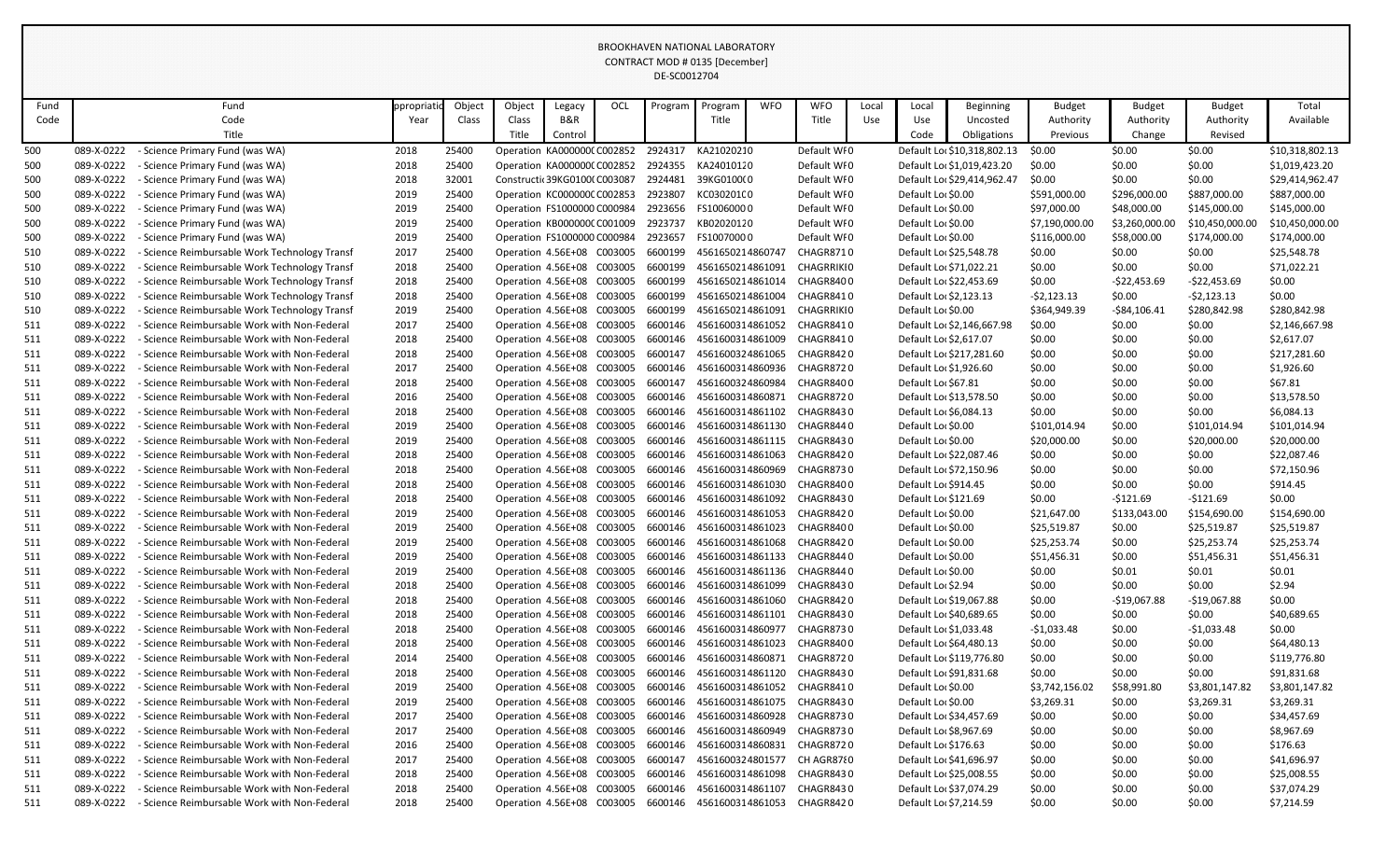BROOKHAVEN NATIONAL LABORATORY
CONTRACT MOD # 0135 [December]
DE-SC0012704

| Fund Code | Fund Code Title | Appropriation Year | Object Class | Object Class Title | Legacy B&R Control | OCL | Program | Program Title | WFO | WFO Title | Local Use | Local Use Code | Beginning Uncosted Obligations | Budget Authority Previous | Budget Authority Change | Budget Authority Revised | Total Available |
|---|---|---|---|---|---|---|---|---|---|---|---|---|---|---|---|---|---|
| 500 | 089-X-0222 - Science Primary Fund (was WA) | 2018 | 25400 | Operation | KA000000C | C002852 | 2924317 | KA21020210 | | Default WF | 0 | Default Loc | $10,318,802.13 | $0.00 | $0.00 | $0.00 | $10,318,802.13 |
| 500 | 089-X-0222 - Science Primary Fund (was WA) | 2018 | 25400 | Operation | KA000000C | C002852 | 2924355 | KA24010120 | | Default WF | 0 | Default Loc | $1,019,423.20 | $0.00 | $0.00 | $0.00 | $1,019,423.20 |
| 500 | 089-X-0222 - Science Primary Fund (was WA) | 2018 | 32001 | Constructi | 39KG0100C | C003087 | 2924481 | 39KG0100C | 0 | Default WF | 0 | Default Loc | $29,414,962.47 | $0.00 | $0.00 | $0.00 | $29,414,962.47 |
| 500 | 089-X-0222 - Science Primary Fund (was WA) | 2019 | 25400 | Operation | KC000000C | C002853 | 2923807 | KC030201C | 0 | Default WF | 0 | Default Loc | $0.00 | $591,000.00 | $296,000.00 | $887,000.00 | $887,000.00 |
| 500 | 089-X-0222 - Science Primary Fund (was WA) | 2019 | 25400 | Operation | FS1000000 | C000984 | 2923656 | FS10060000 | | Default WF | 0 | Default Loc | $0.00 | $97,000.00 | $48,000.00 | $145,000.00 | $145,000.00 |
| 500 | 089-X-0222 - Science Primary Fund (was WA) | 2019 | 25400 | Operation | KB000000C | C001009 | 2923737 | KB02020120 | | Default WF | 0 | Default Loc | $0.00 | $7,190,000.00 | $3,260,000.00 | $10,450,000.00 | $10,450,000.00 |
| 500 | 089-X-0222 - Science Primary Fund (was WA) | 2019 | 25400 | Operation | FS1000000 | C000984 | 2923657 | FS10070000 | | Default WF | 0 | Default Loc | $0.00 | $116,000.00 | $58,000.00 | $174,000.00 | $174,000.00 |
| 510 | 089-X-0222 - Science Reimbursable Work Technology Transf | 2017 | 25400 | Operation | 4.56E+08 | C003005 | 6600199 | 4561650214860747 | | CHAGR8710 | | Default Loc | $25,548.78 | $0.00 | $0.00 | $0.00 | $25,548.78 |
| 510 | 089-X-0222 - Science Reimbursable Work Technology Transf | 2018 | 25400 | Operation | 4.56E+08 | C003005 | 6600199 | 4561650214861091 | | CHAGRRIKI | 0 | Default Loc | $71,022.21 | $0.00 | $0.00 | $0.00 | $71,022.21 |
| 510 | 089-X-0222 - Science Reimbursable Work Technology Transf | 2018 | 25400 | Operation | 4.56E+08 | C003005 | 6600199 | 4561650214861014 | | CHAGR8400 | | Default Loc | $22,453.69 | $0.00 | -$22,453.69 | -$22,453.69 | $0.00 |
| 510 | 089-X-0222 - Science Reimbursable Work Technology Transf | 2018 | 25400 | Operation | 4.56E+08 | C003005 | 6600199 | 4561650214861004 | | CHAGR8410 | | Default Loc | $2,123.13 | -$2,123.13 | $0.00 | -$2,123.13 | $0.00 |
| 510 | 089-X-0222 - Science Reimbursable Work Technology Transf | 2019 | 25400 | Operation | 4.56E+08 | C003005 | 6600199 | 4561650214861091 | | CHAGRRIKI | 0 | Default Loc | $0.00 | $364,949.39 | -$84,106.41 | $280,842.98 | $280,842.98 |
| 511 | 089-X-0222 - Science Reimbursable Work with Non-Federal | 2017 | 25400 | Operation | 4.56E+08 | C003005 | 6600146 | 4561650214861052 | | CHAGR8410 | | Default Loc | $2,146,667.98 | $0.00 | $0.00 | $0.00 | $2,146,667.98 |
| 511 | 089-X-0222 - Science Reimbursable Work with Non-Federal | 2018 | 25400 | Operation | 4.56E+08 | C003005 | 6600146 | 4561600314861009 | | CHAGR8410 | | Default Loc | $2,617.07 | $0.00 | $0.00 | $0.00 | $2,617.07 |
| 511 | 089-X-0222 - Science Reimbursable Work with Non-Federal | 2018 | 25400 | Operation | 4.56E+08 | C003005 | 6600147 | 4561600324861065 | | CHAGR8420 | | Default Loc | $217,281.60 | $0.00 | $0.00 | $0.00 | $217,281.60 |
| 511 | 089-X-0222 - Science Reimbursable Work with Non-Federal | 2017 | 25400 | Operation | 4.56E+08 | C003005 | 6600146 | 4561600314860936 | | CHAGR8720 | | Default Loc | $1,926.60 | $0.00 | $0.00 | $0.00 | $1,926.60 |
| 511 | 089-X-0222 - Science Reimbursable Work with Non-Federal | 2018 | 25400 | Operation | 4.56E+08 | C003005 | 6600147 | 4561600324860984 | | CHAGR8400 | | Default Loc | $67.81 | $0.00 | $0.00 | $0.00 | $67.81 |
| 511 | 089-X-0222 - Science Reimbursable Work with Non-Federal | 2016 | 25400 | Operation | 4.56E+08 | C003005 | 6600146 | 4561600314860871 | | CHAGR8720 | | Default Loc | $13,578.50 | $0.00 | $0.00 | $0.00 | $13,578.50 |
| 511 | 089-X-0222 - Science Reimbursable Work with Non-Federal | 2018 | 25400 | Operation | 4.56E+08 | C003005 | 6600146 | 4561600314861102 | | CHAGR8430 | | Default Loc | $6,084.13 | $0.00 | $0.00 | $0.00 | $6,084.13 |
| 511 | 089-X-0222 - Science Reimbursable Work with Non-Federal | 2019 | 25400 | Operation | 4.56E+08 | C003005 | 6600146 | 4561600314861130 | | CHAGR8440 | | Default Loc | $0.00 | $101,014.94 | $0.00 | $101,014.94 | $101,014.94 |
| 511 | 089-X-0222 - Science Reimbursable Work with Non-Federal | 2019 | 25400 | Operation | 4.56E+08 | C003005 | 6600146 | 4561600314861115 | | CHAGR8430 | | Default Loc | $0.00 | $20,000.00 | $0.00 | $20,000.00 | $20,000.00 |
| 511 | 089-X-0222 - Science Reimbursable Work with Non-Federal | 2018 | 25400 | Operation | 4.56E+08 | C003005 | 6600146 | 4561600314861063 | | CHAGR8420 | | Default Loc | $22,087.46 | $0.00 | $0.00 | $0.00 | $22,087.46 |
| 511 | 089-X-0222 - Science Reimbursable Work with Non-Federal | 2018 | 25400 | Operation | 4.56E+08 | C003005 | 6600146 | 4561600314860969 | | CHAGR8730 | | Default Loc | $72,150.96 | $0.00 | $0.00 | $0.00 | $72,150.96 |
| 511 | 089-X-0222 - Science Reimbursable Work with Non-Federal | 2018 | 25400 | Operation | 4.56E+08 | C003005 | 6600146 | 4561600314861030 | | CHAGR8400 | | Default Loc | $914.45 | $0.00 | $0.00 | $0.00 | $914.45 |
| 511 | 089-X-0222 - Science Reimbursable Work with Non-Federal | 2018 | 25400 | Operation | 4.56E+08 | C003005 | 6600146 | 4561600314861092 | | CHAGR8430 | | Default Loc | $121.69 | $0.00 | -$121.69 | -$121.69 | $0.00 |
| 511 | 089-X-0222 - Science Reimbursable Work with Non-Federal | 2019 | 25400 | Operation | 4.56E+08 | C003005 | 6600146 | 4561600314861053 | | CHAGR8420 | | Default Loc | $0.00 | $21,647.00 | $133,043.00 | $154,690.00 | $154,690.00 |
| 511 | 089-X-0222 - Science Reimbursable Work with Non-Federal | 2019 | 25400 | Operation | 4.56E+08 | C003005 | 6600146 | 4561600314861023 | | CHAGR8400 | | Default Loc | $0.00 | $25,519.87 | $0.00 | $25,519.87 | $25,519.87 |
| 511 | 089-X-0222 - Science Reimbursable Work with Non-Federal | 2019 | 25400 | Operation | 4.56E+08 | C003005 | 6600146 | 4561600314861068 | | CHAGR8420 | | Default Loc | $0.00 | $25,253.74 | $0.00 | $25,253.74 | $25,253.74 |
| 511 | 089-X-0222 - Science Reimbursable Work with Non-Federal | 2019 | 25400 | Operation | 4.56E+08 | C003005 | 6600146 | 4561600314861133 | | CHAGR8440 | | Default Loc | $0.00 | $51,456.31 | $0.00 | $51,456.31 | $51,456.31 |
| 511 | 089-X-0222 - Science Reimbursable Work with Non-Federal | 2019 | 25400 | Operation | 4.56E+08 | C003005 | 6600146 | 4561600314861136 | | CHAGR8440 | | Default Loc | $0.00 | $0.00 | $0.01 | $0.01 | $0.01 |
| 511 | 089-X-0222 - Science Reimbursable Work with Non-Federal | 2018 | 25400 | Operation | 4.56E+08 | C003005 | 6600146 | 4561600314861099 | | CHAGR8430 | | Default Loc | $2.94 | $0.00 | $0.00 | $0.00 | $2.94 |
| 511 | 089-X-0222 - Science Reimbursable Work with Non-Federal | 2018 | 25400 | Operation | 4.56E+08 | C003005 | 6600146 | 4561600314861060 | | CHAGR8420 | | Default Loc | $19,067.88 | $0.00 | -$19,067.88 | -$19,067.88 | $0.00 |
| 511 | 089-X-0222 - Science Reimbursable Work with Non-Federal | 2018 | 25400 | Operation | 4.56E+08 | C003005 | 6600146 | 4561600314861101 | | CHAGR8430 | | Default Loc | $40,689.65 | $0.00 | $0.00 | $0.00 | $40,689.65 |
| 511 | 089-X-0222 - Science Reimbursable Work with Non-Federal | 2018 | 25400 | Operation | 4.56E+08 | C003005 | 6600146 | 4561600314860977 | | CHAGR8730 | | Default Loc | $1,033.48 | -$1,033.48 | $0.00 | -$1,033.48 | $0.00 |
| 511 | 089-X-0222 - Science Reimbursable Work with Non-Federal | 2018 | 25400 | Operation | 4.56E+08 | C003005 | 6600146 | 4561600314861023 | | CHAGR8400 | | Default Loc | $64,480.13 | $0.00 | $0.00 | $0.00 | $64,480.13 |
| 511 | 089-X-0222 - Science Reimbursable Work with Non-Federal | 2014 | 25400 | Operation | 4.56E+08 | C003005 | 6600146 | 4561600314860871 | | CHAGR8720 | | Default Loc | $119,776.80 | $0.00 | $0.00 | $0.00 | $119,776.80 |
| 511 | 089-X-0222 - Science Reimbursable Work with Non-Federal | 2018 | 25400 | Operation | 4.56E+08 | C003005 | 6600146 | 4561600314861120 | | CHAGR8430 | | Default Loc | $91,831.68 | $0.00 | $0.00 | $0.00 | $91,831.68 |
| 511 | 089-X-0222 - Science Reimbursable Work with Non-Federal | 2019 | 25400 | Operation | 4.56E+08 | C003005 | 6600146 | 4561600314861052 | | CHAGR8410 | | Default Loc | $0.00 | $3,742,156.02 | $58,991.80 | $3,801,147.82 | $3,801,147.82 |
| 511 | 089-X-0222 - Science Reimbursable Work with Non-Federal | 2019 | 25400 | Operation | 4.56E+08 | C003005 | 6600146 | 4561600314861075 | | CHAGR8430 | | Default Loc | $0.00 | $3,269.31 | $0.00 | $3,269.31 | $3,269.31 |
| 511 | 089-X-0222 - Science Reimbursable Work with Non-Federal | 2017 | 25400 | Operation | 4.56E+08 | C003005 | 6600146 | 4561600314860928 | | CHAGR8730 | | Default Loc | $34,457.69 | $0.00 | $0.00 | $0.00 | $34,457.69 |
| 511 | 089-X-0222 - Science Reimbursable Work with Non-Federal | 2017 | 25400 | Operation | 4.56E+08 | C003005 | 6600146 | 4561600314860949 | | CHAGR8730 | | Default Loc | $8,967.69 | $0.00 | $0.00 | $0.00 | $8,967.69 |
| 511 | 089-X-0222 - Science Reimbursable Work with Non-Federal | 2016 | 25400 | Operation | 4.56E+08 | C003005 | 6600146 | 4561600314860831 | | CHAGR8720 | | Default Loc | $176.63 | $0.00 | $0.00 | $0.00 | $176.63 |
| 511 | 089-X-0222 - Science Reimbursable Work with Non-Federal | 2017 | 25400 | Operation | 4.56E+08 | C003005 | 6600147 | 4561600324801577 | | CH AGR87€0 | | Default Loc | $41,696.97 | $0.00 | $0.00 | $0.00 | $41,696.97 |
| 511 | 089-X-0222 - Science Reimbursable Work with Non-Federal | 2018 | 25400 | Operation | 4.56E+08 | C003005 | 6600146 | 4561600314861098 | | CHAGR8430 | | Default Loc | $25,008.55 | $0.00 | $0.00 | $0.00 | $25,008.55 |
| 511 | 089-X-0222 - Science Reimbursable Work with Non-Federal | 2018 | 25400 | Operation | 4.56E+08 | C003005 | 6600146 | 4561600314861107 | | CHAGR8430 | | Default Loc | $37,074.29 | $0.00 | $0.00 | $0.00 | $37,074.29 |
| 511 | 089-X-0222 - Science Reimbursable Work with Non-Federal | 2018 | 25400 | Operation | 4.56E+08 | C003005 | 6600146 | 4561600314861053 | | CHAGR8420 | | Default Loc | $7,214.59 | $0.00 | $0.00 | $0.00 | $7,214.59 |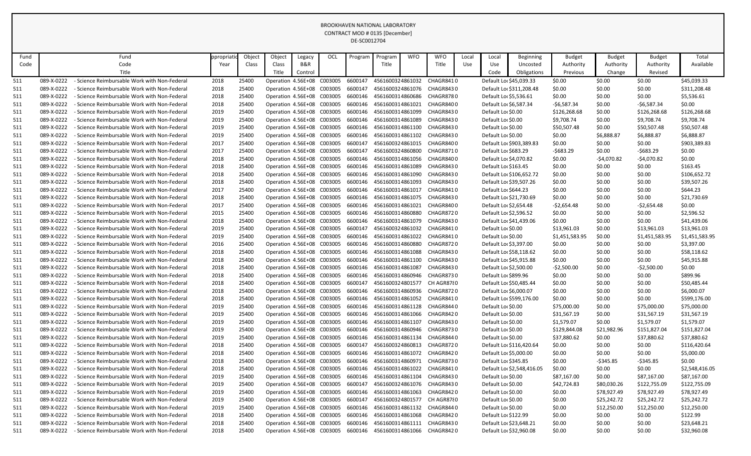# BROOKHAVEN NATIONAL LABORATORY
CONTRACT MOD # 0135 [December]
DE-SC0012704

| Fund Code | Fund Code Title | Appropriation Year | Object Class | Object Class Title | Legacy B&R Control | OCL | Program | Program Title | WFO | WFO Title | Local Use | Local Use Code | Beginning Uncosted Obligations | Budget Authority Previous | Budget Authority Change | Budget Authority Revised | Total Available |
|---|---|---|---|---|---|---|---|---|---|---|---|---|---|---|---|---|---|
| 511 | 089-X-0222 - Science Reimbursable Work with Non-Federal | 2018 | 25400 | Operation | 4.56E+08 | C003005 | 6600147 | 4561600324861032 | | CHAGR841 | 0 | Default Loc | $45,039.33 | $0.00 | $0.00 | $0.00 | $45,039.33 |
| 511 | 089-X-0222 - Science Reimbursable Work with Non-Federal | 2018 | 25400 | Operation | 4.56E+08 | C003005 | 6600147 | 4561600324861076 | | CHAGR843 | 0 | Default Loc | $311,208.48 | $0.00 | $0.00 | $0.00 | $311,208.48 |
| 511 | 089-X-0222 - Science Reimbursable Work with Non-Federal | 2018 | 25400 | Operation | 4.56E+08 | C003005 | 6600146 | 4561600314860686 | | CHAGR878 | 0 | Default Loc | $5,536.61 | $0.00 | $0.00 | $0.00 | $5,536.61 |
| 511 | 089-X-0222 - Science Reimbursable Work with Non-Federal | 2018 | 25400 | Operation | 4.56E+08 | C003005 | 6600146 | 4561600314861021 | | CHAGR840 | 0 | Default Loc | $6,587.34 | -$6,587.34 | $0.00 | -$6,587.34 | $0.00 |
| 511 | 089-X-0222 - Science Reimbursable Work with Non-Federal | 2019 | 25400 | Operation | 4.56E+08 | C003005 | 6600146 | 4561600314861099 | | CHAGR843 | 0 | Default Loc | $0.00 | $126,268.68 | $0.00 | $126,268.68 | $126,268.68 |
| 511 | 089-X-0222 - Science Reimbursable Work with Non-Federal | 2019 | 25400 | Operation | 4.56E+08 | C003005 | 6600146 | 4561600314861089 | | CHAGR843 | 0 | Default Loc | $0.00 | $9,708.74 | $0.00 | $9,708.74 | $9,708.74 |
| 511 | 089-X-0222 - Science Reimbursable Work with Non-Federal | 2019 | 25400 | Operation | 4.56E+08 | C003005 | 6600146 | 4561600314861100 | | CHAGR843 | 0 | Default Loc | $0.00 | $50,507.48 | $0.00 | $50,507.48 | $50,507.48 |
| 511 | 089-X-0222 - Science Reimbursable Work with Non-Federal | 2019 | 25400 | Operation | 4.56E+08 | C003005 | 6600146 | 4561600314861102 | | CHAGR843 | 0 | Default Loc | $0.00 | $0.00 | $6,888.87 | $6,888.87 | $6,888.87 |
| 511 | 089-X-0222 - Science Reimbursable Work with Non-Federal | 2017 | 25400 | Operation | 4.56E+08 | C003005 | 6600147 | 4561600324861015 | | CHAGR840 | 0 | Default Loc | $903,389.83 | $0.00 | $0.00 | $0.00 | $903,389.83 |
| 511 | 089-X-0222 - Science Reimbursable Work with Non-Federal | 2017 | 25400 | Operation | 4.56E+08 | C003005 | 6600147 | 4561600324860800 | | CHAGR871 | 0 | Default Loc | $683.29 | -$683.29 | $0.00 | -$683.29 | $0.00 |
| 511 | 089-X-0222 - Science Reimbursable Work with Non-Federal | 2018 | 25400 | Operation | 4.56E+08 | C003005 | 6600146 | 4561600314861056 | | CHAGR840 | 0 | Default Loc | $4,070.82 | $0.00 | -$4,070.82 | -$4,070.82 | $0.00 |
| 511 | 089-X-0222 - Science Reimbursable Work with Non-Federal | 2018 | 25400 | Operation | 4.56E+08 | C003005 | 6600146 | 4561600314861089 | | CHAGR843 | 0 | Default Loc | $163.45 | $0.00 | $0.00 | $0.00 | $163.45 |
| 511 | 089-X-0222 - Science Reimbursable Work with Non-Federal | 2018 | 25400 | Operation | 4.56E+08 | C003005 | 6600146 | 4561600314861090 | | CHAGR843 | 0 | Default Loc | $106,652.72 | $0.00 | $0.00 | $0.00 | $106,652.72 |
| 511 | 089-X-0222 - Science Reimbursable Work with Non-Federal | 2018 | 25400 | Operation | 4.56E+08 | C003005 | 6600146 | 4561600314861093 | | CHAGR843 | 0 | Default Loc | $39,507.26 | $0.00 | $0.00 | $0.00 | $39,507.26 |
| 511 | 089-X-0222 - Science Reimbursable Work with Non-Federal | 2017 | 25400 | Operation | 4.56E+08 | C003005 | 6600146 | 4561600314861017 | | CHAGR841 | 0 | Default Loc | $644.23 | $0.00 | $0.00 | $0.00 | $644.23 |
| 511 | 089-X-0222 - Science Reimbursable Work with Non-Federal | 2018 | 25400 | Operation | 4.56E+08 | C003005 | 6600146 | 4561600314861075 | | CHAGR843 | 0 | Default Loc | $21,730.69 | $0.00 | $0.00 | $0.00 | $21,730.69 |
| 511 | 089-X-0222 - Science Reimbursable Work with Non-Federal | 2017 | 25400 | Operation | 4.56E+08 | C003005 | 6600146 | 4561600314861021 | | CHAGR840 | 0 | Default Loc | $2,654.48 | -$2,654.48 | $0.00 | -$2,654.48 | $0.00 |
| 511 | 089-X-0222 - Science Reimbursable Work with Non-Federal | 2015 | 25400 | Operation | 4.56E+08 | C003005 | 6600146 | 4561600314860880 | | CHAGR872 | 0 | Default Loc | $2,596.52 | $0.00 | $0.00 | $0.00 | $2,596.52 |
| 511 | 089-X-0222 - Science Reimbursable Work with Non-Federal | 2018 | 25400 | Operation | 4.56E+08 | C003005 | 6600146 | 4561600314861079 | | CHAGR843 | 0 | Default Loc | $41,439.06 | $0.00 | $0.00 | $0.00 | $41,439.06 |
| 511 | 089-X-0222 - Science Reimbursable Work with Non-Federal | 2019 | 25400 | Operation | 4.56E+08 | C003005 | 6600147 | 4561600324861032 | | CHAGR841 | 0 | Default Loc | $0.00 | $13,961.03 | $0.00 | $13,961.03 | $13,961.03 |
| 511 | 089-X-0222 - Science Reimbursable Work with Non-Federal | 2019 | 25400 | Operation | 4.56E+08 | C003005 | 6600146 | 4561600314861022 | | CHAGR841 | 0 | Default Loc | $0.00 | $1,451,583.95 | $0.00 | $1,451,583.95 | $1,451,583.95 |
| 511 | 089-X-0222 - Science Reimbursable Work with Non-Federal | 2016 | 25400 | Operation | 4.56E+08 | C003005 | 6600146 | 4561600314860880 | | CHAGR872 | 0 | Default Loc | $3,397.00 | $0.00 | $0.00 | $0.00 | $3,397.00 |
| 511 | 089-X-0222 - Science Reimbursable Work with Non-Federal | 2018 | 25400 | Operation | 4.56E+08 | C003005 | 6600146 | 4561600314861088 | | CHAGR843 | 0 | Default Loc | $58,118.62 | $0.00 | $0.00 | $0.00 | $58,118.62 |
| 511 | 089-X-0222 - Science Reimbursable Work with Non-Federal | 2018 | 25400 | Operation | 4.56E+08 | C003005 | 6600146 | 4561600314861100 | | CHAGR843 | 0 | Default Loc | $45,915.88 | $0.00 | $0.00 | $0.00 | $45,915.88 |
| 511 | 089-X-0222 - Science Reimbursable Work with Non-Federal | 2018 | 25400 | Operation | 4.56E+08 | C003005 | 6600146 | 4561600314861087 | | CHAGR843 | 0 | Default Loc | $2,500.00 | -$2,500.00 | $0.00 | -$2,500.00 | $0.00 |
| 511 | 089-X-0222 - Science Reimbursable Work with Non-Federal | 2018 | 25400 | Operation | 4.56E+08 | C003005 | 6600146 | 4561600314860946 | | CHAGR873 | 0 | Default Loc | $899.96 | $0.00 | $0.00 | $0.00 | $899.96 |
| 511 | 089-X-0222 - Science Reimbursable Work with Non-Federal | 2018 | 25400 | Operation | 4.56E+08 | C003005 | 6600147 | 4561600324801577 | | CH AGR87€ | 0 | Default Loc | $50,485.44 | $0.00 | $0.00 | $0.00 | $50,485.44 |
| 511 | 089-X-0222 - Science Reimbursable Work with Non-Federal | 2018 | 25400 | Operation | 4.56E+08 | C003005 | 6600146 | 4561600314860936 | | CHAGR872 | 0 | Default Loc | $6,000.07 | $0.00 | $0.00 | $0.00 | $6,000.07 |
| 511 | 089-X-0222 - Science Reimbursable Work with Non-Federal | 2018 | 25400 | Operation | 4.56E+08 | C003005 | 6600146 | 4561600314861052 | | CHAGR841 | 0 | Default Loc | $599,176.00 | $0.00 | $0.00 | $0.00 | $599,176.00 |
| 511 | 089-X-0222 - Science Reimbursable Work with Non-Federal | 2019 | 25400 | Operation | 4.56E+08 | C003005 | 6600146 | 4561600314861128 | | CHAGR844 | 0 | Default Loc | $0.00 | $75,000.00 | $0.00 | $75,000.00 | $75,000.00 |
| 511 | 089-X-0222 - Science Reimbursable Work with Non-Federal | 2019 | 25400 | Operation | 4.56E+08 | C003005 | 6600146 | 4561600314861066 | | CHAGR842 | 0 | Default Loc | $0.00 | $31,567.19 | $0.00 | $31,567.19 | $31,567.19 |
| 511 | 089-X-0222 - Science Reimbursable Work with Non-Federal | 2019 | 25400 | Operation | 4.56E+08 | C003005 | 6600146 | 4561600314861107 | | CHAGR843 | 0 | Default Loc | $0.00 | $1,579.07 | $0.00 | $1,579.07 | $1,579.07 |
| 511 | 089-X-0222 - Science Reimbursable Work with Non-Federal | 2019 | 25400 | Operation | 4.56E+08 | C003005 | 6600146 | 4561600314860946 | | CHAGR873 | 0 | Default Loc | $0.00 | $129,844.08 | $21,982.96 | $151,827.04 | $151,827.04 |
| 511 | 089-X-0222 - Science Reimbursable Work with Non-Federal | 2019 | 25400 | Operation | 4.56E+08 | C003005 | 6600146 | 4561600314861134 | | CHAGR844 | 0 | Default Loc | $0.00 | $37,880.62 | $0.00 | $37,880.62 | $37,880.62 |
| 511 | 089-X-0222 - Science Reimbursable Work with Non-Federal | 2018 | 25400 | Operation | 4.56E+08 | C003005 | 6600147 | 4561600324860813 | | CHAGR872 | 0 | Default Loc | $116,420.64 | $0.00 | $0.00 | $0.00 | $116,420.64 |
| 511 | 089-X-0222 - Science Reimbursable Work with Non-Federal | 2018 | 25400 | Operation | 4.56E+08 | C003005 | 6600146 | 4561600314861072 | | CHAGR842 | 0 | Default Loc | $5,000.00 | $0.00 | $0.00 | $0.00 | $5,000.00 |
| 511 | 089-X-0222 - Science Reimbursable Work with Non-Federal | 2018 | 25400 | Operation | 4.56E+08 | C003005 | 6600146 | 4561600314860971 | | CHAGR873 | 0 | Default Loc | $345.85 | $0.00 | -$345.85 | -$345.85 | $0.00 |
| 511 | 089-X-0222 - Science Reimbursable Work with Non-Federal | 2018 | 25400 | Operation | 4.56E+08 | C003005 | 6600146 | 4561600314861022 | | CHAGR841 | 0 | Default Loc | $2,548,416.05 | $0.00 | $0.00 | $0.00 | $2,548,416.05 |
| 511 | 089-X-0222 - Science Reimbursable Work with Non-Federal | 2019 | 25400 | Operation | 4.56E+08 | C003005 | 6600146 | 4561600314861104 | | CHAGR843 | 0 | Default Loc | $0.00 | $87,167.00 | $0.00 | $87,167.00 | $87,167.00 |
| 511 | 089-X-0222 - Science Reimbursable Work with Non-Federal | 2019 | 25400 | Operation | 4.56E+08 | C003005 | 6600147 | 4561600324861076 | | CHAGR843 | 0 | Default Loc | $0.00 | $42,724.83 | $80,030.26 | $122,755.09 | $122,755.09 |
| 511 | 089-X-0222 - Science Reimbursable Work with Non-Federal | 2019 | 25400 | Operation | 4.56E+08 | C003005 | 6600146 | 4561600314861063 | | CHAGR842 | 0 | Default Loc | $0.00 | $0.00 | $78,927.49 | $78,927.49 | $78,927.49 |
| 511 | 089-X-0222 - Science Reimbursable Work with Non-Federal | 2019 | 25400 | Operation | 4.56E+08 | C003005 | 6600147 | 4561600324801577 | | CH AGR87€ | 0 | Default Loc | $0.00 | $0.00 | $25,242.72 | $25,242.72 | $25,242.72 |
| 511 | 089-X-0222 - Science Reimbursable Work with Non-Federal | 2019 | 25400 | Operation | 4.56E+08 | C003005 | 6600146 | 4561600314861132 | | CHAGR844 | 0 | Default Loc | $0.00 | $0.00 | $12,250.00 | $12,250.00 | $12,250.00 |
| 511 | 089-X-0222 - Science Reimbursable Work with Non-Federal | 2018 | 25400 | Operation | 4.56E+08 | C003005 | 6600146 | 4561600314861068 | | CHAGR842 | 0 | Default Loc | $122.99 | $0.00 | $0.00 | $0.00 | $122.99 |
| 511 | 089-X-0222 - Science Reimbursable Work with Non-Federal | 2018 | 25400 | Operation | 4.56E+08 | C003005 | 6600146 | 4561600314861111 | | CHAGR843 | 0 | Default Loc | $23,648.21 | $0.00 | $0.00 | $0.00 | $23,648.21 |
| 511 | 089-X-0222 - Science Reimbursable Work with Non-Federal | 2018 | 25400 | Operation | 4.56E+08 | C003005 | 6600146 | 4561600314861066 | | CHAGR842 | 0 | Default Loc | $32,960.08 | $0.00 | $0.00 | $0.00 | $32,960.08 |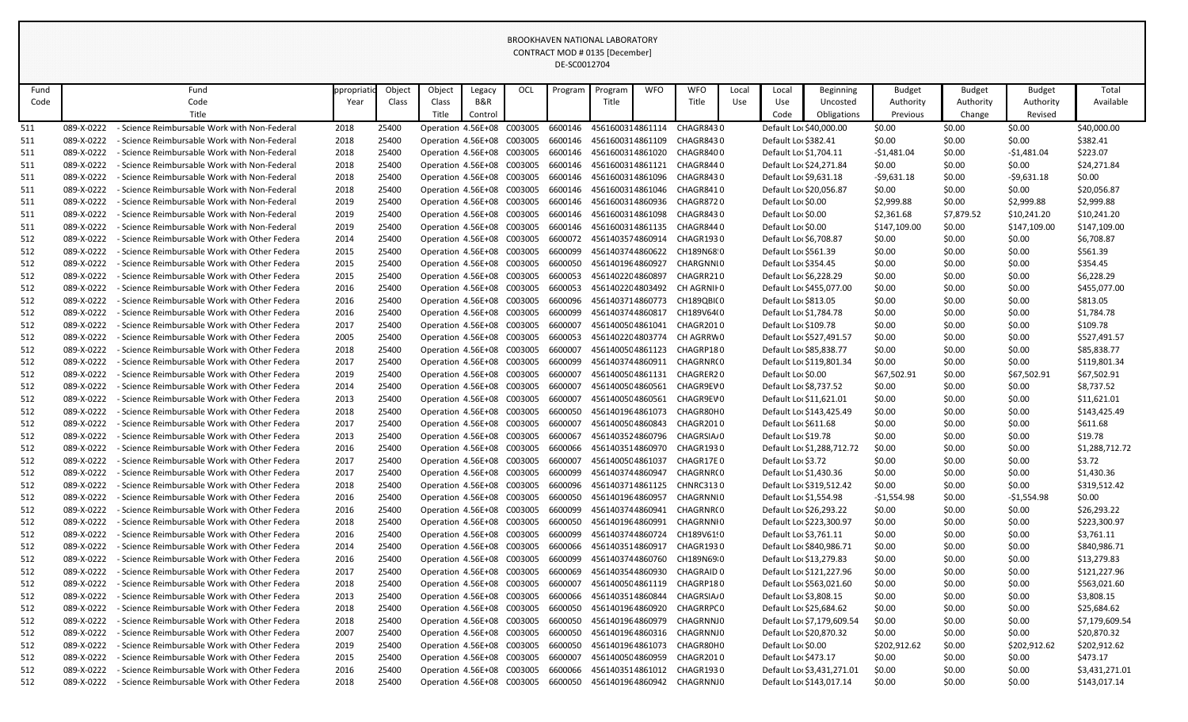BROOKHAVEN NATIONAL LABORATORY
CONTRACT MOD # 0135 [December]
DE-SC0012704

| Fund Code | Fund Code Title | Appropriation Year | Object Class | Object Class Title | Legacy B&R Control | OCL | Program | Program Title | WFO | WFO Title | Local Use | Local Use Code | Beginning Uncosted Obligations | Budget Authority Previous | Budget Authority Change | Budget Authority Revised | Total Available |
|---|---|---|---|---|---|---|---|---|---|---|---|---|---|---|---|---|---|
| 511 | 089-X-0222 - Science Reimbursable Work with Non-Federal | 2018 | 25400 | Operation | 4.56E+08 | C003005 | 6600146 | 4561600314861114 | | CHAGR8430 | | Default Loc | $40,000.00 | $0.00 | $0.00 | $0.00 | $40,000.00 |
| 511 | 089-X-0222 - Science Reimbursable Work with Non-Federal | 2018 | 25400 | Operation | 4.56E+08 | C003005 | 6600146 | 4561600314861109 | | CHAGR8430 | | Default Loc | $382.41 | $0.00 | $0.00 | $0.00 | $382.41 |
| 511 | 089-X-0222 - Science Reimbursable Work with Non-Federal | 2018 | 25400 | Operation | 4.56E+08 | C003005 | 6600146 | 4561600314861020 | | CHAGR8400 | | Default Loc | $1,704.11 | -$1,481.04 | $0.00 | -$1,481.04 | $223.07 |
| 511 | 089-X-0222 - Science Reimbursable Work with Non-Federal | 2018 | 25400 | Operation | 4.56E+08 | C003005 | 6600146 | 4561600314861121 | | CHAGR8440 | | Default Loc | $24,271.84 | $0.00 | $0.00 | $0.00 | $24,271.84 |
| 511 | 089-X-0222 - Science Reimbursable Work with Non-Federal | 2018 | 25400 | Operation | 4.56E+08 | C003005 | 6600146 | 4561600314861096 | | CHAGR8430 | | Default Loc | $9,631.18 | -$9,631.18 | $0.00 | -$9,631.18 | $0.00 |
| 511 | 089-X-0222 - Science Reimbursable Work with Non-Federal | 2018 | 25400 | Operation | 4.56E+08 | C003005 | 6600146 | 4561600314861046 | | CHAGR8410 | | Default Loc | $20,056.87 | $0.00 | $0.00 | $0.00 | $20,056.87 |
| 511 | 089-X-0222 - Science Reimbursable Work with Non-Federal | 2019 | 25400 | Operation | 4.56E+08 | C003005 | 6600146 | 4561600314860936 | | CHAGR8720 | | Default Loc | $0.00 | $2,999.88 | $0.00 | $2,999.88 | $2,999.88 |
| 511 | 089-X-0222 - Science Reimbursable Work with Non-Federal | 2019 | 25400 | Operation | 4.56E+08 | C003005 | 6600146 | 4561600314861098 | | CHAGR8430 | | Default Loc | $0.00 | $2,361.68 | $7,879.52 | $10,241.20 | $10,241.20 |
| 511 | 089-X-0222 - Science Reimbursable Work with Non-Federal | 2019 | 25400 | Operation | 4.56E+08 | C003005 | 6600146 | 4561600314861135 | | CHAGR8440 | | Default Loc | $0.00 | $147,109.00 | $0.00 | $147,109.00 | $147,109.00 |
| 512 | 089-X-0222 - Science Reimbursable Work with Other Federa | 2014 | 25400 | Operation | 4.56E+08 | C003005 | 6600072 | 4561403574860914 | | CHAGR1930 | | Default Loc | $6,708.87 | $0.00 | $0.00 | $0.00 | $6,708.87 |
| 512 | 089-X-0222 - Science Reimbursable Work with Other Federa | 2015 | 25400 | Operation | 4.56E+08 | C003005 | 6600099 | 4561403744860622 | | CH189N680 | | Default Loc | $561.39 | $0.00 | $0.00 | $0.00 | $561.39 |
| 512 | 089-X-0222 - Science Reimbursable Work with Other Federa | 2015 | 25400 | Operation | 4.56E+08 | C003005 | 6600050 | 4561401964860927 | | CHARGNNI0 | | Default Loc | $354.45 | $0.00 | $0.00 | $0.00 | $354.45 |
| 512 | 089-X-0222 - Science Reimbursable Work with Other Federa | 2015 | 25400 | Operation | 4.56E+08 | C003005 | 6600053 | 4561402204860897 | | CHAGRR210 | | Default Loc | $6,228.29 | $0.00 | $0.00 | $0.00 | $6,228.29 |
| 512 | 089-X-0222 - Science Reimbursable Work with Other Federa | 2016 | 25400 | Operation | 4.56E+08 | C003005 | 6600053 | 4561402204803492 | | CH AGRNIH0 | | Default Loc | $455,077.00 | $0.00 | $0.00 | $0.00 | $455,077.00 |
| 512 | 089-X-0222 - Science Reimbursable Work with Other Federa | 2016 | 25400 | Operation | 4.56E+08 | C003005 | 6600096 | 4561403714860773 | | CH189QBI0 | | Default Loc | $813.05 | $0.00 | $0.00 | $0.00 | $813.05 |
| 512 | 089-X-0222 - Science Reimbursable Work with Other Federa | 2016 | 25400 | Operation | 4.56E+08 | C003005 | 6600099 | 4561403744860817 | | CH189V640 | | Default Loc | $1,784.78 | $0.00 | $0.00 | $0.00 | $1,784.78 |
| 512 | 089-X-0222 - Science Reimbursable Work with Other Federa | 2017 | 25400 | Operation | 4.56E+08 | C003005 | 6600007 | 4561400504861041 | | CHAGR2010 | | Default Loc | $109.78 | $0.00 | $0.00 | $0.00 | $109.78 |
| 512 | 089-X-0222 - Science Reimbursable Work with Other Federa | 2005 | 25400 | Operation | 4.56E+08 | C003005 | 6600053 | 4561402204803774 | | CH AGRRW0 | | Default Loc | $527,491.57 | $0.00 | $0.00 | $0.00 | $527,491.57 |
| 512 | 089-X-0222 - Science Reimbursable Work with Other Federa | 2018 | 25400 | Operation | 4.56E+08 | C003005 | 6600007 | 4561400504861123 | | CHAGRP180 | | Default Loc | $85,838.77 | $0.00 | $0.00 | $0.00 | $85,838.77 |
| 512 | 089-X-0222 - Science Reimbursable Work with Other Federa | 2017 | 25400 | Operation | 4.56E+08 | C003005 | 6600099 | 4561403744860911 | | CHAGRNR0 | | Default Loc | $119,801.34 | $0.00 | $0.00 | $0.00 | $119,801.34 |
| 512 | 089-X-0222 - Science Reimbursable Work with Other Federa | 2019 | 25400 | Operation | 4.56E+08 | C003005 | 6600007 | 4561400504861131 | | CHAGRER20 | | Default Loc | $0.00 | $67,502.91 | $0.00 | $67,502.91 | $67,502.91 |
| 512 | 089-X-0222 - Science Reimbursable Work with Other Federa | 2014 | 25400 | Operation | 4.56E+08 | C003005 | 6600007 | 4561400504860561 | | CHAGR9EV0 | | Default Loc | $8,737.52 | $0.00 | $0.00 | $0.00 | $8,737.52 |
| 512 | 089-X-0222 - Science Reimbursable Work with Other Federa | 2013 | 25400 | Operation | 4.56E+08 | C003005 | 6600007 | 4561400504860561 | | CHAGR9EV0 | | Default Loc | $11,621.01 | $0.00 | $0.00 | $0.00 | $11,621.01 |
| 512 | 089-X-0222 - Science Reimbursable Work with Other Federa | 2018 | 25400 | Operation | 4.56E+08 | C003005 | 6600050 | 4561401964861073 | | CHAGR80H0 | | Default Loc | $143,425.49 | $0.00 | $0.00 | $0.00 | $143,425.49 |
| 512 | 089-X-0222 - Science Reimbursable Work with Other Federa | 2017 | 25400 | Operation | 4.56E+08 | C003005 | 6600007 | 4561400504860843 | | CHAGR2010 | | Default Loc | $611.68 | $0.00 | $0.00 | $0.00 | $611.68 |
| 512 | 089-X-0222 - Science Reimbursable Work with Other Federa | 2013 | 25400 | Operation | 4.56E+08 | C003005 | 6600067 | 4561403524860796 | | CHAGRSIA0 | | Default Loc | $19.78 | $0.00 | $0.00 | $0.00 | $19.78 |
| 512 | 089-X-0222 - Science Reimbursable Work with Other Federa | 2016 | 25400 | Operation | 4.56E+08 | C003005 | 6600066 | 4561403514860970 | | CHAGR1930 | | Default Loc | $1,288,712.72 | $0.00 | $0.00 | $0.00 | $1,288,712.72 |
| 512 | 089-X-0222 - Science Reimbursable Work with Other Federa | 2017 | 25400 | Operation | 4.56E+08 | C003005 | 6600007 | 4561400504861037 | | CHAGR17E0 | | Default Loc | $3.72 | $0.00 | $0.00 | $0.00 | $3.72 |
| 512 | 089-X-0222 - Science Reimbursable Work with Other Federa | 2017 | 25400 | Operation | 4.56E+08 | C003005 | 6600099 | 4561403744860947 | | CHAGRNR0 | | Default Loc | $1,430.36 | $0.00 | $0.00 | $0.00 | $1,430.36 |
| 512 | 089-X-0222 - Science Reimbursable Work with Other Federa | 2018 | 25400 | Operation | 4.56E+08 | C003005 | 6600096 | 4561403714861125 | | CHNRC3130 | | Default Loc | $319,512.42 | $0.00 | $0.00 | $0.00 | $319,512.42 |
| 512 | 089-X-0222 - Science Reimbursable Work with Other Federa | 2016 | 25400 | Operation | 4.56E+08 | C003005 | 6600050 | 4561401964860957 | | CHAGRNNI0 | | Default Loc | $1,554.98 | -$1,554.98 | $0.00 | -$1,554.98 | $0.00 |
| 512 | 089-X-0222 - Science Reimbursable Work with Other Federa | 2016 | 25400 | Operation | 4.56E+08 | C003005 | 6600099 | 4561403744860941 | | CHAGRNR0 | | Default Loc | $26,293.22 | $0.00 | $0.00 | $0.00 | $26,293.22 |
| 512 | 089-X-0222 - Science Reimbursable Work with Other Federa | 2018 | 25400 | Operation | 4.56E+08 | C003005 | 6600050 | 4561401964860991 | | CHAGRNNI0 | | Default Loc | $223,300.97 | $0.00 | $0.00 | $0.00 | $223,300.97 |
| 512 | 089-X-0222 - Science Reimbursable Work with Other Federa | 2016 | 25400 | Operation | 4.56E+08 | C003005 | 6600099 | 4561403744860724 | | CH189V610 | | Default Loc | $3,761.11 | $0.00 | $0.00 | $0.00 | $3,761.11 |
| 512 | 089-X-0222 - Science Reimbursable Work with Other Federa | 2014 | 25400 | Operation | 4.56E+08 | C003005 | 6600066 | 4561403514860917 | | CHAGR1930 | | Default Loc | $840,986.71 | $0.00 | $0.00 | $0.00 | $840,986.71 |
| 512 | 089-X-0222 - Science Reimbursable Work with Other Federa | 2016 | 25400 | Operation | 4.56E+08 | C003005 | 6600099 | 4561403744860760 | | CH189N690 | | Default Loc | $13,279.83 | $0.00 | $0.00 | $0.00 | $13,279.83 |
| 512 | 089-X-0222 - Science Reimbursable Work with Other Federa | 2017 | 25400 | Operation | 4.56E+08 | C003005 | 6600069 | 4561403544860930 | | CHAGRAID0 | | Default Loc | $121,227.96 | $0.00 | $0.00 | $0.00 | $121,227.96 |
| 512 | 089-X-0222 - Science Reimbursable Work with Other Federa | 2018 | 25400 | Operation | 4.56E+08 | C003005 | 6600007 | 4561400504861119 | | CHAGRP180 | | Default Loc | $563,021.60 | $0.00 | $0.00 | $0.00 | $563,021.60 |
| 512 | 089-X-0222 - Science Reimbursable Work with Other Federa | 2013 | 25400 | Operation | 4.56E+08 | C003005 | 6600066 | 4561403514860844 | | CHAGRSIA0 | | Default Loc | $3,808.15 | $0.00 | $0.00 | $0.00 | $3,808.15 |
| 512 | 089-X-0222 - Science Reimbursable Work with Other Federa | 2018 | 25400 | Operation | 4.56E+08 | C003005 | 6600050 | 4561401964860920 | | CHAGRRPC0 | | Default Loc | $25,684.62 | $0.00 | $0.00 | $0.00 | $25,684.62 |
| 512 | 089-X-0222 - Science Reimbursable Work with Other Federa | 2018 | 25400 | Operation | 4.56E+08 | C003005 | 6600050 | 4561401964860979 | | CHAGRNNJ0 | | Default Loc | $7,179,609.54 | $0.00 | $0.00 | $0.00 | $7,179,609.54 |
| 512 | 089-X-0222 - Science Reimbursable Work with Other Federa | 2007 | 25400 | Operation | 4.56E+08 | C003005 | 6600050 | 4561401964860316 | | CHAGRNNJ0 | | Default Loc | $20,870.32 | $0.00 | $0.00 | $0.00 | $20,870.32 |
| 512 | 089-X-0222 - Science Reimbursable Work with Other Federa | 2019 | 25400 | Operation | 4.56E+08 | C003005 | 6600050 | 4561401964861073 | | CHAGR80H0 | | Default Loc | $0.00 | $202,912.62 | $0.00 | $202,912.62 | $202,912.62 |
| 512 | 089-X-0222 - Science Reimbursable Work with Other Federa | 2015 | 25400 | Operation | 4.56E+08 | C003005 | 6600007 | 4561400504860959 | | CHAGR2010 | | Default Loc | $473.17 | $0.00 | $0.00 | $0.00 | $473.17 |
| 512 | 089-X-0222 - Science Reimbursable Work with Other Federa | 2016 | 25400 | Operation | 4.56E+08 | C003005 | 6600066 | 4561403514861012 | | CHAGR1930 | | Default Loc | $3,431,271.01 | $0.00 | $0.00 | $0.00 | $3,431,271.01 |
| 512 | 089-X-0222 - Science Reimbursable Work with Other Federa | 2018 | 25400 | Operation | 4.56E+08 | C003005 | 6600050 | 4561401964860942 | | CHAGRNNJ0 | | Default Loc | $143,017.14 | $0.00 | $0.00 | $0.00 | $143,017.14 |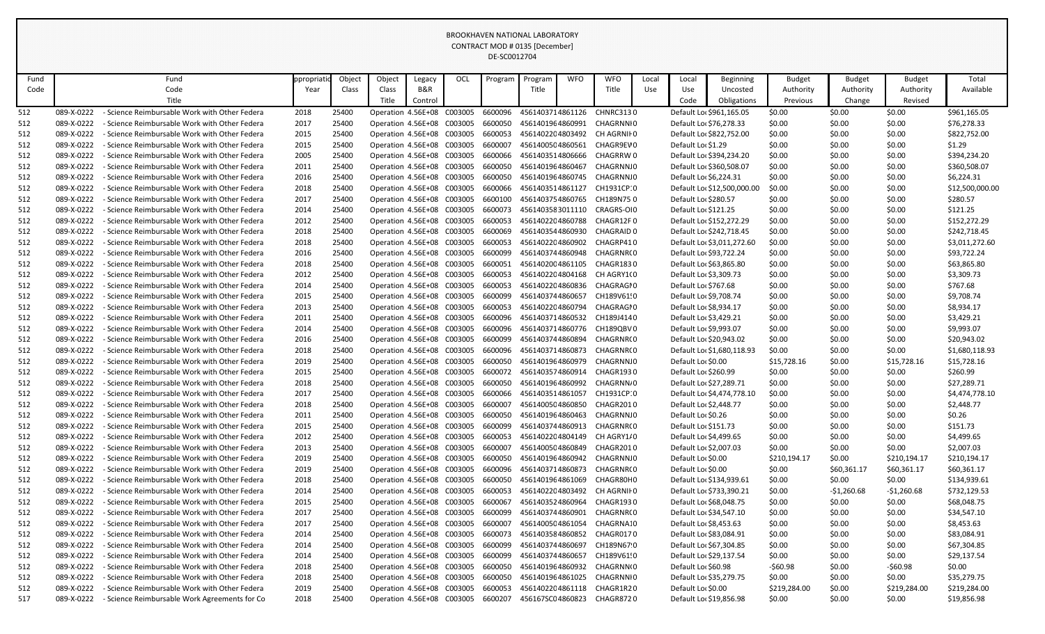BROOKHAVEN NATIONAL LABORATORY
CONTRACT MOD # 0135 [December]
DE-SC0012704

| Fund Code | Fund Code Title | Appropriation Year | Object Class | Object Class Title | Legacy B&R Control | OCL | Program | Program Title | WFO | WFO Title | Local Use | Local Use Code | Beginning Uncosted Obligations | Budget Authority Previous | Budget Authority Change | Budget Authority Revised | Total Available |
|---|---|---|---|---|---|---|---|---|---|---|---|---|---|---|---|---|---|
| 512 | 089-X-0222 - Science Reimbursable Work with Other Federa | 2018 | 25400 | Operation | 4.56E+08 | C003005 | 6600096 | 4561403714861126 | | CHNRC313 | 0 | Default Loc | $961,165.05 | $0.00 | $0.00 | $0.00 | $961,165.05 |
| 512 | 089-X-0222 - Science Reimbursable Work with Other Federa | 2017 | 25400 | Operation | 4.56E+08 | C003005 | 6600050 | 4561401964860991 | | CHAGRNNI | 0 | Default Loc | $76,278.33 | $0.00 | $0.00 | $0.00 | $76,278.33 |
| 512 | 089-X-0222 - Science Reimbursable Work with Other Federa | 2015 | 25400 | Operation | 4.56E+08 | C003005 | 6600053 | 4561402204803492 | | CH AGRNI | 0 | Default Loc | $822,752.00 | $0.00 | $0.00 | $0.00 | $822,752.00 |
| 512 | 089-X-0222 - Science Reimbursable Work with Other Federa | 2015 | 25400 | Operation | 4.56E+08 | C003005 | 6600007 | 4561400504860561 | | CHAGR9EW | 0 | Default Loc | $1.29 | $0.00 | $0.00 | $0.00 | $1.29 |
| 512 | 089-X-0222 - Science Reimbursable Work with Other Federa | 2005 | 25400 | Operation | 4.56E+08 | C003005 | 6600066 | 4561403514806666 | | CHAGRRW | 0 | Default Loc | $394,234.20 | $0.00 | $0.00 | $0.00 | $394,234.20 |
| 512 | 089-X-0222 - Science Reimbursable Work with Other Federa | 2011 | 25400 | Operation | 4.56E+08 | C003005 | 6600050 | 4561401964860467 | | CHAGRNNJ | 0 | Default Loc | $360,508.07 | $0.00 | $0.00 | $0.00 | $360,508.07 |
| 512 | 089-X-0222 - Science Reimbursable Work with Other Federa | 2016 | 25400 | Operation | 4.56E+08 | C003005 | 6600050 | 4561401964860745 | | CHAGRNNJ | 0 | Default Loc | $6,224.31 | $0.00 | $0.00 | $0.00 | $6,224.31 |
| 512 | 089-X-0222 - Science Reimbursable Work with Other Federa | 2018 | 25400 | Operation | 4.56E+08 | C003005 | 6600066 | 4561403514861127 | | CH1931CP | 0 | Default Loc | $12,500,000.00 | $0.00 | $0.00 | $0.00 | $12,500,000.00 |
| 512 | 089-X-0222 - Science Reimbursable Work with Other Federa | 2017 | 25400 | Operation | 4.56E+08 | C003005 | 6600100 | 4561403754860765 | | CH189N75 | 0 | Default Loc | $280.57 | $0.00 | $0.00 | $0.00 | $280.57 |
| 512 | 089-X-0222 - Science Reimbursable Work with Other Federa | 2014 | 25400 | Operation | 4.56E+08 | C003005 | 6600073 | 4561403583011110 | | CRAGRS-OI | 0 | Default Loc | $121.25 | $0.00 | $0.00 | $0.00 | $121.25 |
| 512 | 089-X-0222 - Science Reimbursable Work with Other Federa | 2012 | 25400 | Operation | 4.56E+08 | C003005 | 6600053 | 4561402204860788 | | CHAGR12F | 0 | Default Loc | $152,272.29 | $0.00 | $0.00 | $0.00 | $152,272.29 |
| 512 | 089-X-0222 - Science Reimbursable Work with Other Federa | 2018 | 25400 | Operation | 4.56E+08 | C003005 | 6600069 | 4561403544860930 | | CHAGRAID | 0 | Default Loc | $242,718.45 | $0.00 | $0.00 | $0.00 | $242,718.45 |
| 512 | 089-X-0222 - Science Reimbursable Work with Other Federa | 2018 | 25400 | Operation | 4.56E+08 | C003005 | 6600053 | 4561402204860902 | | CHAGRP41 | 0 | Default Loc | $3,011,272.60 | $0.00 | $0.00 | $0.00 | $3,011,272.60 |
| 512 | 089-X-0222 - Science Reimbursable Work with Other Federa | 2016 | 25400 | Operation | 4.56E+08 | C003005 | 6600099 | 4561403744860948 | | CHAGRNR | 0 | Default Loc | $93,722.24 | $0.00 | $0.00 | $0.00 | $93,722.24 |
| 512 | 089-X-0222 - Science Reimbursable Work with Other Federa | 2018 | 25400 | Operation | 4.56E+08 | C003005 | 6600051 | 4561402004861105 | | CHAGR183 | 0 | Default Loc | $63,865.80 | $0.00 | $0.00 | $0.00 | $63,865.80 |
| 512 | 089-X-0222 - Science Reimbursable Work with Other Federa | 2012 | 25400 | Operation | 4.56E+08 | C003005 | 6600053 | 4561402204804168 | | CH AGRY1 | 0 | Default Loc | $3,309.73 | $0.00 | $0.00 | $0.00 | $3,309.73 |
| 512 | 089-X-0222 - Science Reimbursable Work with Other Federa | 2014 | 25400 | Operation | 4.56E+08 | C003005 | 6600053 | 4561402204860836 | | CHAGRAGI | 0 | Default Loc | $767.68 | $0.00 | $0.00 | $0.00 | $767.68 |
| 512 | 089-X-0222 - Science Reimbursable Work with Other Federa | 2015 | 25400 | Operation | 4.56E+08 | C003005 | 6600099 | 4561403744860657 | | CH189V61 | 0 | Default Loc | $9,708.74 | $0.00 | $0.00 | $0.00 | $9,708.74 |
| 512 | 089-X-0222 - Science Reimbursable Work with Other Federa | 2013 | 25400 | Operation | 4.56E+08 | C003005 | 6600053 | 4561402204860794 | | CHAGRAGI | 0 | Default Loc | $8,934.17 | $0.00 | $0.00 | $0.00 | $8,934.17 |
| 512 | 089-X-0222 - Science Reimbursable Work with Other Federa | 2011 | 25400 | Operation | 4.56E+08 | C003005 | 6600096 | 4561403714860532 | | CH189J414 | 0 | Default Loc | $3,429.21 | $0.00 | $0.00 | $0.00 | $3,429.21 |
| 512 | 089-X-0222 - Science Reimbursable Work with Other Federa | 2014 | 25400 | Operation | 4.56E+08 | C003005 | 6600096 | 4561403714860776 | | CH189QBV | 0 | Default Loc | $9,993.07 | $0.00 | $0.00 | $0.00 | $9,993.07 |
| 512 | 089-X-0222 - Science Reimbursable Work with Other Federa | 2016 | 25400 | Operation | 4.56E+08 | C003005 | 6600099 | 4561403744860894 | | CHAGRNR | 0 | Default Loc | $20,943.02 | $0.00 | $0.00 | $0.00 | $20,943.02 |
| 512 | 089-X-0222 - Science Reimbursable Work with Other Federa | 2018 | 25400 | Operation | 4.56E+08 | C003005 | 6600096 | 4561403714860873 | | CHAGRNR | 0 | Default Loc | $1,680,118.93 | $0.00 | $0.00 | $0.00 | $1,680,118.93 |
| 512 | 089-X-0222 - Science Reimbursable Work with Other Federa | 2019 | 25400 | Operation | 4.56E+08 | C003005 | 6600050 | 4561401964860979 | | CHAGRNNJ | 0 | Default Loc | $0.00 | $15,728.16 | $0.00 | $15,728.16 | $15,728.16 |
| 512 | 089-X-0222 - Science Reimbursable Work with Other Federa | 2015 | 25400 | Operation | 4.56E+08 | C003005 | 6600072 | 4561403574860914 | | CHAGR193 | 0 | Default Loc | $260.99 | $0.00 | $0.00 | $0.00 | $260.99 |
| 512 | 089-X-0222 - Science Reimbursable Work with Other Federa | 2018 | 25400 | Operation | 4.56E+08 | C003005 | 6600050 | 4561401964860992 | | CHAGRNN | 0 | Default Loc | $27,289.71 | $0.00 | $0.00 | $0.00 | $27,289.71 |
| 512 | 089-X-0222 - Science Reimbursable Work with Other Federa | 2017 | 25400 | Operation | 4.56E+08 | C003005 | 6600066 | 4561403514861057 | | CH1931CP | 0 | Default Loc | $4,474,778.10 | $0.00 | $0.00 | $0.00 | $4,474,778.10 |
| 512 | 089-X-0222 - Science Reimbursable Work with Other Federa | 2018 | 25400 | Operation | 4.56E+08 | C003005 | 6600007 | 4561400504860850 | | CHAGR201 | 0 | Default Loc | $2,448.77 | $0.00 | $0.00 | $0.00 | $2,448.77 |
| 512 | 089-X-0222 - Science Reimbursable Work with Other Federa | 2011 | 25400 | Operation | 4.56E+08 | C003005 | 6600050 | 4561401964860463 | | CHAGRNNJ | 0 | Default Loc | $0.26 | $0.00 | $0.00 | $0.00 | $0.26 |
| 512 | 089-X-0222 - Science Reimbursable Work with Other Federa | 2015 | 25400 | Operation | 4.56E+08 | C003005 | 6600099 | 4561403744860913 | | CHAGRNR | 0 | Default Loc | $151.73 | $0.00 | $0.00 | $0.00 | $151.73 |
| 512 | 089-X-0222 - Science Reimbursable Work with Other Federa | 2012 | 25400 | Operation | 4.56E+08 | C003005 | 6600053 | 4561402204804149 | | CH AGRY1/ | 0 | Default Loc | $4,499.65 | $0.00 | $0.00 | $0.00 | $4,499.65 |
| 512 | 089-X-0222 - Science Reimbursable Work with Other Federa | 2013 | 25400 | Operation | 4.56E+08 | C003005 | 6600007 | 4561400504860849 | | CHAGR201 | 0 | Default Loc | $2,007.03 | $0.00 | $0.00 | $0.00 | $2,007.03 |
| 512 | 089-X-0222 - Science Reimbursable Work with Other Federa | 2019 | 25400 | Operation | 4.56E+08 | C003005 | 6600050 | 4561401964860942 | | CHAGRNNJ | 0 | Default Loc | $0.00 | $210,194.17 | $0.00 | $210,194.17 | $210,194.17 |
| 512 | 089-X-0222 - Science Reimbursable Work with Other Federa | 2019 | 25400 | Operation | 4.56E+08 | C003005 | 6600096 | 4561403714860873 | | CHAGRNR | 0 | Default Loc | $0.00 | $0.00 | $60,361.17 | $60,361.17 | $60,361.17 |
| 512 | 089-X-0222 - Science Reimbursable Work with Other Federa | 2018 | 25400 | Operation | 4.56E+08 | C003005 | 6600050 | 4561401964861069 | | CHAGR80H | 0 | Default Loc | $134,939.61 | $0.00 | $0.00 | $0.00 | $134,939.61 |
| 512 | 089-X-0222 - Science Reimbursable Work with Other Federa | 2014 | 25400 | Operation | 4.56E+08 | C003005 | 6600053 | 4561402204803492 | | CH AGRNI | 0 | Default Loc | $733,390.21 | $0.00 | -$1,260.68 | -$1,260.68 | $732,129.53 |
| 512 | 089-X-0222 - Science Reimbursable Work with Other Federa | 2015 | 25400 | Operation | 4.56E+08 | C003005 | 6600067 | 4561403524860964 | | CHAGR193 | 0 | Default Loc | $68,048.75 | $0.00 | $0.00 | $0.00 | $68,048.75 |
| 512 | 089-X-0222 - Science Reimbursable Work with Other Federa | 2017 | 25400 | Operation | 4.56E+08 | C003005 | 6600099 | 4561403744860901 | | CHAGRNR | 0 | Default Loc | $34,547.10 | $0.00 | $0.00 | $0.00 | $34,547.10 |
| 512 | 089-X-0222 - Science Reimbursable Work with Other Federa | 2017 | 25400 | Operation | 4.56E+08 | C003005 | 6600007 | 4561400504861054 | | CHAGRNA1 | 0 | Default Loc | $8,453.63 | $0.00 | $0.00 | $0.00 | $8,453.63 |
| 512 | 089-X-0222 - Science Reimbursable Work with Other Federa | 2014 | 25400 | Operation | 4.56E+08 | C003005 | 6600073 | 4561403584860852 | | CHAGR017 | 0 | Default Loc | $83,084.91 | $0.00 | $0.00 | $0.00 | $83,084.91 |
| 512 | 089-X-0222 - Science Reimbursable Work with Other Federa | 2014 | 25400 | Operation | 4.56E+08 | C003005 | 6600099 | 4561403744860697 | | CH189N67 | 0 | Default Loc | $67,304.85 | $0.00 | $0.00 | $0.00 | $67,304.85 |
| 512 | 089-X-0222 - Science Reimbursable Work with Other Federa | 2014 | 25400 | Operation | 4.56E+08 | C003005 | 6600099 | 4561403744860657 | | CH189V61 | 0 | Default Loc | $29,137.54 | $0.00 | $0.00 | $0.00 | $29,137.54 |
| 512 | 089-X-0222 - Science Reimbursable Work with Other Federa | 2018 | 25400 | Operation | 4.56E+08 | C003005 | 6600050 | 4561401964860932 | | CHAGRNN | 0 | Default Loc | $60.98 | -$60.98 | $0.00 | -$60.98 | $0.00 |
| 512 | 089-X-0222 - Science Reimbursable Work with Other Federa | 2018 | 25400 | Operation | 4.56E+08 | C003005 | 6600050 | 4561401964861025 | | CHAGRNNI | 0 | Default Loc | $35,279.75 | $0.00 | $0.00 | $0.00 | $35,279.75 |
| 512 | 089-X-0222 - Science Reimbursable Work with Other Federa | 2019 | 25400 | Operation | 4.56E+08 | C003005 | 6600053 | 4561402204861118 | | CHAGR1R2 | 0 | Default Loc | $0.00 | $219,284.00 | $0.00 | $219,284.00 | $219,284.00 |
| 517 | 089-X-0222 - Science Reimbursable Work Agreements for Co | 2018 | 25400 | Operation | 4.56E+08 | C003005 | 6600207 | 456167SC04860823 | | CHAGR872 | 0 | Default Loc | $19,856.98 | $0.00 | $0.00 | $0.00 | $19,856.98 |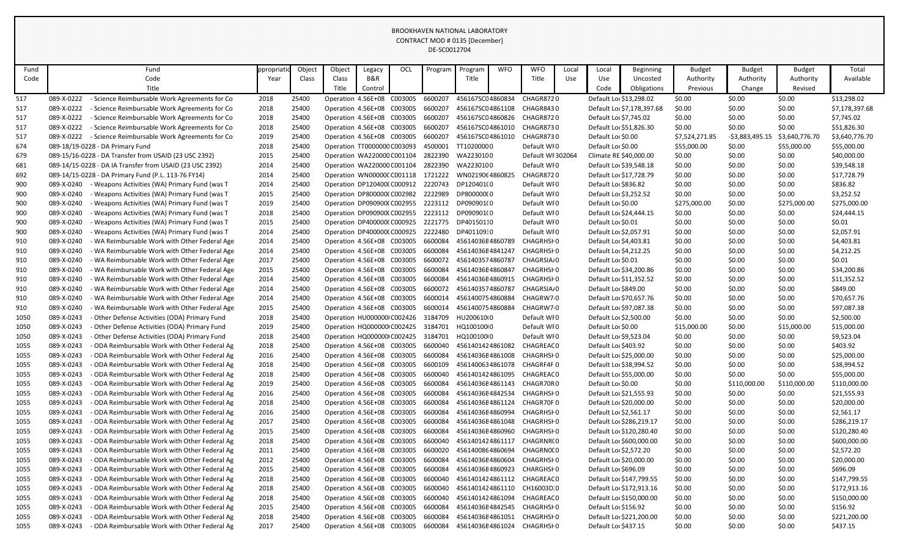BROOKHAVEN NATIONAL LABORATORY
CONTRACT MOD # 0135 [December]
DE-SC0012704

| Fund Code | Fund Code Title | Appropriation Year | Object Class | Object Class Title | Legacy B&R Control | OCL | Program | Program Title | WFO | WFO Title | Local Use | Local Use Code | Beginning Uncosted Obligations | Budget Authority Previous | Budget Authority Change | Budget Authority Revised | Total Available |
|---|---|---|---|---|---|---|---|---|---|---|---|---|---|---|---|---|---|
| 517 | 089-X-0222 - Science Reimbursable Work Agreements for Co | 2018 | 25400 | Operation | 4.56E+08 | C003005 | 6600207 | 456167SC04860834 | | CHAGR8720 | | Default Loc | $13,298.02 | $0.00 | $0.00 | $0.00 | $13,298.02 |
| 517 | 089-X-0222 - Science Reimbursable Work Agreements for Co | 2018 | 25400 | Operation | 4.56E+08 | C003005 | 6600207 | 456167SC04861108 | | CHAGR8430 | | Default Loc | $7,178,397.68 | $0.00 | $0.00 | $0.00 | $7,178,397.68 |
| 517 | 089-X-0222 - Science Reimbursable Work Agreements for Co | 2018 | 25400 | Operation | 4.56E+08 | C003005 | 6600207 | 456167SC04860826 | | CHAGR8720 | | Default Loc | $7,745.02 | $0.00 | $0.00 | $0.00 | $7,745.02 |
| 517 | 089-X-0222 - Science Reimbursable Work Agreements for Co | 2018 | 25400 | Operation | 4.56E+08 | C003005 | 6600207 | 456167SC04861010 | | CHAGR8730 | | Default Loc | $51,826.30 | $0.00 | $0.00 | $0.00 | $51,826.30 |
| 517 | 089-X-0222 - Science Reimbursable Work Agreements for Co | 2019 | 25400 | Operation | 4.56E+08 | C003005 | 6600207 | 456167SC04861010 | | CHAGR8730 | | Default Loc | $0.00 | $7,524,271.85 | -$3,883,495.15 | $3,640,776.70 | $3,640,776.70 |
| 674 | 089-18/19-0228 - DA Primary Fund | 2018 | 25400 | Operation | TT0000000 | C003093 | 4500001 | TT10200000 | | Default WF0 | | Default Loc | $0.00 | $55,000.00 | $0.00 | $55,000.00 | $55,000.00 |
| 679 | 089-15/16-0228 - DA Transfer from USAID (23 USC 2392) | 2015 | 25400 | Operation | WA220000 | C001104 | 2822390 | WA2230100 | | Default WF | 302064 | Climate RE | $40,000.00 | $0.00 | $0.00 | $0.00 | $40,000.00 |
| 681 | 089-14/15-0228 - DA IA Transfer from USAID (23 USC 2392) | 2014 | 25400 | Operation | WA220000 | C001104 | 2822390 | WA2230100 | | Default WF0 | | Default Loc | $39,548.18 | $0.00 | $0.00 | $0.00 | $39,548.18 |
| 692 | 089-14/15-0228 - DA Primary Fund (P.L. 113-76 FY14) | 2014 | 25400 | Operation | WN00000 | C001118 | 1721222 | WN02190 | 4860825 | CHAGR8720 | | Default Loc | $17,728.79 | $0.00 | $0.00 | $0.00 | $17,728.79 |
| 900 | 089-X-0240 - Weapons Activities (WA) Primary Fund (was T | 2014 | 25400 | Operation | DP120400 | C000912 | 2220743 | DP120401C0 | | Default WF0 | | Default Loc | $836.82 | $0.00 | $0.00 | $0.00 | $836.82 |
| 900 | 089-X-0240 - Weapons Activities (WA) Primary Fund (was T | 2015 | 25400 | Operation | DP800000 | C002982 | 2222989 | DP800000C0 | | Default WF0 | | Default Loc | $3,252.52 | $0.00 | $0.00 | $0.00 | $3,252.52 |
| 900 | 089-X-0240 - Weapons Activities (WA) Primary Fund (was T | 2019 | 25400 | Operation | DP090900 | C002955 | 2223112 | DP090901C0 | | Default WF0 | | Default Loc | $0.00 | $275,000.00 | $0.00 | $275,000.00 | $275,000.00 |
| 900 | 089-X-0240 - Weapons Activities (WA) Primary Fund (was T | 2018 | 25400 | Operation | DP090900 | C002955 | 2223112 | DP090901C0 | | Default WF0 | | Default Loc | $24,444.15 | $0.00 | $0.00 | $0.00 | $24,444.15 |
| 900 | 089-X-0240 - Weapons Activities (WA) Primary Fund (was T | 2015 | 25400 | Operation | DP400000 | C000925 | 2221775 | DP40150110 | | Default WF0 | | Default Loc | $0.01 | $0.00 | $0.00 | $0.00 | $0.01 |
| 900 | 089-X-0240 - Weapons Activities (WA) Primary Fund (was T | 2014 | 25400 | Operation | DP400000 | C000925 | 2222480 | DP40110930 | | Default WF0 | | Default Loc | $2,057.91 | $0.00 | $0.00 | $0.00 | $2,057.91 |
| 910 | 089-X-0240 - WA Reimbursable Work with Other Federal Age | 2014 | 25400 | Operation | 4.56E+08 | C003005 | 6600084 | 45614036E | 4860789 | CHAGRHSH0 | | Default Loc | $4,403.81 | $0.00 | $0.00 | $0.00 | $4,403.81 |
| 910 | 089-X-0240 - WA Reimbursable Work with Other Federal Age | 2014 | 25400 | Operation | 4.56E+08 | C003005 | 6600084 | 45614036E | 4841247 | CHAGRHSH0 | | Default Loc | $4,212.25 | $0.00 | $0.00 | $0.00 | $4,212.25 |
| 910 | 089-X-0240 - WA Reimbursable Work with Other Federal Age | 2017 | 25400 | Operation | 4.56E+08 | C003005 | 6600072 | 45614035 | 74860787 | CHAGRSIA0 | | Default Loc | $0.01 | $0.00 | $0.00 | $0.00 | $0.01 |
| 910 | 089-X-0240 - WA Reimbursable Work with Other Federal Age | 2015 | 25400 | Operation | 4.56E+08 | C003005 | 6600084 | 45614036E | 4860847 | CHAGRHSH0 | | Default Loc | $34,200.86 | $0.00 | $0.00 | $0.00 | $34,200.86 |
| 910 | 089-X-0240 - WA Reimbursable Work with Other Federal Age | 2014 | 25400 | Operation | 4.56E+08 | C003005 | 6600084 | 45614036E | 4860915 | CHAGRHSH0 | | Default Loc | $11,352.52 | $0.00 | $0.00 | $0.00 | $11,352.52 |
| 910 | 089-X-0240 - WA Reimbursable Work with Other Federal Age | 2014 | 25400 | Operation | 4.56E+08 | C003005 | 6600072 | 45614035 | 74860787 | CHAGRSIA0 | | Default Loc | $849.00 | $0.00 | $0.00 | $0.00 | $849.00 |
| 910 | 089-X-0240 - WA Reimbursable Work with Other Federal Age | 2014 | 25400 | Operation | 4.56E+08 | C003005 | 6600014 | 45614007 | 54860884 | CHAGRW70 | | Default Loc | $70,657.76 | $0.00 | $0.00 | $0.00 | $70,657.76 |
| 910 | 089-X-0240 - WA Reimbursable Work with Other Federal Age | 2015 | 25400 | Operation | 4.56E+08 | C003005 | 6600014 | 45614007 | 54860884 | CHAGRW70 | | Default Loc | $97,087.38 | $0.00 | $0.00 | $0.00 | $97,087.38 |
| 1050 | 089-X-0243 - Other Defense Activities (ODA) Primary Fund | 2018 | 25400 | Operation | HU000000 | C002426 | 3184709 | HU200610C0 | | Default WF0 | | Default Loc | $2,500.00 | $0.00 | $0.00 | $0.00 | $2,500.00 |
| 1050 | 089-X-0243 - Other Defense Activities (ODA) Primary Fund | 2019 | 25400 | Operation | HQ000000 | C002425 | 3184701 | HQ100100C0 | | Default WF0 | | Default Loc | $0.00 | $15,000.00 | $0.00 | $15,000.00 | $15,000.00 |
| 1050 | 089-X-0243 - Other Defense Activities (ODA) Primary Fund | 2018 | 25400 | Operation | HQ000000 | C002425 | 3184701 | HQ100100C0 | | Default WF0 | | Default Loc | $9,523.04 | $0.00 | $0.00 | $0.00 | $9,523.04 |
| 1055 | 089-X-0243 - ODA Reimbursable Work with Other Federal Ag | 2018 | 25400 | Operation | 4.56E+08 | C003005 | 6600040 | 45614014 | 24861082 | CHAGREAC0 | | Default Loc | $403.92 | $0.00 | $0.00 | $0.00 | $403.92 |
| 1055 | 089-X-0243 - ODA Reimbursable Work with Other Federal Ag | 2016 | 25400 | Operation | 4.56E+08 | C003005 | 6600084 | 45614036E | 4861008 | CHAGRHSH0 | | Default Loc | $25,000.00 | $0.00 | $0.00 | $0.00 | $25,000.00 |
| 1055 | 089-X-0243 - ODA Reimbursable Work with Other Federal Ag | 2018 | 25400 | Operation | 4.56E+08 | C003005 | 6600109 | 45614006 | 34861078 | CHAGRF4F0 | | Default Loc | $38,994.52 | $0.00 | $0.00 | $0.00 | $38,994.52 |
| 1055 | 089-X-0243 - ODA Reimbursable Work with Other Federal Ag | 2018 | 25400 | Operation | 4.56E+08 | C003005 | 6600040 | 45614014 | 24861095 | CHAGREAC0 | | Default Loc | $55,000.00 | $0.00 | $0.00 | $0.00 | $55,000.00 |
| 1055 | 089-X-0243 - ODA Reimbursable Work with Other Federal Ag | 2019 | 25400 | Operation | 4.56E+08 | C003005 | 6600084 | 45614036E | 4861143 | CHAGR70R0 | | Default Loc | $0.00 | $0.00 | $110,000.00 | $110,000.00 | $110,000.00 |
| 1055 | 089-X-0243 - ODA Reimbursable Work with Other Federal Ag | 2016 | 25400 | Operation | 4.56E+08 | C003005 | 6600084 | 45614036E | 4842534 | CHAGRHSH0 | | Default Loc | $21,555.93 | $0.00 | $0.00 | $0.00 | $21,555.93 |
| 1055 | 089-X-0243 - ODA Reimbursable Work with Other Federal Ag | 2018 | 25400 | Operation | 4.56E+08 | C003005 | 6600084 | 45614036E | 4861124 | CHAGR70F0 | | Default Loc | $20,000.00 | $0.00 | $0.00 | $0.00 | $20,000.00 |
| 1055 | 089-X-0243 - ODA Reimbursable Work with Other Federal Ag | 2016 | 25400 | Operation | 4.56E+08 | C003005 | 6600084 | 45614036E | 4860994 | CHAGRHSH0 | | Default Loc | $2,561.17 | $0.00 | $0.00 | $0.00 | $2,561.17 |
| 1055 | 089-X-0243 - ODA Reimbursable Work with Other Federal Ag | 2017 | 25400 | Operation | 4.56E+08 | C003005 | 6600084 | 45614036E | 4861048 | CHAGRHSH0 | | Default Loc | $286,219.17 | $0.00 | $0.00 | $0.00 | $286,219.17 |
| 1055 | 089-X-0243 - ODA Reimbursable Work with Other Federal Ag | 2015 | 25400 | Operation | 4.56E+08 | C003005 | 6600084 | 45614036E | 4860960 | CHAGRHSH0 | | Default Loc | $120,280.40 | $0.00 | $0.00 | $0.00 | $120,280.40 |
| 1055 | 089-X-0243 - ODA Reimbursable Work with Other Federal Ag | 2018 | 25400 | Operation | 4.56E+08 | C003005 | 6600040 | 45614014 | 24861117 | CHAGRNRC0 | | Default Loc | $600,000.00 | $0.00 | $0.00 | $0.00 | $600,000.00 |
| 1055 | 089-X-0243 - ODA Reimbursable Work with Other Federal Ag | 2011 | 25400 | Operation | 4.56E+08 | C003005 | 6600020 | 45614008 | 64860694 | CHAGRNOC0 | | Default Loc | $2,572.20 | $0.00 | $0.00 | $0.00 | $2,572.20 |
| 1055 | 089-X-0243 - ODA Reimbursable Work with Other Federal Ag | 2012 | 25400 | Operation | 4.56E+08 | C003005 | 6600084 | 45614036E | 4860604 | CHAGRHSH0 | | Default Loc | $20,000.00 | $0.00 | $0.00 | $0.00 | $20,000.00 |
| 1055 | 089-X-0243 - ODA Reimbursable Work with Other Federal Ag | 2015 | 25400 | Operation | 4.56E+08 | C003005 | 6600084 | 45614036E | 4860923 | CHARGHSH0 | | Default Loc | $696.09 | $0.00 | $0.00 | $0.00 | $696.09 |
| 1055 | 089-X-0243 - ODA Reimbursable Work with Other Federal Ag | 2018 | 25400 | Operation | 4.56E+08 | C003005 | 6600040 | 45614014 | 24861112 | CHAGREAC0 | | Default Loc | $147,799.55 | $0.00 | $0.00 | $0.00 | $147,799.55 |
| 1055 | 089-X-0243 - ODA Reimbursable Work with Other Federal Ag | 2018 | 25400 | Operation | 4.56E+08 | C003005 | 6600040 | 45614014 | 24861110 | CH16003D0 | | Default Loc | $172,913.16 | $0.00 | $0.00 | $0.00 | $172,913.16 |
| 1055 | 089-X-0243 - ODA Reimbursable Work with Other Federal Ag | 2018 | 25400 | Operation | 4.56E+08 | C003005 | 6600040 | 45614014 | 24861094 | CHAGREAC0 | | Default Loc | $150,000.00 | $0.00 | $0.00 | $0.00 | $150,000.00 |
| 1055 | 089-X-0243 - ODA Reimbursable Work with Other Federal Ag | 2015 | 25400 | Operation | 4.56E+08 | C003005 | 6600084 | 45614036E | 4842545 | CHAGRHSH0 | | Default Loc | $156.92 | $0.00 | $0.00 | $0.00 | $156.92 |
| 1055 | 089-X-0243 - ODA Reimbursable Work with Other Federal Ag | 2018 | 25400 | Operation | 4.56E+08 | C003005 | 6600084 | 45614036E | 4861051 | CHAGRHSH0 | | Default Loc | $221,200.00 | $0.00 | $0.00 | $0.00 | $221,200.00 |
| 1055 | 089-X-0243 - ODA Reimbursable Work with Other Federal Ag | 2017 | 25400 | Operation | 4.56E+08 | C003005 | 6600084 | 45614036E | 4861024 | CHAGRHSH0 | | Default Loc | $437.15 | $0.00 | $0.00 | $0.00 | $437.15 |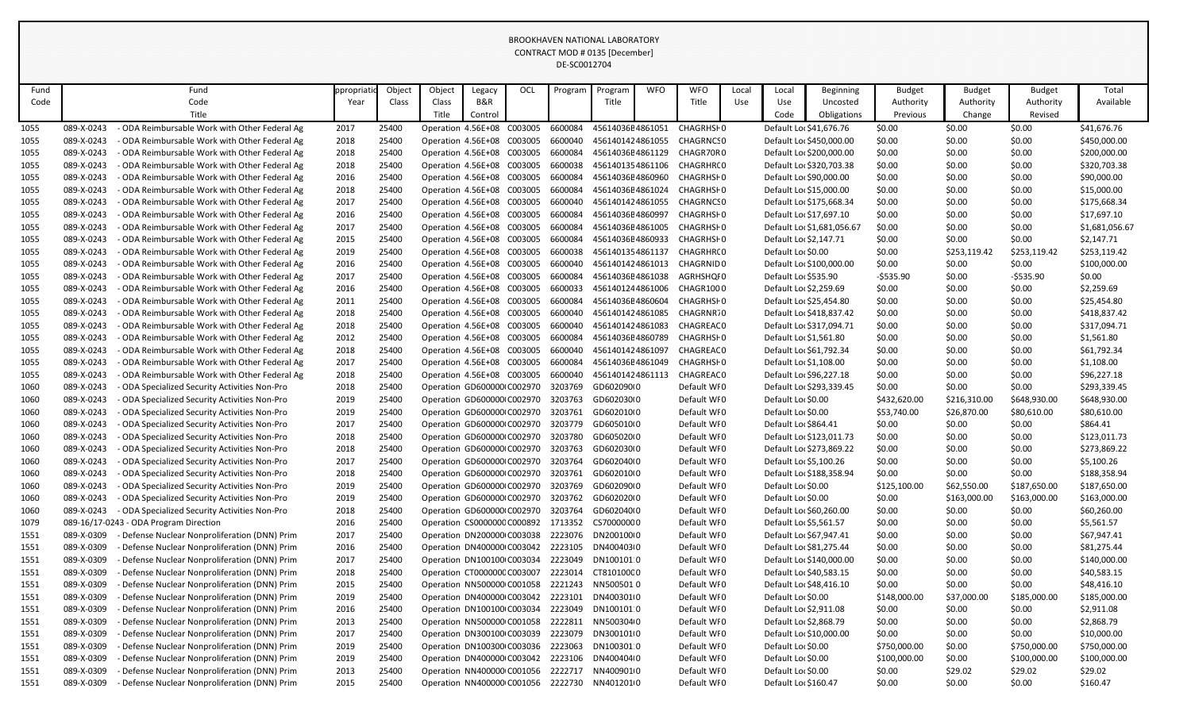BROOKHAVEN NATIONAL LABORATORY
CONTRACT MOD # 0135 [December]
DE-SC0012704

| Fund Code | Fund Code Title | Appropriation Year | Object Class | Object Class Title | Legacy B&R Control | OCL | Program | Program Title | WFO | WFO Title | Local Use | Local Use Code | Beginning Uncosted Obligations | Budget Authority Previous | Budget Authority Change | Budget Authority Revised | Total Available |
|---|---|---|---|---|---|---|---|---|---|---|---|---|---|---|---|---|---|
| 1055 | 089-X-0243 - ODA Reimbursable Work with Other Federal Ag | 2017 | 25400 | Operation | 4.56E+08 | C003005 | 6600084 | 456140368 | 4861051 | CHAGRHSH | 0 | Default Loc | $41,676.76 | $0.00 | $0.00 | $0.00 | $41,676.76 |
| 1055 | 089-X-0243 - ODA Reimbursable Work with Other Federal Ag | 2018 | 25400 | Operation | 4.56E+08 | C003005 | 6600040 | 456140142 | 4861055 | CHAGRNCS | 0 | Default Loc | $450,000.00 | $0.00 | $0.00 | $0.00 | $450,000.00 |
| 1055 | 089-X-0243 - ODA Reimbursable Work with Other Federal Ag | 2018 | 25400 | Operation | 4.56E+08 | C003005 | 6600084 | 456140368 | 4861129 | CHAGR70R | 0 | Default Loc | $200,000.00 | $0.00 | $0.00 | $0.00 | $200,000.00 |
| 1055 | 089-X-0243 - ODA Reimbursable Work with Other Federal Ag | 2018 | 25400 | Operation | 4.56E+08 | C003005 | 6600038 | 456140135 | 4861106 | CHAGRHRC | 0 | Default Loc | $320,703.38 | $0.00 | $0.00 | $0.00 | $320,703.38 |
| 1055 | 089-X-0243 - ODA Reimbursable Work with Other Federal Ag | 2016 | 25400 | Operation | 4.56E+08 | C003005 | 6600084 | 456140368 | 4860960 | CHAGRHSH | 0 | Default Loc | $90,000.00 | $0.00 | $0.00 | $0.00 | $90,000.00 |
| 1055 | 089-X-0243 - ODA Reimbursable Work with Other Federal Ag | 2018 | 25400 | Operation | 4.56E+08 | C003005 | 6600084 | 456140368 | 4861024 | CHAGRHSH | 0 | Default Loc | $15,000.00 | $0.00 | $0.00 | $0.00 | $15,000.00 |
| 1055 | 089-X-0243 - ODA Reimbursable Work with Other Federal Ag | 2017 | 25400 | Operation | 4.56E+08 | C003005 | 6600040 | 456140142 | 4861055 | CHAGRNCS | 0 | Default Loc | $175,668.34 | $0.00 | $0.00 | $0.00 | $175,668.34 |
| 1055 | 089-X-0243 - ODA Reimbursable Work with Other Federal Ag | 2016 | 25400 | Operation | 4.56E+08 | C003005 | 6600084 | 456140368 | 4860997 | CHAGRHSH | 0 | Default Loc | $17,697.10 | $0.00 | $0.00 | $0.00 | $17,697.10 |
| 1055 | 089-X-0243 - ODA Reimbursable Work with Other Federal Ag | 2017 | 25400 | Operation | 4.56E+08 | C003005 | 6600084 | 456140368 | 4861005 | CHAGRHSH | 0 | Default Loc | $1,681,056.67 | $0.00 | $0.00 | $0.00 | $1,681,056.67 |
| 1055 | 089-X-0243 - ODA Reimbursable Work with Other Federal Ag | 2015 | 25400 | Operation | 4.56E+08 | C003005 | 6600084 | 456140368 | 4860933 | CHAGRHSH | 0 | Default Loc | $2,147.71 | $0.00 | $0.00 | $0.00 | $2,147.71 |
| 1055 | 089-X-0243 - ODA Reimbursable Work with Other Federal Ag | 2019 | 25400 | Operation | 4.56E+08 | C003005 | 6600038 | 456140135 | 4861137 | CHAGRHRC | 0 | Default Loc | $0.00 | $0.00 | $253,119.42 | $253,119.42 | $253,119.42 |
| 1055 | 089-X-0243 - ODA Reimbursable Work with Other Federal Ag | 2016 | 25400 | Operation | 4.56E+08 | C003005 | 6600040 | 456140142 | 4861013 | CHAGRNID | 0 | Default Loc | $100,000.00 | $0.00 | $0.00 | $0.00 | $100,000.00 |
| 1055 | 089-X-0243 - ODA Reimbursable Work with Other Federal Ag | 2017 | 25400 | Operation | 4.56E+08 | C003005 | 6600084 | 456140368 | 4861038 | AGRHSHQF | 0 | Default Loc | $535.90 | -$535.90 | $0.00 | -$535.90 | $0.00 |
| 1055 | 089-X-0243 - ODA Reimbursable Work with Other Federal Ag | 2016 | 25400 | Operation | 4.56E+08 | C003005 | 6600033 | 456140124 | 4861006 | CHAGR100 | 0 | Default Loc | $2,259.69 | $0.00 | $0.00 | $0.00 | $2,259.69 |
| 1055 | 089-X-0243 - ODA Reimbursable Work with Other Federal Ag | 2011 | 25400 | Operation | 4.56E+08 | C003005 | 6600084 | 456140368 | 4860604 | CHAGRHSH | 0 | Default Loc | $25,454.80 | $0.00 | $0.00 | $0.00 | $25,454.80 |
| 1055 | 089-X-0243 - ODA Reimbursable Work with Other Federal Ag | 2018 | 25400 | Operation | 4.56E+08 | C003005 | 6600040 | 456140142 | 4861085 | CHAGRNR7 | 0 | Default Loc | $418,837.42 | $0.00 | $0.00 | $0.00 | $418,837.42 |
| 1055 | 089-X-0243 - ODA Reimbursable Work with Other Federal Ag | 2018 | 25400 | Operation | 4.56E+08 | C003005 | 6600040 | 456140142 | 4861083 | CHAGREAC | 0 | Default Loc | $317,094.71 | $0.00 | $0.00 | $0.00 | $317,094.71 |
| 1055 | 089-X-0243 - ODA Reimbursable Work with Other Federal Ag | 2012 | 25400 | Operation | 4.56E+08 | C003005 | 6600084 | 456140368 | 4860789 | CHAGRHSH | 0 | Default Loc | $1,561.80 | $0.00 | $0.00 | $0.00 | $1,561.80 |
| 1055 | 089-X-0243 - ODA Reimbursable Work with Other Federal Ag | 2018 | 25400 | Operation | 4.56E+08 | C003005 | 6600040 | 456140142 | 4861097 | CHAGREAC | 0 | Default Loc | $61,792.34 | $0.00 | $0.00 | $0.00 | $61,792.34 |
| 1055 | 089-X-0243 - ODA Reimbursable Work with Other Federal Ag | 2017 | 25400 | Operation | 4.56E+08 | C003005 | 6600084 | 456140368 | 4861049 | CHAGRHSH | 0 | Default Loc | $1,108.00 | $0.00 | $0.00 | $0.00 | $1,108.00 |
| 1055 | 089-X-0243 - ODA Reimbursable Work with Other Federal Ag | 2018 | 25400 | Operation | 4.56E+08 | C003005 | 6600040 | 456140142 | 4861113 | CHAGREAC | 0 | Default Loc | $96,227.18 | $0.00 | $0.00 | $0.00 | $96,227.18 |
| 1060 | 089-X-0243 - ODA Specialized Security Activities Non-Pro | 2018 | 25400 | Operation | GD600000 | C002970 | 3203769 | GD602090 | 0 | Default WF | 0 | Default Loc | $293,339.45 | $0.00 | $0.00 | $0.00 | $293,339.45 |
| 1060 | 089-X-0243 - ODA Specialized Security Activities Non-Pro | 2019 | 25400 | Operation | GD600000 | C002970 | 3203763 | GD602030 | 0 | Default WF | 0 | Default Loc | $0.00 | $432,620.00 | $216,310.00 | $648,930.00 | $648,930.00 |
| 1060 | 089-X-0243 - ODA Specialized Security Activities Non-Pro | 2019 | 25400 | Operation | GD600000 | C002970 | 3203761 | GD602010 | 0 | Default WF | 0 | Default Loc | $0.00 | $53,740.00 | $26,870.00 | $80,610.00 | $80,610.00 |
| 1060 | 089-X-0243 - ODA Specialized Security Activities Non-Pro | 2017 | 25400 | Operation | GD600000 | C002970 | 3203779 | GD605010 | 0 | Default WF | 0 | Default Loc | $864.41 | $0.00 | $0.00 | $0.00 | $864.41 |
| 1060 | 089-X-0243 - ODA Specialized Security Activities Non-Pro | 2018 | 25400 | Operation | GD600000 | C002970 | 3203780 | GD605020 | 0 | Default WF | 0 | Default Loc | $123,011.73 | $0.00 | $0.00 | $0.00 | $123,011.73 |
| 1060 | 089-X-0243 - ODA Specialized Security Activities Non-Pro | 2018 | 25400 | Operation | GD600000 | C002970 | 3203763 | GD602030 | 0 | Default WF | 0 | Default Loc | $273,869.22 | $0.00 | $0.00 | $0.00 | $273,869.22 |
| 1060 | 089-X-0243 - ODA Specialized Security Activities Non-Pro | 2017 | 25400 | Operation | GD600000 | C002970 | 3203764 | GD602040 | 0 | Default WF | 0 | Default Loc | $5,100.26 | $0.00 | $0.00 | $0.00 | $5,100.26 |
| 1060 | 089-X-0243 - ODA Specialized Security Activities Non-Pro | 2018 | 25400 | Operation | GD600000 | C002970 | 3203761 | GD602010 | 0 | Default WF | 0 | Default Loc | $188,358.94 | $0.00 | $0.00 | $0.00 | $188,358.94 |
| 1060 | 089-X-0243 - ODA Specialized Security Activities Non-Pro | 2019 | 25400 | Operation | GD600000 | C002970 | 3203769 | GD602090 | 0 | Default WF | 0 | Default Loc | $0.00 | $125,100.00 | $62,550.00 | $187,650.00 | $187,650.00 |
| 1060 | 089-X-0243 - ODA Specialized Security Activities Non-Pro | 2019 | 25400 | Operation | GD600000 | C002970 | 3203762 | GD602020 | 0 | Default WF | 0 | Default Loc | $0.00 | $0.00 | $163,000.00 | $163,000.00 | $163,000.00 |
| 1060 | 089-X-0243 - ODA Specialized Security Activities Non-Pro | 2018 | 25400 | Operation | GD600000 | C002970 | 3203764 | GD602040 | 0 | Default WF | 0 | Default Loc | $60,260.00 | $0.00 | $0.00 | $0.00 | $60,260.00 |
| 1079 | 089-16/17-0243 - ODA Program Direction | 2016 | 25400 | Operation | CS000000 | C000892 | 1713352 | CS700000 | 0 | Default WF | 0 | Default Loc | $5,561.57 | $0.00 | $0.00 | $0.00 | $5,561.57 |
| 1551 | 089-X-0309 - Defense Nuclear Nonproliferation (DNN) Prim | 2017 | 25400 | Operation | DN200000 | C003038 | 2223076 | DN200100 | 0 | Default WF | 0 | Default Loc | $67,947.41 | $0.00 | $0.00 | $0.00 | $67,947.41 |
| 1551 | 089-X-0309 - Defense Nuclear Nonproliferation (DNN) Prim | 2016 | 25400 | Operation | DN400000 | C003042 | 2223105 | DN400403 | 0 | Default WF | 0 | Default Loc | $81,275.44 | $0.00 | $0.00 | $0.00 | $81,275.44 |
| 1551 | 089-X-0309 - Defense Nuclear Nonproliferation (DNN) Prim | 2017 | 25400 | Operation | DN100100 | C003034 | 2223049 | DN100101 | 0 | Default WF | 0 | Default Loc | $140,000.00 | $0.00 | $0.00 | $0.00 | $140,000.00 |
| 1551 | 089-X-0309 - Defense Nuclear Nonproliferation (DNN) Prim | 2018 | 25400 | Operation | CT000000 | C003007 | 2223014 | CT810100 | 0 | Default WF | 0 | Default Loc | $40,583.15 | $0.00 | $0.00 | $0.00 | $40,583.15 |
| 1551 | 089-X-0309 - Defense Nuclear Nonproliferation (DNN) Prim | 2015 | 25400 | Operation | NN500000 | C001058 | 2221243 | NN500501 | 0 | Default WF | 0 | Default Loc | $48,416.10 | $0.00 | $0.00 | $0.00 | $48,416.10 |
| 1551 | 089-X-0309 - Defense Nuclear Nonproliferation (DNN) Prim | 2019 | 25400 | Operation | DN400000 | C003042 | 2223101 | DN400301 | 0 | Default WF | 0 | Default Loc | $0.00 | $148,000.00 | $37,000.00 | $185,000.00 | $185,000.00 |
| 1551 | 089-X-0309 - Defense Nuclear Nonproliferation (DNN) Prim | 2016 | 25400 | Operation | DN100100 | C003034 | 2223049 | DN100101 | 0 | Default WF | 0 | Default Loc | $2,911.08 | $0.00 | $0.00 | $0.00 | $2,911.08 |
| 1551 | 089-X-0309 - Defense Nuclear Nonproliferation (DNN) Prim | 2013 | 25400 | Operation | NN500000 | C001058 | 2222811 | NN500304 | 0 | Default WF | 0 | Default Loc | $2,868.79 | $0.00 | $0.00 | $0.00 | $2,868.79 |
| 1551 | 089-X-0309 - Defense Nuclear Nonproliferation (DNN) Prim | 2017 | 25400 | Operation | DN300100 | C003039 | 2223079 | DN300101 | 0 | Default WF | 0 | Default Loc | $10,000.00 | $0.00 | $0.00 | $0.00 | $10,000.00 |
| 1551 | 089-X-0309 - Defense Nuclear Nonproliferation (DNN) Prim | 2019 | 25400 | Operation | DN100300 | C003036 | 2223063 | DN100301 | 0 | Default WF | 0 | Default Loc | $0.00 | $750,000.00 | $0.00 | $750,000.00 | $750,000.00 |
| 1551 | 089-X-0309 - Defense Nuclear Nonproliferation (DNN) Prim | 2019 | 25400 | Operation | DN400000 | C003042 | 2223106 | DN400404 | 0 | Default WF | 0 | Default Loc | $0.00 | $100,000.00 | $0.00 | $100,000.00 | $100,000.00 |
| 1551 | 089-X-0309 - Defense Nuclear Nonproliferation (DNN) Prim | 2013 | 25400 | Operation | NN400000 | C001056 | 2222717 | NN400901 | 0 | Default WF | 0 | Default Loc | $0.00 | $0.00 | $29.02 | $29.02 | $29.02 |
| 1551 | 089-X-0309 - Defense Nuclear Nonproliferation (DNN) Prim | 2015 | 25400 | Operation | NN400000 | C001056 | 2222730 | NN401201 | 0 | Default WF | 0 | Default Loc | $160.47 | $0.00 | $0.00 | $0.00 | $160.47 |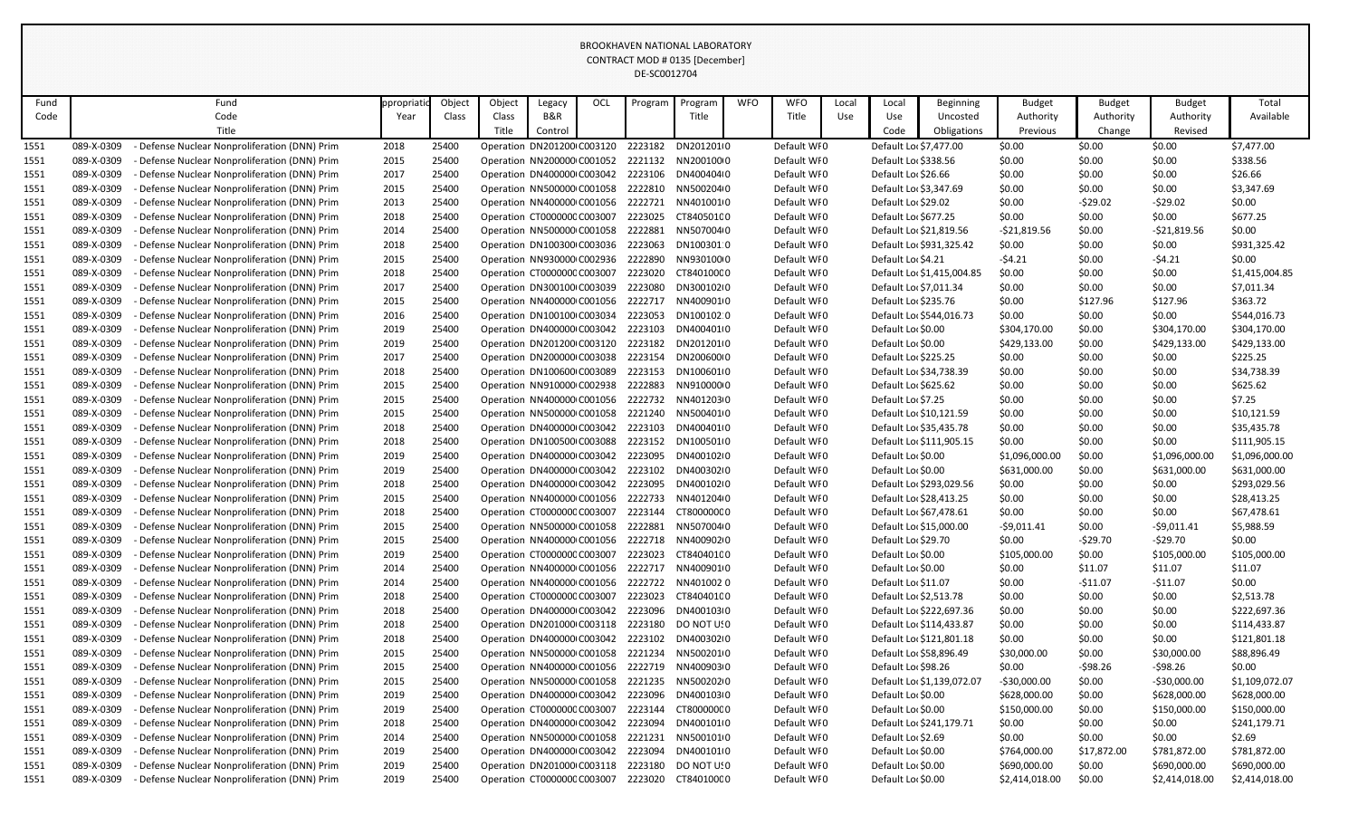BROOKHAVEN NATIONAL LABORATORY
CONTRACT MOD # 0135 [December]
DE-SC0012704

| Fund Code | Fund Code Title | Appropriation Year | Object Class | Object Class Title | Legacy B&R Control | OCL | Program | Program Title | WFO | WFO Title | Local Use | Local Use Code | Beginning Uncosted Obligations | Budget Authority Previous | Budget Authority Change | Budget Authority Revised | Total Available |
|---|---|---|---|---|---|---|---|---|---|---|---|---|---|---|---|---|---|
| 1551 | 089-X-0309 - Defense Nuclear Nonproliferation (DNN) Prim | 2018 | 25400 | Operation | DN201200 | C003120 | 2223182 | DN201201 | | Default WF0 | | Default Lo | $7,477.00 | $0.00 | $0.00 | $0.00 | $7,477.00 |
| 1551 | 089-X-0309 - Defense Nuclear Nonproliferation (DNN) Prim | 2015 | 25400 | Operation | NN200000 | C001052 | 2221132 | NN200100 | | Default WF0 | | Default Lo | $338.56 | $0.00 | $0.00 | $0.00 | $338.56 |
| 1551 | 089-X-0309 - Defense Nuclear Nonproliferation (DNN) Prim | 2017 | 25400 | Operation | DN400000 | C003042 | 2223106 | DN400404 | | Default WF0 | | Default Lo | $26.66 | $0.00 | $0.00 | $0.00 | $26.66 |
| 1551 | 089-X-0309 - Defense Nuclear Nonproliferation (DNN) Prim | 2015 | 25400 | Operation | NN500000 | C001058 | 2222810 | NN500204 | | Default WF0 | | Default Lo | $3,347.69 | $0.00 | $0.00 | $0.00 | $3,347.69 |
| 1551 | 089-X-0309 - Defense Nuclear Nonproliferation (DNN) Prim | 2013 | 25400 | Operation | NN400000 | C001056 | 2222721 | NN401001 | | Default WF0 | | Default Lo | $29.02 | $0.00 | -$29.02 | -$29.02 | $0.00 |
| 1551 | 089-X-0309 - Defense Nuclear Nonproliferation (DNN) Prim | 2018 | 25400 | Operation | CT000000 | C003007 | 2223025 | CT840501 | | Default WF0 | | Default Lo | $677.25 | $0.00 | $0.00 | $0.00 | $677.25 |
| 1551 | 089-X-0309 - Defense Nuclear Nonproliferation (DNN) Prim | 2014 | 25400 | Operation | NN500000 | C001058 | 2222881 | NN507004 | | Default WF0 | | Default Lo | $21,819.56 | -$21,819.56 | $0.00 | -$21,819.56 | $0.00 |
| 1551 | 089-X-0309 - Defense Nuclear Nonproliferation (DNN) Prim | 2018 | 25400 | Operation | DN100300 | C003036 | 2223063 | DN100301 | | Default WF0 | | Default Lo | $931,325.42 | $0.00 | $0.00 | $0.00 | $931,325.42 |
| 1551 | 089-X-0309 - Defense Nuclear Nonproliferation (DNN) Prim | 2015 | 25400 | Operation | NN930000 | C002936 | 2222890 | NN930100 | | Default WF0 | | Default Lo | $4.21 | -$4.21 | $0.00 | -$4.21 | $0.00 |
| 1551 | 089-X-0309 - Defense Nuclear Nonproliferation (DNN) Prim | 2018 | 25400 | Operation | CT000000 | C003007 | 2223020 | CT840100 | | Default WF0 | | Default Lo | $1,415,004.85 | $0.00 | $0.00 | $0.00 | $1,415,004.85 |
| 1551 | 089-X-0309 - Defense Nuclear Nonproliferation (DNN) Prim | 2017 | 25400 | Operation | DN300100 | C003039 | 2223080 | DN300102 | | Default WF0 | | Default Lo | $7,011.34 | $0.00 | $0.00 | $0.00 | $7,011.34 |
| 1551 | 089-X-0309 - Defense Nuclear Nonproliferation (DNN) Prim | 2015 | 25400 | Operation | NN400000 | C001056 | 2222717 | NN400901 | | Default WF0 | | Default Lo | $235.76 | $0.00 | $127.96 | $127.96 | $363.72 |
| 1551 | 089-X-0309 - Defense Nuclear Nonproliferation (DNN) Prim | 2016 | 25400 | Operation | DN100100 | C003034 | 2223053 | DN100102 | | Default WF0 | | Default Lo | $544,016.73 | $0.00 | $0.00 | $0.00 | $544,016.73 |
| 1551 | 089-X-0309 - Defense Nuclear Nonproliferation (DNN) Prim | 2019 | 25400 | Operation | DN400000 | C003042 | 2223103 | DN400401 | | Default WF0 | | Default Lo | $0.00 | $304,170.00 | $0.00 | $304,170.00 | $304,170.00 |
| 1551 | 089-X-0309 - Defense Nuclear Nonproliferation (DNN) Prim | 2019 | 25400 | Operation | DN201200 | C003120 | 2223182 | DN201201 | | Default WF0 | | Default Lo | $0.00 | $429,133.00 | $0.00 | $429,133.00 | $429,133.00 |
| 1551 | 089-X-0309 - Defense Nuclear Nonproliferation (DNN) Prim | 2017 | 25400 | Operation | DN200000 | C003038 | 2223154 | DN200600 | | Default WF0 | | Default Lo | $225.25 | $0.00 | $0.00 | $0.00 | $225.25 |
| 1551 | 089-X-0309 - Defense Nuclear Nonproliferation (DNN) Prim | 2018 | 25400 | Operation | DN100600 | C003089 | 2223153 | DN100601 | | Default WF0 | | Default Lo | $34,738.39 | $0.00 | $0.00 | $0.00 | $34,738.39 |
| 1551 | 089-X-0309 - Defense Nuclear Nonproliferation (DNN) Prim | 2015 | 25400 | Operation | NN910000 | C002938 | 2222883 | NN910000 | | Default WF0 | | Default Lo | $625.62 | $0.00 | $0.00 | $0.00 | $625.62 |
| 1551 | 089-X-0309 - Defense Nuclear Nonproliferation (DNN) Prim | 2015 | 25400 | Operation | NN400000 | C001056 | 2222732 | NN401203 | | Default WF0 | | Default Lo | $7.25 | $0.00 | $0.00 | $0.00 | $7.25 |
| 1551 | 089-X-0309 - Defense Nuclear Nonproliferation (DNN) Prim | 2015 | 25400 | Operation | NN500000 | C001058 | 2221240 | NN500401 | | Default WF0 | | Default Lo | $10,121.59 | $0.00 | $0.00 | $0.00 | $10,121.59 |
| 1551 | 089-X-0309 - Defense Nuclear Nonproliferation (DNN) Prim | 2018 | 25400 | Operation | DN400000 | C003042 | 2223103 | DN400401 | | Default WF0 | | Default Lo | $35,435.78 | $0.00 | $0.00 | $0.00 | $35,435.78 |
| 1551 | 089-X-0309 - Defense Nuclear Nonproliferation (DNN) Prim | 2018 | 25400 | Operation | DN100500 | C003088 | 2223152 | DN100501 | | Default WF0 | | Default Lo | $111,905.15 | $0.00 | $0.00 | $0.00 | $111,905.15 |
| 1551 | 089-X-0309 - Defense Nuclear Nonproliferation (DNN) Prim | 2019 | 25400 | Operation | DN400000 | C003042 | 2223095 | DN400102 | | Default WF0 | | Default Lo | $0.00 | $1,096,000.00 | $0.00 | $1,096,000.00 | $1,096,000.00 |
| 1551 | 089-X-0309 - Defense Nuclear Nonproliferation (DNN) Prim | 2019 | 25400 | Operation | DN400000 | C003042 | 2223102 | DN400302 | | Default WF0 | | Default Lo | $0.00 | $631,000.00 | $0.00 | $631,000.00 | $631,000.00 |
| 1551 | 089-X-0309 - Defense Nuclear Nonproliferation (DNN) Prim | 2018 | 25400 | Operation | DN400000 | C003042 | 2223095 | DN400102 | | Default WF0 | | Default Lo | $293,029.56 | $0.00 | $0.00 | $0.00 | $293,029.56 |
| 1551 | 089-X-0309 - Defense Nuclear Nonproliferation (DNN) Prim | 2015 | 25400 | Operation | NN400000 | C001056 | 2222733 | NN401204 | | Default WF0 | | Default Lo | $28,413.25 | $0.00 | $0.00 | $0.00 | $28,413.25 |
| 1551 | 089-X-0309 - Defense Nuclear Nonproliferation (DNN) Prim | 2018 | 25400 | Operation | CT000000 | C003007 | 2223144 | CT800000 | | Default WF0 | | Default Lo | $67,478.61 | $0.00 | $0.00 | $0.00 | $67,478.61 |
| 1551 | 089-X-0309 - Defense Nuclear Nonproliferation (DNN) Prim | 2015 | 25400 | Operation | NN500000 | C001058 | 2222881 | NN507004 | | Default WF0 | | Default Lo | $15,000.00 | -$9,011.41 | $0.00 | -$9,011.41 | $5,988.59 |
| 1551 | 089-X-0309 - Defense Nuclear Nonproliferation (DNN) Prim | 2015 | 25400 | Operation | NN400000 | C001056 | 2222718 | NN400902 | | Default WF0 | | Default Lo | $29.70 | $0.00 | -$29.70 | -$29.70 | $0.00 |
| 1551 | 089-X-0309 - Defense Nuclear Nonproliferation (DNN) Prim | 2019 | 25400 | Operation | CT000000 | C003007 | 2223023 | CT840401 | | Default WF0 | | Default Lo | $0.00 | $105,000.00 | $0.00 | $105,000.00 | $105,000.00 |
| 1551 | 089-X-0309 - Defense Nuclear Nonproliferation (DNN) Prim | 2014 | 25400 | Operation | NN400000 | C001056 | 2222717 | NN400901 | | Default WF0 | | Default Lo | $0.00 | $0.00 | $11.07 | $11.07 | $11.07 |
| 1551 | 089-X-0309 - Defense Nuclear Nonproliferation (DNN) Prim | 2014 | 25400 | Operation | NN400000 | C001056 | 2222722 | NN401002 | | Default WF0 | | Default Lo | $11.07 | $0.00 | -$11.07 | -$11.07 | $0.00 |
| 1551 | 089-X-0309 - Defense Nuclear Nonproliferation (DNN) Prim | 2018 | 25400 | Operation | CT000000 | C003007 | 2223023 | CT840401 | | Default WF0 | | Default Lo | $2,513.78 | $0.00 | $0.00 | $0.00 | $2,513.78 |
| 1551 | 089-X-0309 - Defense Nuclear Nonproliferation (DNN) Prim | 2018 | 25400 | Operation | DN400000 | C003042 | 2223096 | DN400103 | | Default WF0 | | Default Lo | $222,697.36 | $0.00 | $0.00 | $0.00 | $222,697.36 |
| 1551 | 089-X-0309 - Defense Nuclear Nonproliferation (DNN) Prim | 2018 | 25400 | Operation | DN201000 | C003118 | 2223180 | DO NOT US | | Default WF0 | | Default Lo | $114,433.87 | $0.00 | $0.00 | $0.00 | $114,433.87 |
| 1551 | 089-X-0309 - Defense Nuclear Nonproliferation (DNN) Prim | 2018 | 25400 | Operation | DN400000 | C003042 | 2223102 | DN400302 | | Default WF0 | | Default Lo | $121,801.18 | $0.00 | $0.00 | $0.00 | $121,801.18 |
| 1551 | 089-X-0309 - Defense Nuclear Nonproliferation (DNN) Prim | 2015 | 25400 | Operation | NN500000 | C001058 | 2221234 | NN500201 | | Default WF0 | | Default Lo | $58,896.49 | $30,000.00 | $0.00 | $30,000.00 | $88,896.49 |
| 1551 | 089-X-0309 - Defense Nuclear Nonproliferation (DNN) Prim | 2015 | 25400 | Operation | NN400000 | C001056 | 2222719 | NN400903 | | Default WF0 | | Default Lo | $98.26 | $0.00 | -$98.26 | -$98.26 | $0.00 |
| 1551 | 089-X-0309 - Defense Nuclear Nonproliferation (DNN) Prim | 2015 | 25400 | Operation | NN500000 | C001058 | 2221235 | NN500202 | | Default WF0 | | Default Lo | $1,139,072.07 | -$30,000.00 | $0.00 | -$30,000.00 | $1,109,072.07 |
| 1551 | 089-X-0309 - Defense Nuclear Nonproliferation (DNN) Prim | 2019 | 25400 | Operation | DN400000 | C003042 | 2223096 | DN400103 | | Default WF0 | | Default Lo | $0.00 | $628,000.00 | $0.00 | $628,000.00 | $628,000.00 |
| 1551 | 089-X-0309 - Defense Nuclear Nonproliferation (DNN) Prim | 2019 | 25400 | Operation | CT000000 | C003007 | 2223144 | CT800000 | | Default WF0 | | Default Lo | $0.00 | $150,000.00 | $0.00 | $150,000.00 | $150,000.00 |
| 1551 | 089-X-0309 - Defense Nuclear Nonproliferation (DNN) Prim | 2018 | 25400 | Operation | DN400000 | C003042 | 2223094 | DN400101 | | Default WF0 | | Default Lo | $241,179.71 | $0.00 | $0.00 | $0.00 | $241,179.71 |
| 1551 | 089-X-0309 - Defense Nuclear Nonproliferation (DNN) Prim | 2014 | 25400 | Operation | NN500000 | C001058 | 2221231 | NN500101 | | Default WF0 | | Default Lo | $2.69 | $0.00 | $0.00 | $0.00 | $2.69 |
| 1551 | 089-X-0309 - Defense Nuclear Nonproliferation (DNN) Prim | 2019 | 25400 | Operation | DN400000 | C003042 | 2223094 | DN400101 | | Default WF0 | | Default Lo | $0.00 | $764,000.00 | $17,872.00 | $781,872.00 | $781,872.00 |
| 1551 | 089-X-0309 - Defense Nuclear Nonproliferation (DNN) Prim | 2019 | 25400 | Operation | DN201000 | C003118 | 2223180 | DO NOT US | | Default WF0 | | Default Lo | $0.00 | $690,000.00 | $0.00 | $690,000.00 | $690,000.00 |
| 1551 | 089-X-0309 - Defense Nuclear Nonproliferation (DNN) Prim | 2019 | 25400 | Operation | CT000000 | C003007 | 2223020 | CT840100 | | Default WF0 | | Default Lo | $0.00 | $2,414,018.00 | $0.00 | $2,414,018.00 | $2,414,018.00 |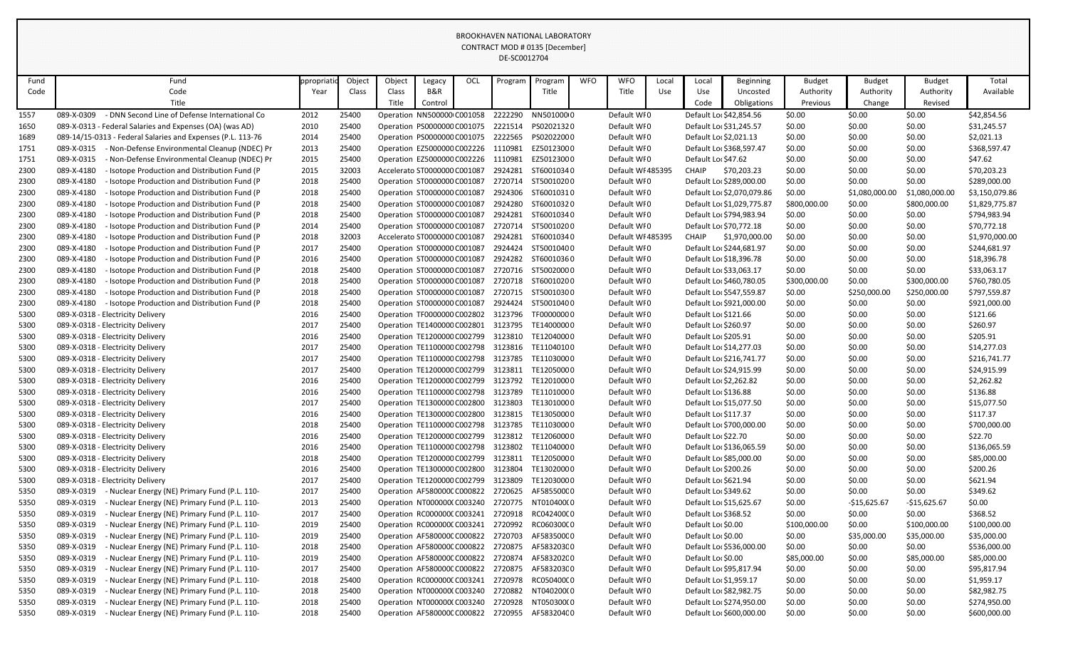BROOKHAVEN NATIONAL LABORATORY
CONTRACT MOD # 0135 [December]
DE-SC0012704

| Fund Code | Fund Code Title | Appropriation Year | Object Class | Object Class Title | Legacy B&R Control | OCL | Program | Program Title | WFO | WFO Title | Local Use | Local Use Code | Beginning Uncosted Obligations | Budget Authority Previous | Budget Authority Change | Budget Authority Revised | Total Available |
|---|---|---|---|---|---|---|---|---|---|---|---|---|---|---|---|---|---|
| 1557 | 089-X-0309 - DNN Second Line of Defense International Co | 2012 | 25400 | Operation | NN500000 | C001058 | 2222290 | NN5010000 | | Default WF | 0 | Default Loc | $42,854.56 | $0.00 | $0.00 | $0.00 | $42,854.56 |
| 1650 | 089-X-0313 - Federal Salaries and Expenses (OA) (was AD) | 2010 | 25400 | Operation | PS0000000 | C001075 | 2221514 | PS0202132 | | Default WF | 0 | Default Loc | $31,245.57 | $0.00 | $0.00 | $0.00 | $31,245.57 |
| 1689 | 089-14/15-0313 - Federal Salaries and Expenses (P.L. 113-76 | 2014 | 25400 | Operation | PS0000000 | C001075 | 2222565 | PS0202200 | | Default WF | 0 | Default Loc | $2,021.13 | $0.00 | $0.00 | $0.00 | $2,021.13 |
| 1751 | 089-X-0315 - Non-Defense Environmental Cleanup (NDEC) Pr | 2013 | 25400 | Operation | EZ5000000 | C002226 | 1110981 | EZ5012300 | | Default WF | 0 | Default Loc | $368,597.47 | $0.00 | $0.00 | $0.00 | $368,597.47 |
| 1751 | 089-X-0315 - Non-Defense Environmental Cleanup (NDEC) Pr | 2015 | 25400 | Operation | EZ5000000 | C002226 | 1110981 | EZ5012300 | | Default WF | 0 | Default Loc | $47.62 | $0.00 | $0.00 | $0.00 | $47.62 |
| 2300 | 089-X-4180 - Isotope Production and Distribution Fund (P | 2015 | 32003 | Accelerato | ST0000000 | C001087 | 2924281 | ST6001034 | 0 | Default WF | 485395 | CHAIP | $70,203.23 | $0.00 | $0.00 | $0.00 | $70,203.23 |
| 2300 | 089-X-4180 - Isotope Production and Distribution Fund (P | 2018 | 25400 | Operation | ST0000000 | C001087 | 2720714 | ST5001020 | | Default WF | 0 | Default Loc | $289,000.00 | $0.00 | $0.00 | $0.00 | $289,000.00 |
| 2300 | 089-X-4180 - Isotope Production and Distribution Fund (P | 2018 | 25400 | Operation | ST0000000 | C001087 | 2924306 | ST6001031 | | Default WF | 0 | Default Loc | $2,070,079.86 | $0.00 | $1,080,000.00 | $1,080,000.00 | $3,150,079.86 |
| 2300 | 089-X-4180 - Isotope Production and Distribution Fund (P | 2018 | 25400 | Operation | ST0000000 | C001087 | 2924280 | ST6001032 | | Default WF | 0 | Default Loc | $1,029,775.87 | $800,000.00 | $0.00 | $800,000.00 | $1,829,775.87 |
| 2300 | 089-X-4180 - Isotope Production and Distribution Fund (P | 2018 | 25400 | Operation | ST0000000 | C001087 | 2924281 | ST6001034 | | Default WF | 0 | Default Loc | $794,983.94 | $0.00 | $0.00 | $0.00 | $794,983.94 |
| 2300 | 089-X-4180 - Isotope Production and Distribution Fund (P | 2014 | 25400 | Operation | ST0000000 | C001087 | 2720714 | ST5001020 | | Default WF | 0 | Default Loc | $70,772.18 | $0.00 | $0.00 | $0.00 | $70,772.18 |
| 2300 | 089-X-4180 - Isotope Production and Distribution Fund (P | 2018 | 32003 | Accelerato | ST0000000 | C001087 | 2924281 | ST6001034 | 0 | Default WF | 485395 | CHAIP | $1,970,000.00 | $0.00 | $0.00 | $0.00 | $1,970,000.00 |
| 2300 | 089-X-4180 - Isotope Production and Distribution Fund (P | 2017 | 25400 | Operation | ST0000000 | C001087 | 2924424 | ST5001040 | | Default WF | 0 | Default Loc | $244,681.97 | $0.00 | $0.00 | $0.00 | $244,681.97 |
| 2300 | 089-X-4180 - Isotope Production and Distribution Fund (P | 2016 | 25400 | Operation | ST0000000 | C001087 | 2924282 | ST6001036 | | Default WF | 0 | Default Loc | $18,396.78 | $0.00 | $0.00 | $0.00 | $18,396.78 |
| 2300 | 089-X-4180 - Isotope Production and Distribution Fund (P | 2018 | 25400 | Operation | ST0000000 | C001087 | 2720716 | ST5002000 | | Default WF | 0 | Default Loc | $33,063.17 | $0.00 | $0.00 | $0.00 | $33,063.17 |
| 2300 | 089-X-4180 - Isotope Production and Distribution Fund (P | 2018 | 25400 | Operation | ST0000000 | C001087 | 2720718 | ST6001020 | | Default WF | 0 | Default Loc | $460,780.05 | $300,000.00 | $0.00 | $300,000.00 | $760,780.05 |
| 2300 | 089-X-4180 - Isotope Production and Distribution Fund (P | 2018 | 25400 | Operation | ST0000000 | C001087 | 2720715 | ST5001030 | | Default WF | 0 | Default Loc | $547,559.87 | $0.00 | $250,000.00 | $250,000.00 | $797,559.87 |
| 2300 | 089-X-4180 - Isotope Production and Distribution Fund (P | 2018 | 25400 | Operation | ST0000000 | C001087 | 2924424 | ST5001040 | | Default WF | 0 | Default Loc | $921,000.00 | $0.00 | $0.00 | $0.00 | $921,000.00 |
| 5300 | 089-X-0318 - Electricity Delivery | 2016 | 25400 | Operation | TF0000000 | C002802 | 3123796 | TF0000000 | | Default WF | 0 | Default Loc | $121.66 | $0.00 | $0.00 | $0.00 | $121.66 |
| 5300 | 089-X-0318 - Electricity Delivery | 2017 | 25400 | Operation | TE1400000 | C002801 | 3123795 | TE1400000 | | Default WF | 0 | Default Loc | $260.97 | $0.00 | $0.00 | $0.00 | $260.97 |
| 5300 | 089-X-0318 - Electricity Delivery | 2016 | 25400 | Operation | TE1200000 | C002799 | 3123810 | TE1204000 | | Default WF | 0 | Default Loc | $205.91 | $0.00 | $0.00 | $0.00 | $205.91 |
| 5300 | 089-X-0318 - Electricity Delivery | 2017 | 25400 | Operation | TE1100000 | C002798 | 3123816 | TE1104010 | | Default WF | 0 | Default Loc | $14,277.03 | $0.00 | $0.00 | $0.00 | $14,277.03 |
| 5300 | 089-X-0318 - Electricity Delivery | 2017 | 25400 | Operation | TE1100000 | C002798 | 3123785 | TE1103000 | | Default WF | 0 | Default Loc | $216,741.77 | $0.00 | $0.00 | $0.00 | $216,741.77 |
| 5300 | 089-X-0318 - Electricity Delivery | 2017 | 25400 | Operation | TE1200000 | C002799 | 3123811 | TE1205000 | | Default WF | 0 | Default Loc | $24,915.99 | $0.00 | $0.00 | $0.00 | $24,915.99 |
| 5300 | 089-X-0318 - Electricity Delivery | 2016 | 25400 | Operation | TE1200000 | C002799 | 3123792 | TE1201000 | | Default WF | 0 | Default Loc | $2,262.82 | $0.00 | $0.00 | $0.00 | $2,262.82 |
| 5300 | 089-X-0318 - Electricity Delivery | 2016 | 25400 | Operation | TE1100000 | C002798 | 3123789 | TE1101000 | | Default WF | 0 | Default Loc | $136.88 | $0.00 | $0.00 | $0.00 | $136.88 |
| 5300 | 089-X-0318 - Electricity Delivery | 2017 | 25400 | Operation | TE1300000 | C002800 | 3123803 | TE1301000 | | Default WF | 0 | Default Loc | $15,077.50 | $0.00 | $0.00 | $0.00 | $15,077.50 |
| 5300 | 089-X-0318 - Electricity Delivery | 2016 | 25400 | Operation | TE1300000 | C002800 | 3123815 | TE1305000 | | Default WF | 0 | Default Loc | $117.37 | $0.00 | $0.00 | $0.00 | $117.37 |
| 5300 | 089-X-0318 - Electricity Delivery | 2018 | 25400 | Operation | TE1100000 | C002798 | 3123785 | TE1103000 | | Default WF | 0 | Default Loc | $700,000.00 | $0.00 | $0.00 | $0.00 | $700,000.00 |
| 5300 | 089-X-0318 - Electricity Delivery | 2016 | 25400 | Operation | TE1200000 | C002799 | 3123812 | TE1206000 | | Default WF | 0 | Default Loc | $22.70 | $0.00 | $0.00 | $0.00 | $22.70 |
| 5300 | 089-X-0318 - Electricity Delivery | 2016 | 25400 | Operation | TE1100000 | C002798 | 3123802 | TE1104000 | | Default WF | 0 | Default Loc | $136,065.59 | $0.00 | $0.00 | $0.00 | $136,065.59 |
| 5300 | 089-X-0318 - Electricity Delivery | 2018 | 25400 | Operation | TE1200000 | C002799 | 3123811 | TE1205000 | | Default WF | 0 | Default Loc | $85,000.00 | $0.00 | $0.00 | $0.00 | $85,000.00 |
| 5300 | 089-X-0318 - Electricity Delivery | 2016 | 25400 | Operation | TE1300000 | C002800 | 3123804 | TE1302000 | | Default WF | 0 | Default Loc | $200.26 | $0.00 | $0.00 | $0.00 | $200.26 |
| 5300 | 089-X-0318 - Electricity Delivery | 2017 | 25400 | Operation | TE1200000 | C002799 | 3123809 | TE1203000 | | Default WF | 0 | Default Loc | $621.94 | $0.00 | $0.00 | $0.00 | $621.94 |
| 5350 | 089-X-0319 - Nuclear Energy (NE) Primary Fund (P.L. 110- | 2017 | 25400 | Operation | AF580000 | C000822 | 2720625 | AF585500 | | Default WF | 0 | Default Loc | $349.62 | $0.00 | $0.00 | $0.00 | $349.62 |
| 5350 | 089-X-0319 - Nuclear Energy (NE) Primary Fund (P.L. 110- | 2013 | 25400 | Operation | NT000000 | C003240 | 2720775 | NT010400 | | Default WF | 0 | Default Loc | $15,625.67 | $0.00 | -$15,625.67 | -$15,625.67 | $0.00 |
| 5350 | 089-X-0319 - Nuclear Energy (NE) Primary Fund (P.L. 110- | 2017 | 25400 | Operation | RC000000 | C003241 | 2720918 | RC042400 | | Default WF | 0 | Default Loc | $368.52 | $0.00 | $0.00 | $0.00 | $368.52 |
| 5350 | 089-X-0319 - Nuclear Energy (NE) Primary Fund (P.L. 110- | 2019 | 25400 | Operation | RC000000 | C003241 | 2720992 | RC060300 | | Default WF | 0 | Default Loc | $0.00 | $100,000.00 | $0.00 | $100,000.00 | $100,000.00 |
| 5350 | 089-X-0319 - Nuclear Energy (NE) Primary Fund (P.L. 110- | 2019 | 25400 | Operation | AF580000 | C000822 | 2720703 | AF583500 | | Default WF | 0 | Default Loc | $0.00 | $0.00 | $35,000.00 | $35,000.00 | $35,000.00 |
| 5350 | 089-X-0319 - Nuclear Energy (NE) Primary Fund (P.L. 110- | 2018 | 25400 | Operation | AF580000 | C000822 | 2720875 | AF583203 | | Default WF | 0 | Default Loc | $536,000.00 | $0.00 | $0.00 | $0.00 | $536,000.00 |
| 5350 | 089-X-0319 - Nuclear Energy (NE) Primary Fund (P.L. 110- | 2019 | 25400 | Operation | AF580000 | C000822 | 2720874 | AF583202 | | Default WF | 0 | Default Loc | $0.00 | $85,000.00 | $0.00 | $85,000.00 | $85,000.00 |
| 5350 | 089-X-0319 - Nuclear Energy (NE) Primary Fund (P.L. 110- | 2017 | 25400 | Operation | AF580000 | C000822 | 2720875 | AF583203 | | Default WF | 0 | Default Loc | $95,817.94 | $0.00 | $0.00 | $0.00 | $95,817.94 |
| 5350 | 089-X-0319 - Nuclear Energy (NE) Primary Fund (P.L. 110- | 2018 | 25400 | Operation | RC000000 | C003241 | 2720978 | RC050400 | | Default WF | 0 | Default Loc | $1,959.17 | $0.00 | $0.00 | $0.00 | $1,959.17 |
| 5350 | 089-X-0319 - Nuclear Energy (NE) Primary Fund (P.L. 110- | 2018 | 25400 | Operation | NT000000 | C003240 | 2720882 | NT040200 | | Default WF | 0 | Default Loc | $82,982.75 | $0.00 | $0.00 | $0.00 | $82,982.75 |
| 5350 | 089-X-0319 - Nuclear Energy (NE) Primary Fund (P.L. 110- | 2018 | 25400 | Operation | NT000000 | C003240 | 2720928 | NT050300 | | Default WF | 0 | Default Loc | $274,950.00 | $0.00 | $0.00 | $0.00 | $274,950.00 |
| 5350 | 089-X-0319 - Nuclear Energy (NE) Primary Fund (P.L. 110- | 2018 | 25400 | Operation | AF580000 | C000822 | 2720955 | AF583204 | | Default WF | 0 | Default Loc | $600,000.00 | $0.00 | $0.00 | $0.00 | $600,000.00 |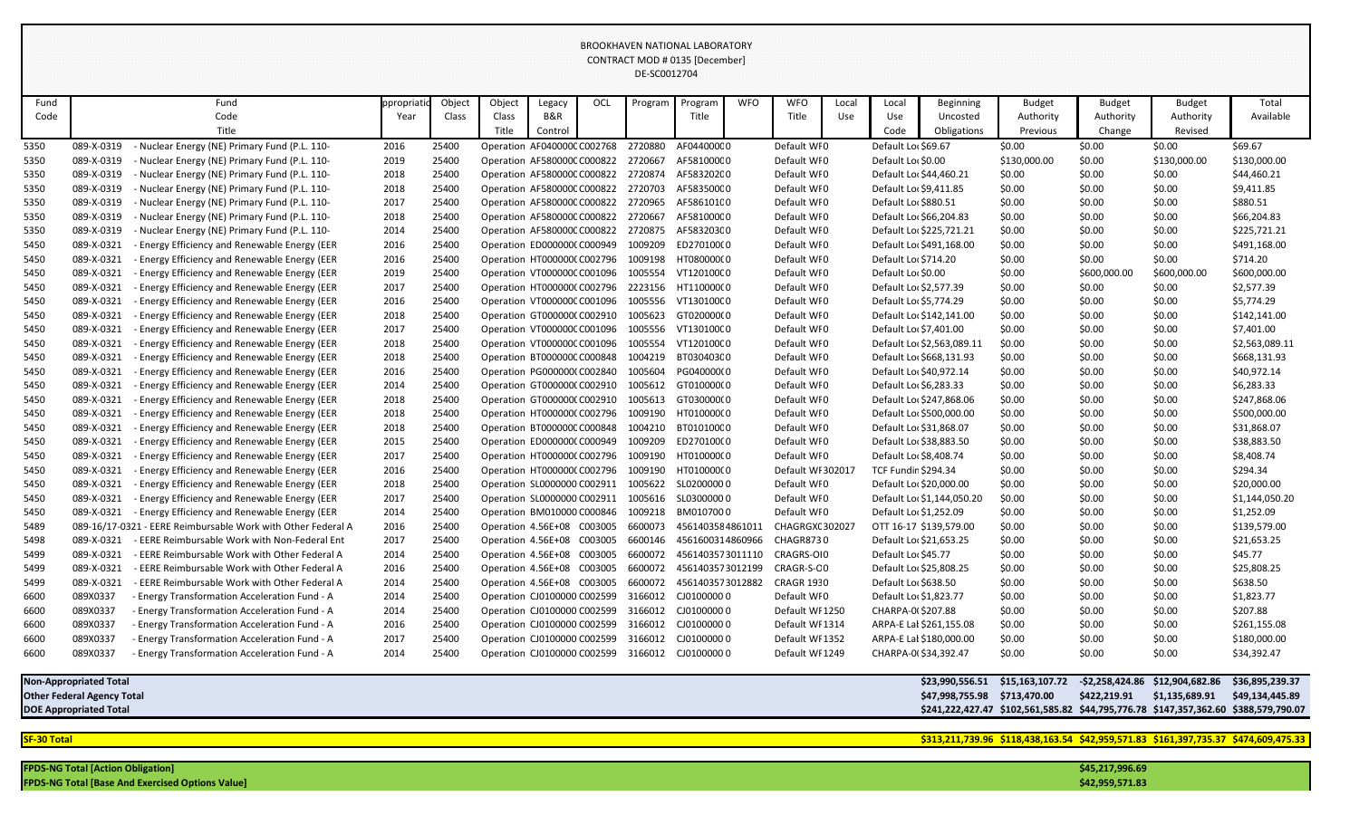BROOKHAVEN NATIONAL LABORATORY
CONTRACT MOD # 0135 [December]
DE-SC0012704

| Fund Code | Fund Code Title | ppropriatio Year | Object Class | Object Class Title | Legacy B&R Control | OCL | Program | Program Title | WFO | WFO Title | Local Use | Local Use Code | Beginning Uncosted Obligations | Budget Authority Previous | Budget Authority Change | Budget Authority Revised | Total Available |
|---|---|---|---|---|---|---|---|---|---|---|---|---|---|---|---|---|---|
| 5350 | 089-X-0319 - Nuclear Energy (NE) Primary Fund (P.L. 110- | 2016 | 25400 | Operation | AF040000C | C002768 | 2720880 | AF040400C0 | | Default WF0 | | Default Loc | $69.67 | $0.00 | $0.00 | $0.00 | $69.67 |
| 5350 | 089-X-0319 - Nuclear Energy (NE) Primary Fund (P.L. 110- | 2019 | 25400 | Operation | AF580000C | C000822 | 2720667 | AF581000C0 | | Default WF0 | | Default Loc | $0.00 | $130,000.00 | $0.00 | $130,000.00 | $130,000.00 |
| 5350 | 089-X-0319 - Nuclear Energy (NE) Primary Fund (P.L. 110- | 2018 | 25400 | Operation | AF580000C | C000822 | 2720874 | AF583202C0 | | Default WF0 | | Default Loc | $44,460.21 | $0.00 | $0.00 | $0.00 | $44,460.21 |
| 5350 | 089-X-0319 - Nuclear Energy (NE) Primary Fund (P.L. 110- | 2018 | 25400 | Operation | AF580000C | C000822 | 2720703 | AF583500C0 | | Default WF0 | | Default Loc | $9,411.85 | $0.00 | $0.00 | $0.00 | $9,411.85 |
| 5350 | 089-X-0319 - Nuclear Energy (NE) Primary Fund (P.L. 110- | 2017 | 25400 | Operation | AF580000C | C000822 | 2720965 | AF586101C0 | | Default WF0 | | Default Loc | $880.51 | $0.00 | $0.00 | $0.00 | $880.51 |
| 5350 | 089-X-0319 - Nuclear Energy (NE) Primary Fund (P.L. 110- | 2018 | 25400 | Operation | AF580000C | C000822 | 2720667 | AF581000C0 | | Default WF0 | | Default Loc | $66,204.83 | $0.00 | $0.00 | $0.00 | $66,204.83 |
| 5350 | 089-X-0319 - Nuclear Energy (NE) Primary Fund (P.L. 110- | 2014 | 25400 | Operation | AF580000C | C000822 | 2720875 | AF583203C0 | | Default WF0 | | Default Loc | $225,721.21 | $0.00 | $0.00 | $0.00 | $225,721.21 |
| 5450 | 089-X-0321 - Energy Efficiency and Renewable Energy (EER | 2016 | 25400 | Operation | ED000000C | C000949 | 1009209 | ED270100C0 | | Default WF0 | | Default Loc | $491,168.00 | $0.00 | $0.00 | $0.00 | $491,168.00 |
| 5450 | 089-X-0321 - Energy Efficiency and Renewable Energy (EER | 2016 | 25400 | Operation | HT000000C | C002796 | 1009198 | HT080000C0 | | Default WF0 | | Default Loc | $714.20 | $0.00 | $0.00 | $0.00 | $714.20 |
| 5450 | 089-X-0321 - Energy Efficiency and Renewable Energy (EER | 2019 | 25400 | Operation | VT000000C | C001096 | 1005554 | VT120100C0 | | Default WF0 | | Default Loc | $0.00 | $0.00 | $600,000.00 | $600,000.00 | $600,000.00 |
| 5450 | 089-X-0321 - Energy Efficiency and Renewable Energy (EER | 2017 | 25400 | Operation | HT000000C | C002796 | 2223156 | HT110000C0 | | Default WF0 | | Default Loc | $2,577.39 | $0.00 | $0.00 | $0.00 | $2,577.39 |
| 5450 | 089-X-0321 - Energy Efficiency and Renewable Energy (EER | 2016 | 25400 | Operation | VT000000C | C001096 | 1005556 | VT130100C0 | | Default WF0 | | Default Loc | $5,774.29 | $0.00 | $0.00 | $0.00 | $5,774.29 |
| 5450 | 089-X-0321 - Energy Efficiency and Renewable Energy (EER | 2018 | 25400 | Operation | GT000000C | C002910 | 1005623 | GT020000C0 | | Default WF0 | | Default Loc | $142,141.00 | $0.00 | $0.00 | $0.00 | $142,141.00 |
| 5450 | 089-X-0321 - Energy Efficiency and Renewable Energy (EER | 2017 | 25400 | Operation | VT000000C | C001096 | 1005556 | VT130100C0 | | Default WF0 | | Default Loc | $7,401.00 | $0.00 | $0.00 | $0.00 | $7,401.00 |
| 5450 | 089-X-0321 - Energy Efficiency and Renewable Energy (EER | 2018 | 25400 | Operation | VT000000C | C001096 | 1005554 | VT120100C0 | | Default WF0 | | Default Loc | $2,563,089.11 | $0.00 | $0.00 | $0.00 | $2,563,089.11 |
| 5450 | 089-X-0321 - Energy Efficiency and Renewable Energy (EER | 2018 | 25400 | Operation | BT000000C | C000848 | 1004219 | BT030403C0 | | Default WF0 | | Default Loc | $668,131.93 | $0.00 | $0.00 | $0.00 | $668,131.93 |
| 5450 | 089-X-0321 - Energy Efficiency and Renewable Energy (EER | 2016 | 25400 | Operation | PG000000C | C002840 | 1005604 | PG040000C0 | | Default WF0 | | Default Loc | $40,972.14 | $0.00 | $0.00 | $0.00 | $40,972.14 |
| 5450 | 089-X-0321 - Energy Efficiency and Renewable Energy (EER | 2014 | 25400 | Operation | GT000000C | C002910 | 1005612 | GT010000C0 | | Default WF0 | | Default Loc | $6,283.33 | $0.00 | $0.00 | $0.00 | $6,283.33 |
| 5450 | 089-X-0321 - Energy Efficiency and Renewable Energy (EER | 2018 | 25400 | Operation | GT000000C | C002910 | 1005613 | GT030000C0 | | Default WF0 | | Default Loc | $247,868.06 | $0.00 | $0.00 | $0.00 | $247,868.06 |
| 5450 | 089-X-0321 - Energy Efficiency and Renewable Energy (EER | 2018 | 25400 | Operation | HT000000C | C002796 | 1009190 | HT010000C0 | | Default WF0 | | Default Loc | $500,000.00 | $0.00 | $0.00 | $0.00 | $500,000.00 |
| 5450 | 089-X-0321 - Energy Efficiency and Renewable Energy (EER | 2018 | 25400 | Operation | BT000000C | C000848 | 1004210 | BT010100C0 | | Default WF0 | | Default Loc | $31,868.07 | $0.00 | $0.00 | $0.00 | $31,868.07 |
| 5450 | 089-X-0321 - Energy Efficiency and Renewable Energy (EER | 2015 | 25400 | Operation | ED000000C | C000949 | 1009209 | ED270100C0 | | Default WF0 | | Default Loc | $38,883.50 | $0.00 | $0.00 | $0.00 | $38,883.50 |
| 5450 | 089-X-0321 - Energy Efficiency and Renewable Energy (EER | 2017 | 25400 | Operation | HT000000C | C002796 | 1009190 | HT010000C0 | | Default WF0 | | Default Loc | $8,408.74 | $0.00 | $0.00 | $0.00 | $8,408.74 |
| 5450 | 089-X-0321 - Energy Efficiency and Renewable Energy (EER | 2016 | 25400 | Operation | HT000000C | C002796 | 1009190 | HT010000C0 | | Default WF | 302017 | TCF Fundin | $294.34 | $0.00 | $0.00 | $0.00 | $294.34 |
| 5450 | 089-X-0321 - Energy Efficiency and Renewable Energy (EER | 2018 | 25400 | Operation | SL000000C | C002911 | 1005622 | SL0200000 0 | | Default WF0 | | Default Loc | $20,000.00 | $0.00 | $0.00 | $0.00 | $20,000.00 |
| 5450 | 089-X-0321 - Energy Efficiency and Renewable Energy (EER | 2017 | 25400 | Operation | SL000000C | C002911 | 1005616 | SL0300000 0 | | Default WF0 | | Default Loc | $1,144,050.20 | $0.00 | $0.00 | $0.00 | $1,144,050.20 |
| 5450 | 089-X-0321 - Energy Efficiency and Renewable Energy (EER | 2014 | 25400 | Operation | BM010000 | C000846 | 1009218 | BM010700 0 | | Default WF0 | | Default Loc | $1,252.09 | $0.00 | $0.00 | $0.00 | $1,252.09 |
| 5489 | 089-16/17-0321 - EERE Reimbursable Work with Other Federal A | 2016 | 25400 | Operation | 4.56E+08 | C003005 | 6600073 | 4561403584861011 | | CHAGRGXC | 302027 | OTT 16-17 | $139,579.00 | $0.00 | $0.00 | $0.00 | $139,579.00 |
| 5498 | 089-X-0321 - EERE Reimbursable Work with Non-Federal Ent | 2017 | 25400 | Operation | 4.56E+08 | C003005 | 6600146 | 4561600314860966 | | CHAGR873 | 0 | Default Loc | $21,653.25 | $0.00 | $0.00 | $0.00 | $21,653.25 |
| 5499 | 089-X-0321 - EERE Reimbursable Work with Other Federal A | 2014 | 25400 | Operation | 4.56E+08 | C003005 | 6600072 | 4561403573011110 | | CRAGRS-OI | 0 | Default Loc | $45.77 | $0.00 | $0.00 | $0.00 | $45.77 |
| 5499 | 089-X-0321 - EERE Reimbursable Work with Other Federal A | 2016 | 25400 | Operation | 4.56E+08 | C003005 | 6600072 | 4561403573012199 | | CRAGR-S-C | 0 | Default Loc | $25,808.25 | $0.00 | $0.00 | $0.00 | $25,808.25 |
| 5499 | 089-X-0321 - EERE Reimbursable Work with Other Federal A | 2014 | 25400 | Operation | 4.56E+08 | C003005 | 6600072 | 4561403573012882 | | CRAGR 193 | 0 | Default Loc | $638.50 | $0.00 | $0.00 | $0.00 | $638.50 |
| 6600 | 089X0337 - Energy Transformation Acceleration Fund - A | 2014 | 25400 | Operation | CJ0100000 | C002599 | 3166012 | CJ0100000 0 | | Default WF0 | | Default Loc | $1,823.77 | $0.00 | $0.00 | $0.00 | $1,823.77 |
| 6600 | 089X0337 - Energy Transformation Acceleration Fund - A | 2014 | 25400 | Operation | CJ0100000 | C002599 | 3166012 | CJ0100000 0 | | Default WF | 1250 | CHARPA-0( | $207.88 | $0.00 | $0.00 | $0.00 | $207.88 |
| 6600 | 089X0337 - Energy Transformation Acceleration Fund - A | 2016 | 25400 | Operation | CJ0100000 | C002599 | 3166012 | CJ0100000 0 | | Default WF | 1314 | ARPA-E La | $261,155.08 | $0.00 | $0.00 | $0.00 | $261,155.08 |
| 6600 | 089X0337 - Energy Transformation Acceleration Fund - A | 2017 | 25400 | Operation | CJ0100000 | C002599 | 3166012 | CJ0100000 0 | | Default WF | 1352 | ARPA-E La | $180,000.00 | $0.00 | $0.00 | $0.00 | $180,000.00 |
| 6600 | 089X0337 - Energy Transformation Acceleration Fund - A | 2014 | 25400 | Operation | CJ0100000 | C002599 | 3166012 | CJ0100000 0 | | Default WF | 1249 | CHARPA-0( | $34,392.47 | $0.00 | $0.00 | $0.00 | $34,392.47 |

| | Beginning Uncosted Obligations | Budget Authority Previous | Budget Authority Change | Budget Authority Revised | Total Available |
|---|---|---|---|---|---|
| **Non-Appropriated Total** | $23,990,556.51 | $15,163,107.72 | -$2,258,424.86 | $12,904,682.86 | $36,895,239.37 |
| **Other Federal Agency Total** | $47,998,755.98 | $713,470.00 | $422,219.91 | $1,135,689.91 | $49,134,445.89 |
| **DOE Appropriated Total** | $241,222,427.47 | $102,561,585.82 | $44,795,776.78 | $147,357,362.60 | $388,579,790.07 |
| **SF-30 Total** | $313,211,739.96 | $118,438,163.54 | $42,959,571.83 | $161,397,735.37 | $474,609,475.33 |

| | |
|---|---|
| **FPDS-NG Total [Action Obligation]** | $45,217,996.69 |
| **FPDS-NG Total [Base And Exercised Options Value]** | $42,959,571.83 |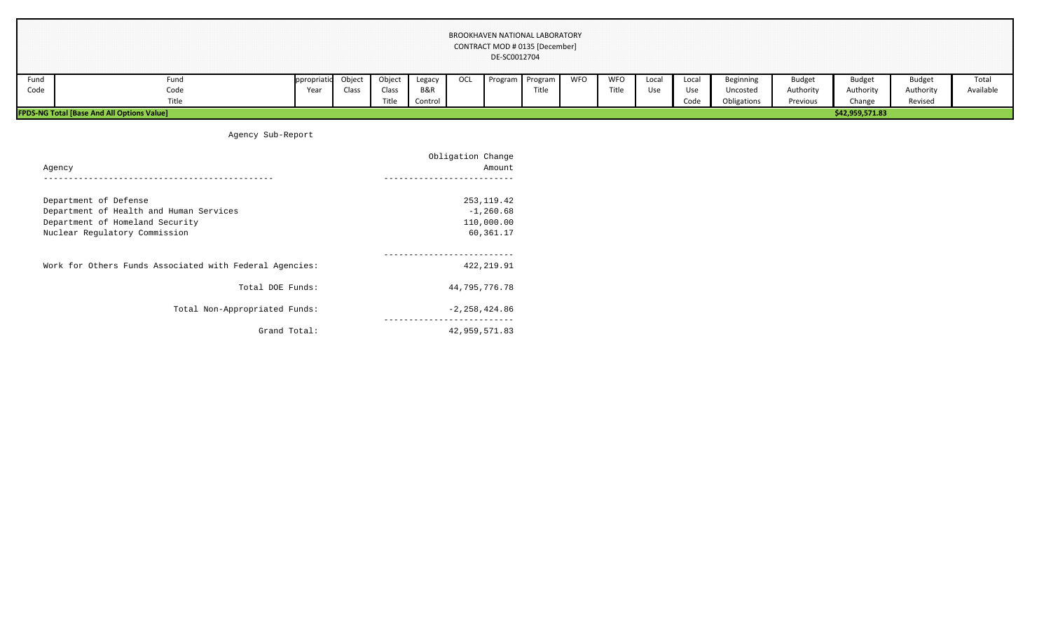BROOKHAVEN NATIONAL LABORATORY
CONTRACT MOD # 0135 [December]
DE-SC0012704

| Fund Code | Fund Code Title | Appropriation Year | Object Class | Object Class Title | Legacy B&R Control | OCL | Program | Program Title | WFO | WFO Title | Local Use | Local Use Code | Beginning Uncosted Obligations | Budget Authority Previous | Budget Authority Change | Budget Authority Revised | Total Available |
|---|---|---|---|---|---|---|---|---|---|---|---|---|---|---|---|---|---|
| **FPDS-NG Total [Base And All Options Value]** | | | | | | | | | | | | | | | **$42,959,571.83** | | |

Agency Sub-Report

| Agency | Obligation Change Amount |
|---|---|
| Department of Defense | 253,119.42 |
| Department of Health and Human Services | -1,260.68 |
| Department of Homeland Security | 110,000.00 |
| Nuclear Regulatory Commission | 60,361.17 |
| Work for Others Funds Associated with Federal Agencies: | 422,219.91 |
| Total DOE Funds: | 44,795,776.78 |
| Total Non-Appropriated Funds: | -2,258,424.86 |
| Grand Total: | 42,959,571.83 |